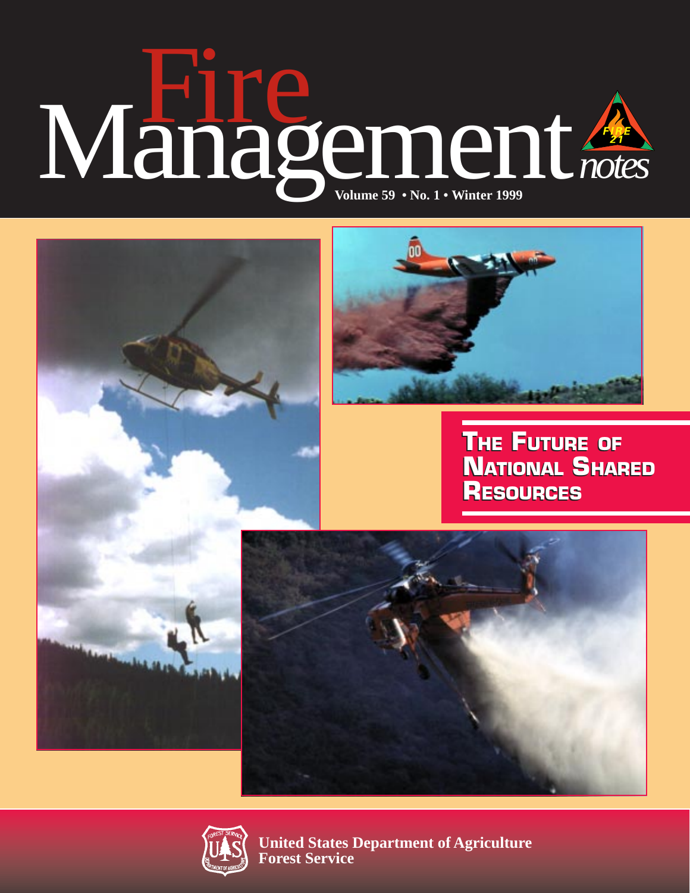# Fire Management *notes*

**Volume 59 • No. 1 • Winter 1999**

## The Future of National Shared Resources

**United States Department of Agriculture**
**Forest Service**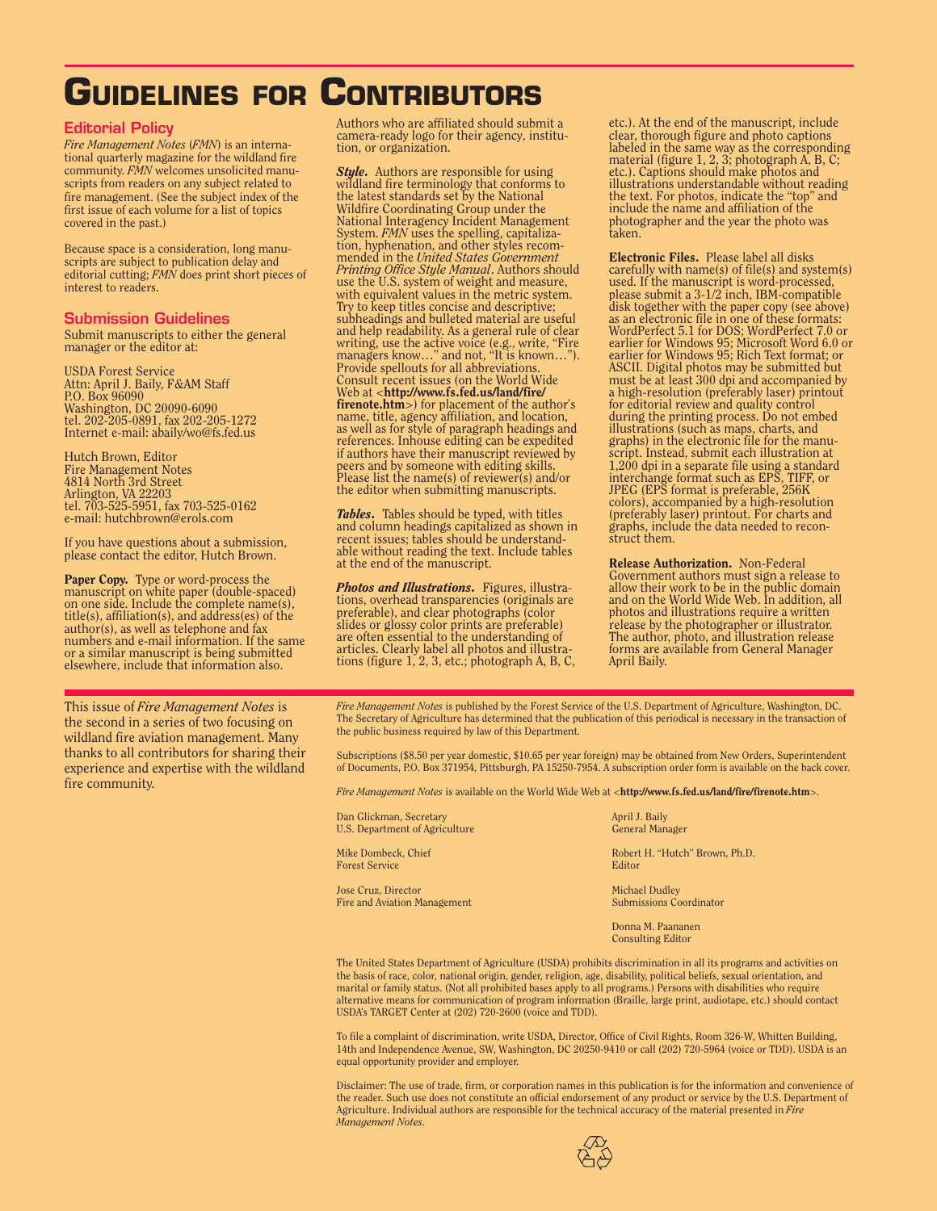# Guidelines for Contributors

## Editorial Policy

*Fire Management Notes* (*FMN*) is an international quarterly magazine for the wildland fire community. *FMN* welcomes unsolicited manuscripts from readers on any subject related to fire management. (See the subject index of the first issue of each volume for a list of topics covered in the past.)

Because space is a consideration, long manuscripts are subject to publication delay and editorial cutting; *FMN* does print short pieces of interest to readers.

## Submission Guidelines

Submit manuscripts to either the general manager or the editor at:

USDA Forest Service
Attn: April J. Baily, F&AM Staff
P.O. Box 96090
Washington, DC 20090-6090
tel. 202-205-0891, fax 202-205-1272
Internet e-mail: abaily/wo@fs.fed.us

Hutch Brown, Editor
Fire Management Notes
4814 North 3rd Street
Arlington, VA 22203
tel. 703-525-5951, fax 703-525-0162
e-mail: hutchbrown@erols.com

If you have questions about a submission, please contact the editor, Hutch Brown.

**Paper Copy.** Type or word-process the manuscript on white paper (double-spaced) on one side. Include the complete name(s), title(s), affiliation(s), and address(es) of the author(s), as well as telephone and fax numbers and e-mail information. If the same or a similar manuscript is being submitted elsewhere, include that information also. Authors who are affiliated should submit a camera-ready logo for their agency, institution, or organization.

***Style.*** Authors are responsible for using wildland fire terminology that conforms to the latest standards set by the National Wildfire Coordinating Group under the National Interagency Incident Management System. *FMN* uses the spelling, capitalization, hyphenation, and other styles recommended in the *United States Government Printing Office Style Manual*. Authors should use the U.S. system of weight and measure, with equivalent values in the metric system. Try to keep titles concise and descriptive; subheadings and bulleted material are useful and help readability. As a general rule of clear writing, use the active voice (e.g., write, "Fire managers know…" and not, "It is known…"). Provide spellouts for all abbreviations. Consult recent issues (on the World Wide Web at <**http://www.fs.fed.us/land/fire/firenote.htm**>) for placement of the author's name, title, agency affiliation, and location, as well as for style of paragraph headings and references. Inhouse editing can be expedited if authors have their manuscript reviewed by peers and by someone with editing skills. Please list the name(s) of reviewer(s) and/or the editor when submitting manuscripts.

***Tables.*** Tables should be typed, with titles and column headings capitalized as shown in recent issues; tables should be understandable without reading the text. Include tables at the end of the manuscript.

***Photos and Illustrations.*** Figures, illustrations, overhead transparencies (originals are preferable), and clear photographs (color slides or glossy color prints are preferable) are often essential to the understanding of articles. Clearly label all photos and illustrations (figure 1, 2, 3, etc.; photograph A, B, C, etc.). At the end of the manuscript, include clear, thorough figure and photo captions labeled in the same way as the corresponding material (figure 1, 2, 3; photograph A, B, C; etc.). Captions should make photos and illustrations understandable without reading the text. For photos, indicate the "top" and include the name and affiliation of the photographer and the year the photo was taken.

**Electronic Files.** Please label all disks carefully with name(s) of file(s) and system(s) used. If the manuscript is word-processed, please submit a 3-1/2 inch, IBM-compatible disk together with the paper copy (see above) as an electronic file in one of these formats: WordPerfect 5.1 for DOS; WordPerfect 7.0 or earlier for Windows 95; Microsoft Word 6.0 or earlier for Windows 95; Rich Text format; or ASCII. Digital photos may be submitted but must be at least 300 dpi and accompanied by a high-resolution (preferably laser) printout for editorial review and quality control during the printing process. Do not embed illustrations (such as maps, charts, and graphs) in the electronic file for the manuscript. Instead, submit each illustration at 1,200 dpi in a separate file using a standard interchange format such as EPS, TIFF, or JPEG (EPS format is preferable, 256K colors), accompanied by a high-resolution (preferably laser) printout. For charts and graphs, include the data needed to reconstruct them.

**Release Authorization.** Non-Federal Government authors must sign a release to allow their work to be in the public domain and on the World Wide Web. In addition, all photos and illustrations require a written release by the photographer or illustrator. The author, photo, and illustration release forms are available from General Manager April Baily.

---

This issue of *Fire Management Notes* is the second in a series of two focusing on wildland fire aviation management. Many thanks to all contributors for sharing their experience and expertise with the wildland fire community.

*Fire Management Notes* is published by the Forest Service of the U.S. Department of Agriculture, Washington, DC. The Secretary of Agriculture has determined that the publication of this periodical is necessary in the transaction of the public business required by law of this Department.

Subscriptions ($8.50 per year domestic, $10.65 per year foreign) may be obtained from New Orders, Superintendent of Documents, P.O. Box 371954, Pittsburgh, PA 15250-7954. A subscription order form is available on the back cover.

*Fire Management Notes* is available on the World Wide Web at <**http://www.fs.fed.us/land/fire/firenote.htm**>.

Dan Glickman, Secretary
U.S. Department of Agriculture

Mike Dombeck, Chief
Forest Service

Jose Cruz, Director
Fire and Aviation Management

April J. Baily
General Manager

Robert H. "Hutch" Brown, Ph.D.
Editor

Michael Dudley
Submissions Coordinator

Donna M. Paananen
Consulting Editor

The United States Department of Agriculture (USDA) prohibits discrimination in all its programs and activities on the basis of race, color, national origin, gender, religion, age, disability, political beliefs, sexual orientation, and marital or family status. (Not all prohibited bases apply to all programs.) Persons with disabilities who require alternative means for communication of program information (Braille, large print, audiotape, etc.) should contact USDA's TARGET Center at (202) 720-2600 (voice and TDD).

To file a complaint of discrimination, write USDA, Director, Office of Civil Rights, Room 326-W, Whitten Building, 14th and Independence Avenue, SW, Washington, DC 20250-9410 or call (202) 720-5964 (voice or TDD). USDA is an equal opportunity provider and employer.

Disclaimer: The use of trade, firm, or corporation names in this publication is for the information and convenience of the reader. Such use does not constitute an official endorsement of any product or service by the U.S. Department of Agriculture. Individual authors are responsible for the technical accuracy of the material presented in *Fire Management Notes*.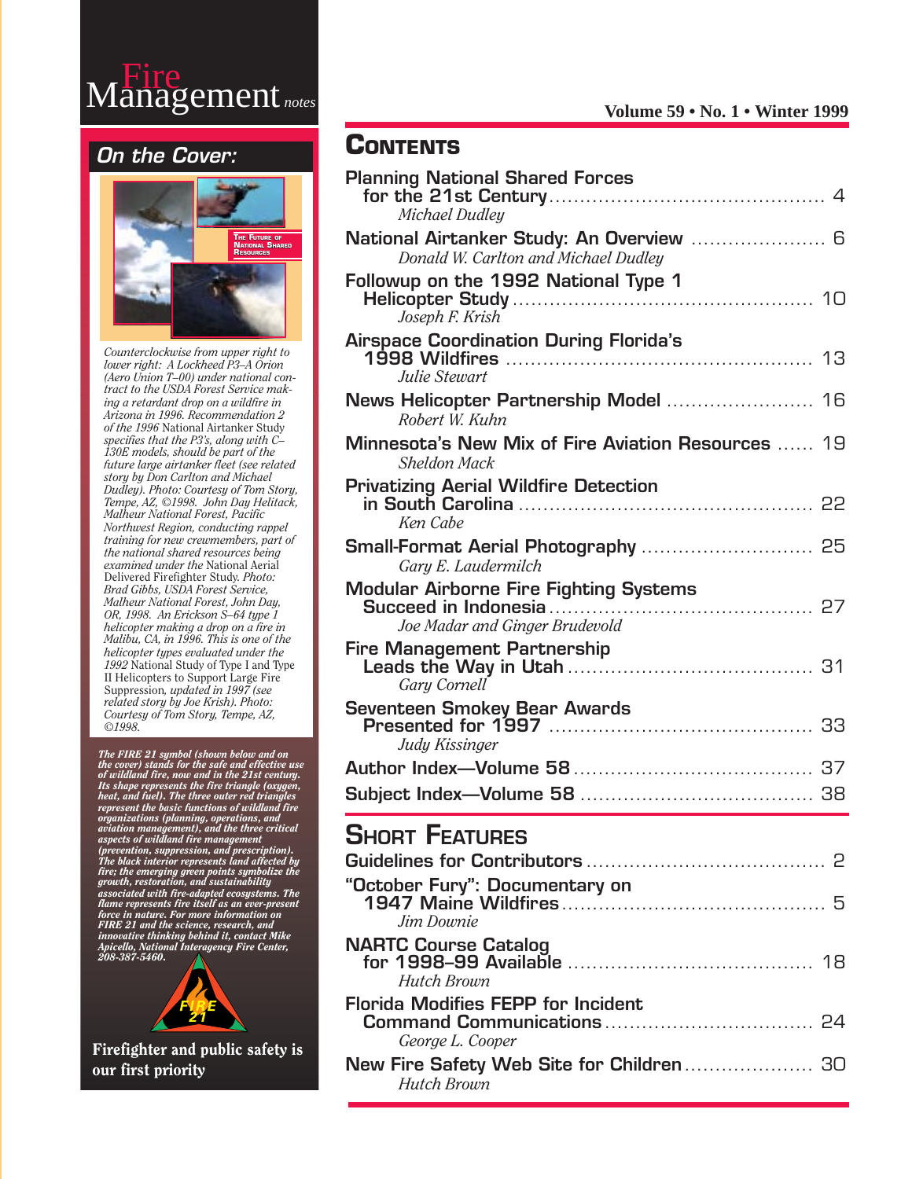# Fire Management *notes*

Volume 59 • No. 1 • Winter 1999

## On the Cover:

THE FUTURE OF NATIONAL SHARED RESOURCES

*Counterclockwise from upper right to lower right: A Lockheed P3–A Orion (Aero Union T–00) under national contract to the USDA Forest Service making a retardant drop on a wildfire in Arizona in 1996. Recommendation 2 of the 1996* National Airtanker Study *specifies that the P3's, along with C–130E models, should be part of the future large airtanker fleet (see related story by Don Carlton and Michael Dudley). Photo: Courtesy of Tom Story, Tempe, AZ, ©1998. John Day Helitack, Malheur National Forest, Pacific Northwest Region, conducting rappel training for new crewmembers, part of the national shared resources being examined under the* National Aerial Delivered Firefighter Study. *Photo: Brad Gibbs, USDA Forest Service, Malheur National Forest, John Day, OR, 1998. An Erickson S–64 type 1 helicopter making a drop on a fire in Malibu, CA, in 1996. This is one of the helicopter types evaluated under the 1992* National Study of Type I and Type II Helicopters to Support Large Fire Suppression, *updated in 1997 (see related story by Joe Krish). Photo: Courtesy of Tom Story, Tempe, AZ, ©1998.*

***The FIRE 21 symbol (shown below and on the cover) stands for the safe and effective use of wildland fire, now and in the 21st century. Its shape represents the fire triangle (oxygen, heat, and fuel). The three outer red triangles represent the basic functions of wildland fire organizations (planning, operations, and aviation management), and the three critical aspects of wildland fire management (prevention, suppression, and prescription). The black interior represents land affected by fire; the emerging green points symbolize the growth, restoration, and sustainability associated with fire-adapted ecosystems. The flame represents fire itself as an ever-present force in nature. For more information on FIRE 21 and the science, research, and innovative thinking behind it, contact Mike Apicello, National Interagency Fire Center, 208-387-5460.***

FIRE 21

**Firefighter and public safety is our first priority**

## Contents

Planning National Shared Forces for the 21st Century .......... 4
*Michael Dudley*

National Airtanker Study: An Overview .......... 6
*Donald W. Carlton and Michael Dudley*

Followup on the 1992 National Type 1 Helicopter Study .......... 10
*Joseph F. Krish*

Airspace Coordination During Florida's 1998 Wildfires .......... 13
*Julie Stewart*

News Helicopter Partnership Model .......... 16
*Robert W. Kuhn*

Minnesota's New Mix of Fire Aviation Resources .......... 19
*Sheldon Mack*

Privatizing Aerial Wildfire Detection in South Carolina .......... 22
*Ken Cabe*

Small-Format Aerial Photography .......... 25
*Gary E. Laudermilch*

Modular Airborne Fire Fighting Systems Succeed in Indonesia .......... 27
*Joe Madar and Ginger Brudevold*

Fire Management Partnership Leads the Way in Utah .......... 31
*Gary Cornell*

Seventeen Smokey Bear Awards Presented for 1997 .......... 33
*Judy Kissinger*

Author Index—Volume 58 .......... 37

Subject Index—Volume 58 .......... 38

## Short Features

Guidelines for Contributors .......... 2

"October Fury": Documentary on 1947 Maine Wildfires .......... 5
*Jim Downie*

NARTC Course Catalog for 1998–99 Available .......... 18
*Hutch Brown*

Florida Modifies FEPP for Incident Command Communications .......... 24
*George L. Cooper*

New Fire Safety Web Site for Children .......... 30
*Hutch Brown*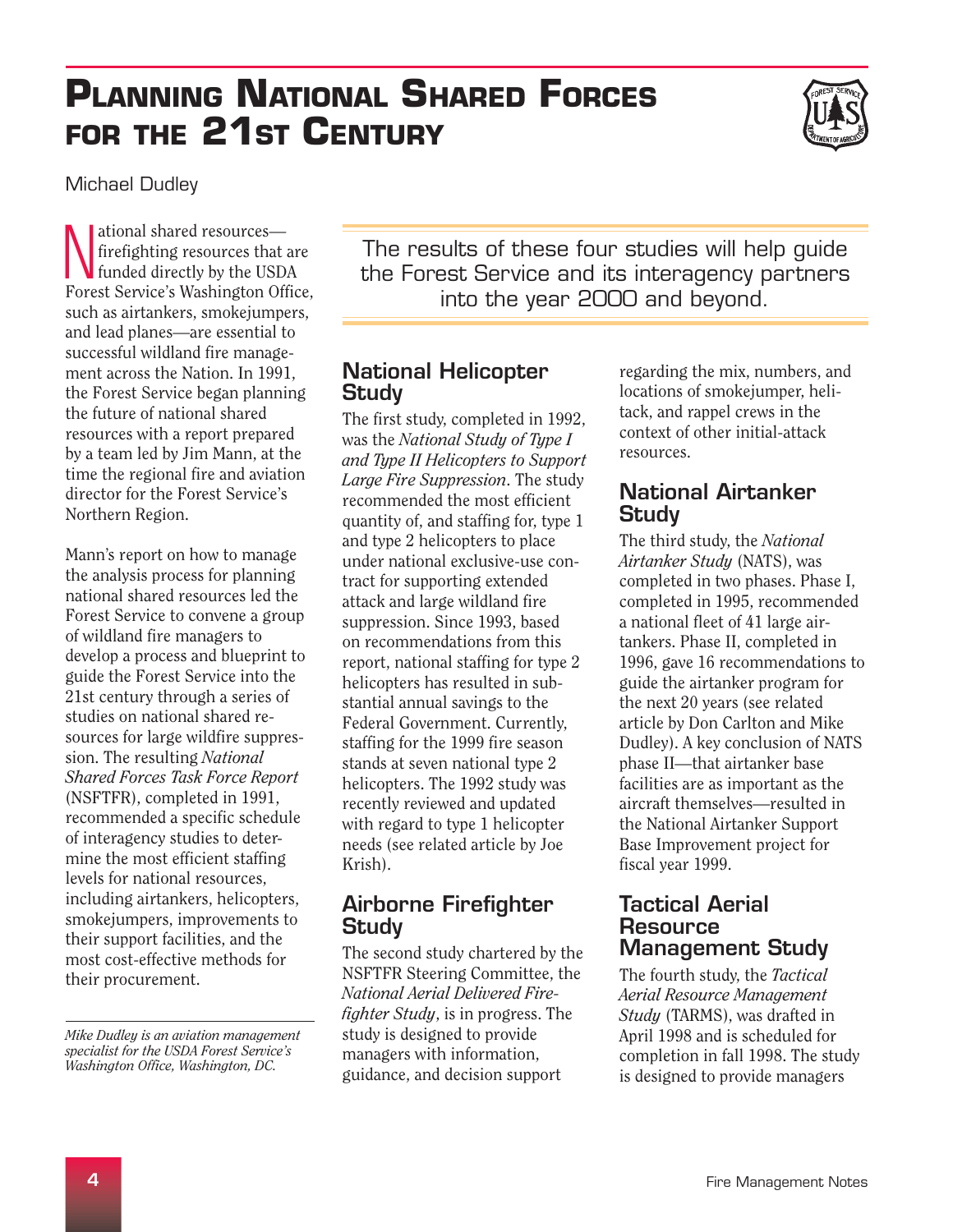# Planning National Shared Forces for the 21st Century

Michael Dudley

National shared resources—firefighting resources that are funded directly by the USDA Forest Service's Washington Office, such as airtankers, smokejumpers, and lead planes—are essential to successful wildland fire management across the Nation. In 1991, the Forest Service began planning the future of national shared resources with a report prepared by a team led by Jim Mann, at the time the regional fire and aviation director for the Forest Service's Northern Region.

Mann's report on how to manage the analysis process for planning national shared resources led the Forest Service to convene a group of wildland fire managers to develop a process and blueprint to guide the Forest Service into the 21st century through a series of studies on national shared resources for large wildfire suppression. The resulting *National Shared Forces Task Force Report* (NSFTFR), completed in 1991, recommended a specific schedule of interagency studies to determine the most efficient staffing levels for national resources, including airtankers, helicopters, smokejumpers, improvements to their support facilities, and the most cost-effective methods for their procurement.

*Mike Dudley is an aviation management specialist for the USDA Forest Service's Washington Office, Washington, DC.*

> The results of these four studies will help guide the Forest Service and its interagency partners into the year 2000 and beyond.

## National Helicopter Study

The first study, completed in 1992, was the *National Study of Type I and Type II Helicopters to Support Large Fire Suppression*. The study recommended the most efficient quantity of, and staffing for, type 1 and type 2 helicopters to place under national exclusive-use contract for supporting extended attack and large wildland fire suppression. Since 1993, based on recommendations from this report, national staffing for type 2 helicopters has resulted in substantial annual savings to the Federal Government. Currently, staffing for the 1999 fire season stands at seven national type 2 helicopters. The 1992 study was recently reviewed and updated with regard to type 1 helicopter needs (see related article by Joe Krish).

## Airborne Firefighter Study

The second study chartered by the NSFTFR Steering Committee, the *National Aerial Delivered Firefighter Study*, is in progress. The study is designed to provide managers with information, guidance, and decision support regarding the mix, numbers, and locations of smokejumper, helitack, and rappel crews in the context of other initial-attack resources.

## National Airtanker Study

The third study, the *National Airtanker Study* (NATS), was completed in two phases. Phase I, completed in 1995, recommended a national fleet of 41 large airtankers. Phase II, completed in 1996, gave 16 recommendations to guide the airtanker program for the next 20 years (see related article by Don Carlton and Mike Dudley). A key conclusion of NATS phase II—that airtanker base facilities are as important as the aircraft themselves—resulted in the National Airtanker Support Base Improvement project for fiscal year 1999.

## Tactical Aerial Resource Management Study

The fourth study, the *Tactical Aerial Resource Management Study* (TARMS), was drafted in April 1998 and is scheduled for completion in fall 1998. The study is designed to provide managers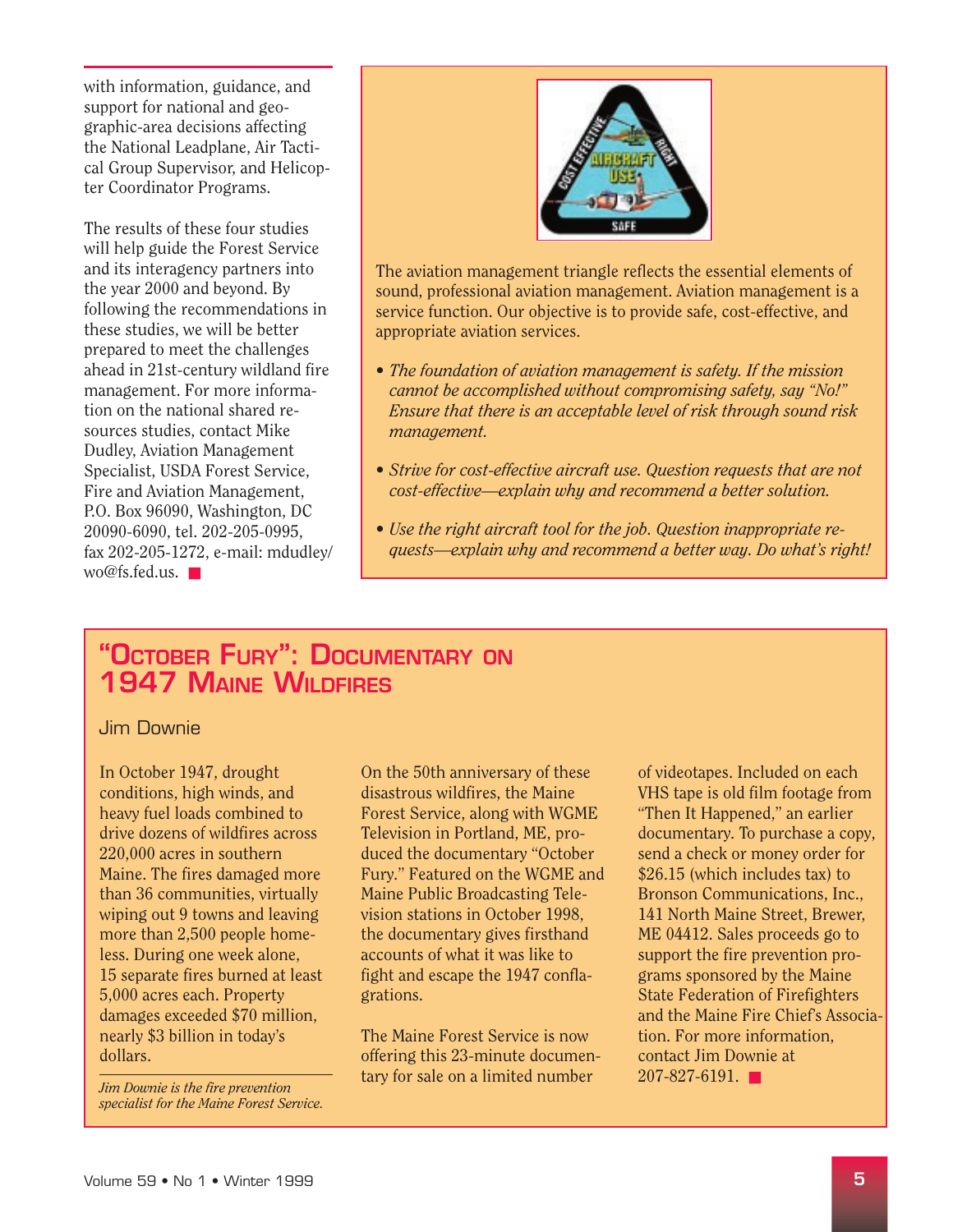with information, guidance, and support for national and geographic-area decisions affecting the National Leadplane, Air Tactical Group Supervisor, and Helicopter Coordinator Programs.

The results of these four studies will help guide the Forest Service and its interagency partners into the year 2000 and beyond. By following the recommendations in these studies, we will be better prepared to meet the challenges ahead in 21st-century wildland fire management. For more information on the national shared resources studies, contact Mike Dudley, Aviation Management Specialist, USDA Forest Service, Fire and Aviation Management, P.O. Box 96090, Washington, DC 20090-6090, tel. 202-205-0995, fax 202-205-1272, e-mail: mdudley/wo@fs.fed.us. ■

The aviation management triangle reflects the essential elements of sound, professional aviation management. Aviation management is a service function. Our objective is to provide safe, cost-effective, and appropriate aviation services.

- *The foundation of aviation management is safety. If the mission cannot be accomplished without compromising safety, say "No!" Ensure that there is an acceptable level of risk through sound risk management.*
- *Strive for cost-effective aircraft use. Question requests that are not cost-effective—explain why and recommend a better solution.*
- *Use the right aircraft tool for the job. Question inappropriate requests—explain why and recommend a better way. Do what's right!*

## "October Fury": Documentary on 1947 Maine Wildfires

Jim Downie

In October 1947, drought conditions, high winds, and heavy fuel loads combined to drive dozens of wildfires across 220,000 acres in southern Maine. The fires damaged more than 36 communities, virtually wiping out 9 towns and leaving more than 2,500 people homeless. During one week alone, 15 separate fires burned at least 5,000 acres each. Property damages exceeded $70 million, nearly $3 billion in today's dollars.

*Jim Downie is the fire prevention specialist for the Maine Forest Service.*

On the 50th anniversary of these disastrous wildfires, the Maine Forest Service, along with WGME Television in Portland, ME, produced the documentary "October Fury." Featured on the WGME and Maine Public Broadcasting Television stations in October 1998, the documentary gives firsthand accounts of what it was like to fight and escape the 1947 conflagrations.

The Maine Forest Service is now offering this 23-minute documentary for sale on a limited number of videotapes. Included on each VHS tape is old film footage from "Then It Happened," an earlier documentary. To purchase a copy, send a check or money order for $26.15 (which includes tax) to Bronson Communications, Inc., 141 North Maine Street, Brewer, ME 04412. Sales proceeds go to support the fire prevention programs sponsored by the Maine State Federation of Firefighters and the Maine Fire Chief's Association. For more information, contact Jim Downie at 207-827-6191. ■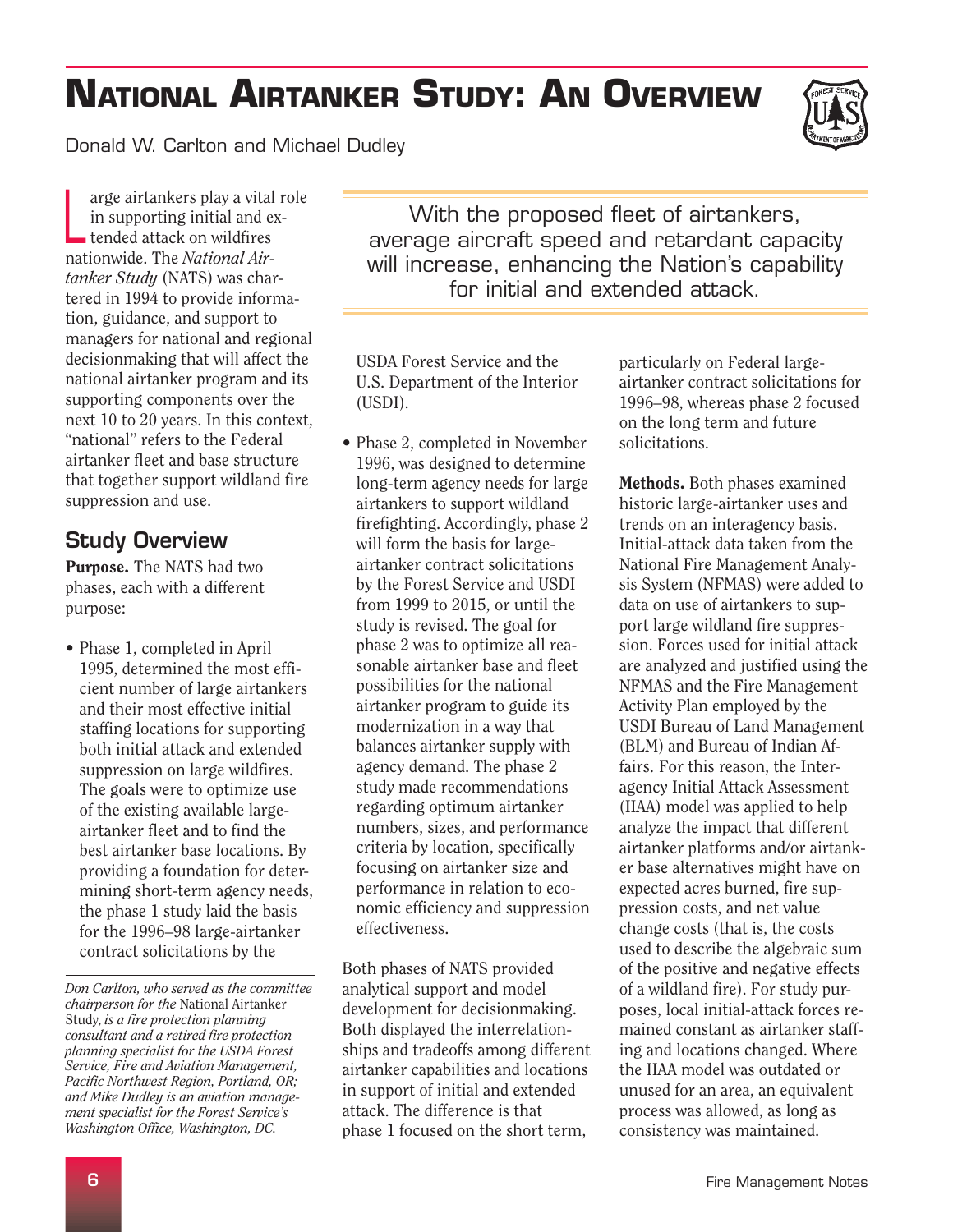# National Airtanker Study: An Overview

Donald W. Carlton and Michael Dudley

Large airtankers play a vital role in supporting initial and extended attack on wildfires nationwide. The *National Airtanker Study* (NATS) was chartered in 1994 to provide information, guidance, and support to managers for national and regional decisionmaking that will affect the national airtanker program and its supporting components over the next 10 to 20 years. In this context, "national" refers to the Federal airtanker fleet and base structure that together support wildland fire suppression and use.

> With the proposed fleet of airtankers, average aircraft speed and retardant capacity will increase, enhancing the Nation's capability for initial and extended attack.

## Study Overview

**Purpose.** The NATS had two phases, each with a different purpose:

- Phase 1, completed in April 1995, determined the most efficient number of large airtankers and their most effective initial staffing locations for supporting both initial attack and extended suppression on large wildfires. The goals were to optimize use of the existing available large-airtanker fleet and to find the best airtanker base locations. By providing a foundation for determining short-term agency needs, the phase 1 study laid the basis for the 1996–98 large-airtanker contract solicitations by the USDA Forest Service and the U.S. Department of the Interior (USDI).
- Phase 2, completed in November 1996, was designed to determine long-term agency needs for large airtankers to support wildland firefighting. Accordingly, phase 2 will form the basis for large-airtanker contract solicitations by the Forest Service and USDI from 1999 to 2015, or until the study is revised. The goal for phase 2 was to optimize all reasonable airtanker base and fleet possibilities for the national airtanker program to guide its modernization in a way that balances airtanker supply with agency demand. The phase 2 study made recommendations regarding optimum airtanker numbers, sizes, and performance criteria by location, specifically focusing on airtanker size and performance in relation to economic efficiency and suppression effectiveness.

Both phases of NATS provided analytical support and model development for decisionmaking. Both displayed the interrelationships and tradeoffs among different airtanker capabilities and locations in support of initial and extended attack. The difference is that phase 1 focused on the short term, particularly on Federal large-airtanker contract solicitations for 1996–98, whereas phase 2 focused on the long term and future solicitations.

**Methods.** Both phases examined historic large-airtanker uses and trends on an interagency basis. Initial-attack data taken from the National Fire Management Analysis System (NFMAS) were added to data on use of airtankers to support large wildland fire suppression. Forces used for initial attack are analyzed and justified using the NFMAS and the Fire Management Activity Plan employed by the USDI Bureau of Land Management (BLM) and Bureau of Indian Affairs. For this reason, the Interagency Initial Attack Assessment (IIAA) model was applied to help analyze the impact that different airtanker platforms and/or airtanker base alternatives might have on expected acres burned, fire suppression costs, and net value change costs (that is, the costs used to describe the algebraic sum of the positive and negative effects of a wildland fire). For study purposes, local initial-attack forces remained constant as airtanker staffing and locations changed. Where the IIAA model was outdated or unused for an area, an equivalent process was allowed, as long as consistency was maintained.

---

*Don Carlton, who served as the committee chairperson for the* National Airtanker Study, *is a fire protection planning consultant and a retired fire protection planning specialist for the USDA Forest Service, Fire and Aviation Management, Pacific Northwest Region, Portland, OR; and Mike Dudley is an aviation management specialist for the Forest Service's Washington Office, Washington, DC.*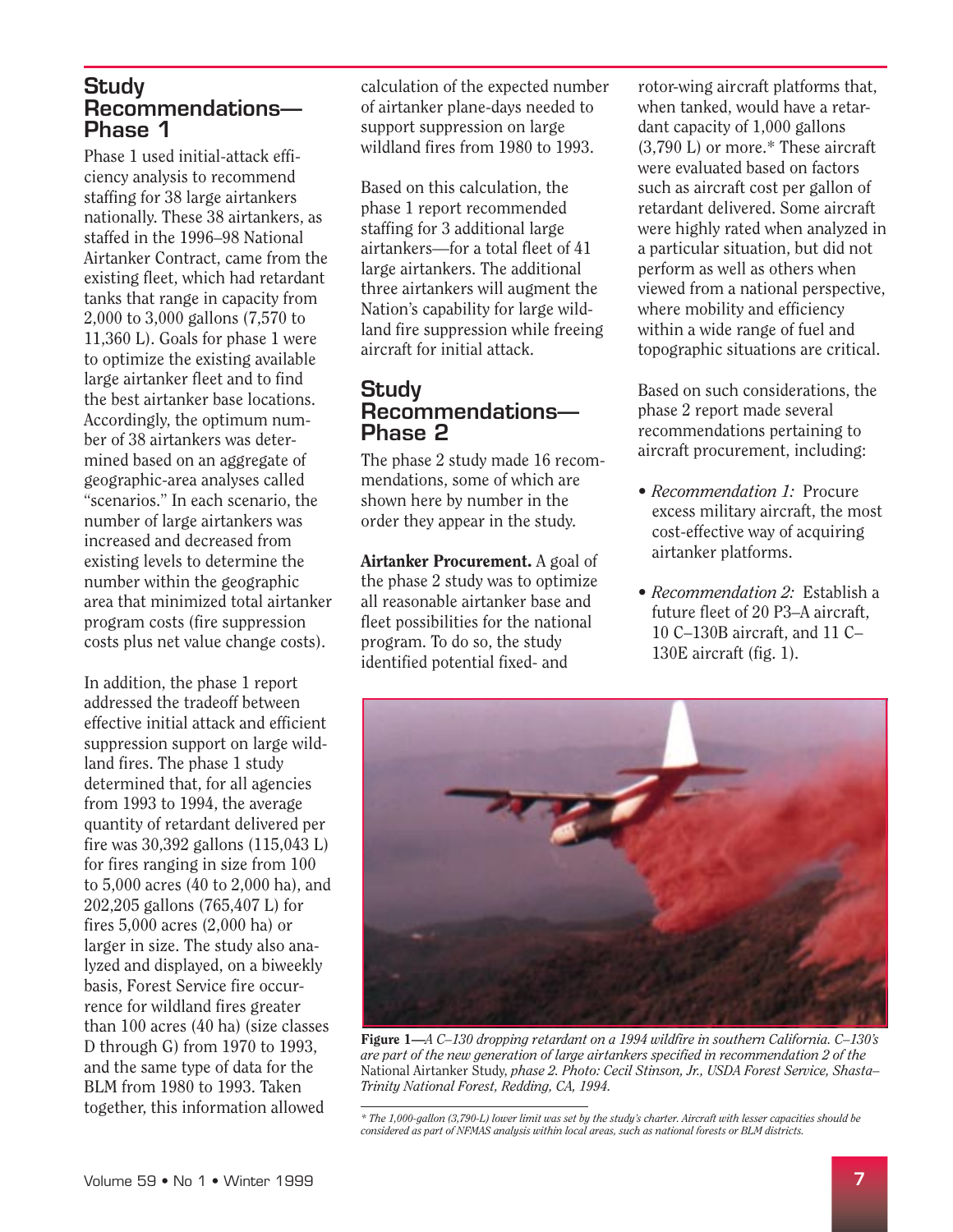## Study Recommendations—Phase 1

Phase 1 used initial-attack efficiency analysis to recommend staffing for 38 large airtankers nationally. These 38 airtankers, as staffed in the 1996–98 National Airtanker Contract, came from the existing fleet, which had retardant tanks that range in capacity from 2,000 to 3,000 gallons (7,570 to 11,360 L). Goals for phase 1 were to optimize the existing available large airtanker fleet and to find the best airtanker base locations. Accordingly, the optimum number of 38 airtankers was determined based on an aggregate of geographic-area analyses called "scenarios." In each scenario, the number of large airtankers was increased and decreased from existing levels to determine the number within the geographic area that minimized total airtanker program costs (fire suppression costs plus net value change costs).

In addition, the phase 1 report addressed the tradeoff between effective initial attack and efficient suppression support on large wildland fires. The phase 1 study determined that, for all agencies from 1993 to 1994, the average quantity of retardant delivered per fire was 30,392 gallons (115,043 L) for fires ranging in size from 100 to 5,000 acres (40 to 2,000 ha), and 202,205 gallons (765,407 L) for fires 5,000 acres (2,000 ha) or larger in size. The study also analyzed and displayed, on a biweekly basis, Forest Service fire occurrence for wildland fires greater than 100 acres (40 ha) (size classes D through G) from 1970 to 1993, and the same type of data for the BLM from 1980 to 1993. Taken together, this information allowed calculation of the expected number of airtanker plane-days needed to support suppression on large wildland fires from 1980 to 1993.

Based on this calculation, the phase 1 report recommended staffing for 3 additional large airtankers—for a total fleet of 41 large airtankers. The additional three airtankers will augment the Nation's capability for large wildland fire suppression while freeing aircraft for initial attack.

## Study Recommendations—Phase 2

The phase 2 study made 16 recommendations, some of which are shown here by number in the order they appear in the study.

**Airtanker Procurement.** A goal of the phase 2 study was to optimize all reasonable airtanker base and fleet possibilities for the national program. To do so, the study identified potential fixed- and rotor-wing aircraft platforms that, when tanked, would have a retardant capacity of 1,000 gallons (3,790 L) or more.* These aircraft were evaluated based on factors such as aircraft cost per gallon of retardant delivered. Some aircraft were highly rated when analyzed in a particular situation, but did not perform as well as others when viewed from a national perspective, where mobility and efficiency within a wide range of fuel and topographic situations are critical.

Based on such considerations, the phase 2 report made several recommendations pertaining to aircraft procurement, including:

- *Recommendation 1:* Procure excess military aircraft, the most cost-effective way of acquiring airtanker platforms.
- *Recommendation 2:* Establish a future fleet of 20 P3–A aircraft, 10 C–130B aircraft, and 11 C–130E aircraft (fig. 1).

**Figure 1**—*A C–130 dropping retardant on a 1994 wildfire in southern California. C–130's are part of the new generation of large airtankers specified in recommendation 2 of the* National Airtanker Study, *phase 2. Photo: Cecil Stinson, Jr., USDA Forest Service, Shasta–Trinity National Forest, Redding, CA, 1994.*

\* *The 1,000-gallon (3,790-L) lower limit was set by the study's charter. Aircraft with lesser capacities should be considered as part of NFMAS analysis within local areas, such as national forests or BLM districts.*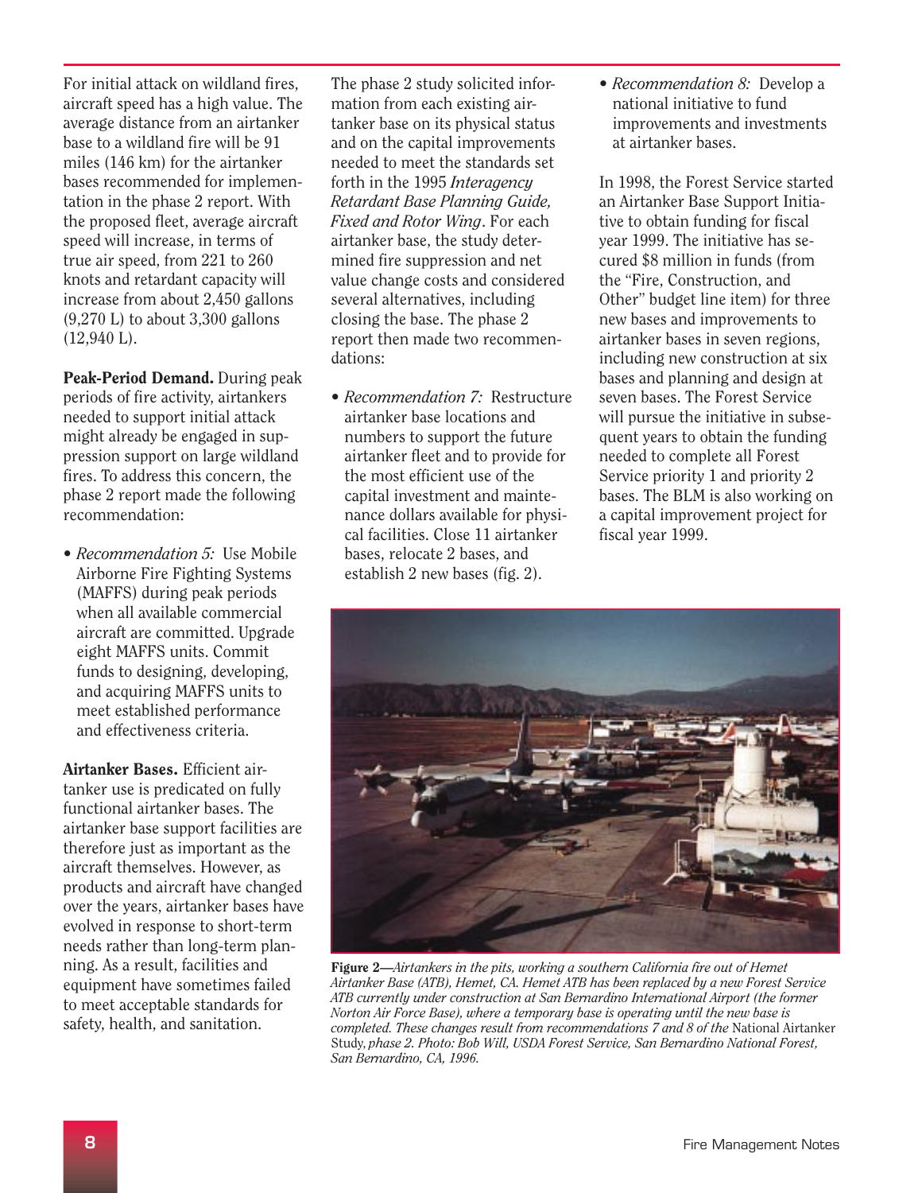For initial attack on wildland fires, aircraft speed has a high value. The average distance from an airtanker base to a wildland fire will be 91 miles (146 km) for the airtanker bases recommended for implementation in the phase 2 report. With the proposed fleet, average aircraft speed will increase, in terms of true air speed, from 221 to 260 knots and retardant capacity will increase from about 2,450 gallons (9,270 L) to about 3,300 gallons (12,940 L).

**Peak-Period Demand.** During peak periods of fire activity, airtankers needed to support initial attack might already be engaged in suppression support on large wildland fires. To address this concern, the phase 2 report made the following recommendation:

- *Recommendation 5:* Use Mobile Airborne Fire Fighting Systems (MAFFS) during peak periods when all available commercial aircraft are committed. Upgrade eight MAFFS units. Commit funds to designing, developing, and acquiring MAFFS units to meet established performance and effectiveness criteria.

**Airtanker Bases.** Efficient airtanker use is predicated on fully functional airtanker bases. The airtanker base support facilities are therefore just as important as the aircraft themselves. However, as products and aircraft have changed over the years, airtanker bases have evolved in response to short-term needs rather than long-term planning. As a result, facilities and equipment have sometimes failed to meet acceptable standards for safety, health, and sanitation.

The phase 2 study solicited information from each existing airtanker base on its physical status and on the capital improvements needed to meet the standards set forth in the 1995 *Interagency Retardant Base Planning Guide, Fixed and Rotor Wing*. For each airtanker base, the study determined fire suppression and net value change costs and considered several alternatives, including closing the base. The phase 2 report then made two recommendations:

- *Recommendation 7:* Restructure airtanker base locations and numbers to support the future airtanker fleet and to provide for the most efficient use of the capital investment and maintenance dollars available for physical facilities. Close 11 airtanker bases, relocate 2 bases, and establish 2 new bases (fig. 2).

- *Recommendation 8:* Develop a national initiative to fund improvements and investments at airtanker bases.

In 1998, the Forest Service started an Airtanker Base Support Initiative to obtain funding for fiscal year 1999. The initiative has secured $8 million in funds (from the "Fire, Construction, and Other" budget line item) for three new bases and improvements to airtanker bases in seven regions, including new construction at six bases and planning and design at seven bases. The Forest Service will pursue the initiative in subsequent years to obtain the funding needed to complete all Forest Service priority 1 and priority 2 bases. The BLM is also working on a capital improvement project for fiscal year 1999.

**Figure 2**—*Airtankers in the pits, working a southern California fire out of Hemet Airtanker Base (ATB), Hemet, CA. Hemet ATB has been replaced by a new Forest Service ATB currently under construction at San Bernardino International Airport (the former Norton Air Force Base), where a temporary base is operating until the new base is completed. These changes result from recommendations 7 and 8 of the* National Airtanker Study, *phase 2. Photo: Bob Will, USDA Forest Service, San Bernardino National Forest, San Bernardino, CA, 1996.*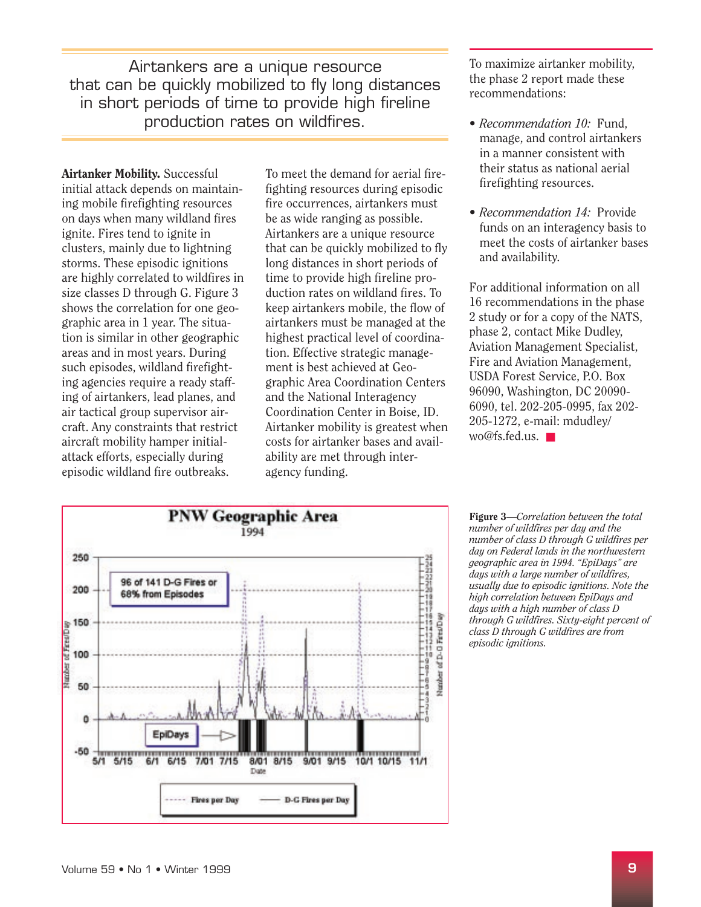> Airtankers are a unique resource that can be quickly mobilized to fly long distances in short periods of time to provide high fireline production rates on wildfires.

**Airtanker Mobility.** Successful initial attack depends on maintaining mobile firefighting resources on days when many wildland fires ignite. Fires tend to ignite in clusters, mainly due to lightning storms. These episodic ignitions are highly correlated to wildfires in size classes D through G. Figure 3 shows the correlation for one geographic area in 1 year. The situation is similar in other geographic areas and in most years. During such episodes, wildland firefighting agencies require a ready staffing of airtankers, lead planes, and air tactical group supervisor aircraft. Any constraints that restrict aircraft mobility hamper initial-attack efforts, especially during episodic wildland fire outbreaks.

To meet the demand for aerial firefighting resources during episodic fire occurrences, airtankers must be as wide ranging as possible. Airtankers are a unique resource that can be quickly mobilized to fly long distances in short periods of time to provide high fireline production rates on wildland fires. To keep airtankers mobile, the flow of airtankers must be managed at the highest practical level of coordination. Effective strategic management is best achieved at Geographic Area Coordination Centers and the National Interagency Coordination Center in Boise, ID. Airtanker mobility is greatest when costs for airtanker bases and availability are met through interagency funding.

To maximize airtanker mobility, the phase 2 report made these recommendations:

- *Recommendation 10:* Fund, manage, and control airtankers in a manner consistent with their status as national aerial firefighting resources.
- *Recommendation 14:* Provide funds on an interagency basis to meet the costs of airtanker bases and availability.

For additional information on all 16 recommendations in the phase 2 study or for a copy of the NATS, phase 2, contact Mike Dudley, Aviation Management Specialist, Fire and Aviation Management, USDA Forest Service, P.O. Box 96090, Washington, DC 20090-6090, tel. 202-205-0995, fax 202-205-1272, e-mail: mdudley/wo@fs.fed.us. ■

**Figure 3**—*Correlation between the total number of wildfires per day and the number of class D through G wildfires per day on Federal lands in the northwestern geographic area in 1994. "EpiDays" are days with a large number of wildfires, usually due to episodic ignitions. Note the high correlation between EpiDays and days with a high number of class D through G wildfires. Sixty-eight percent of class D through G wildfires are from episodic ignitions.*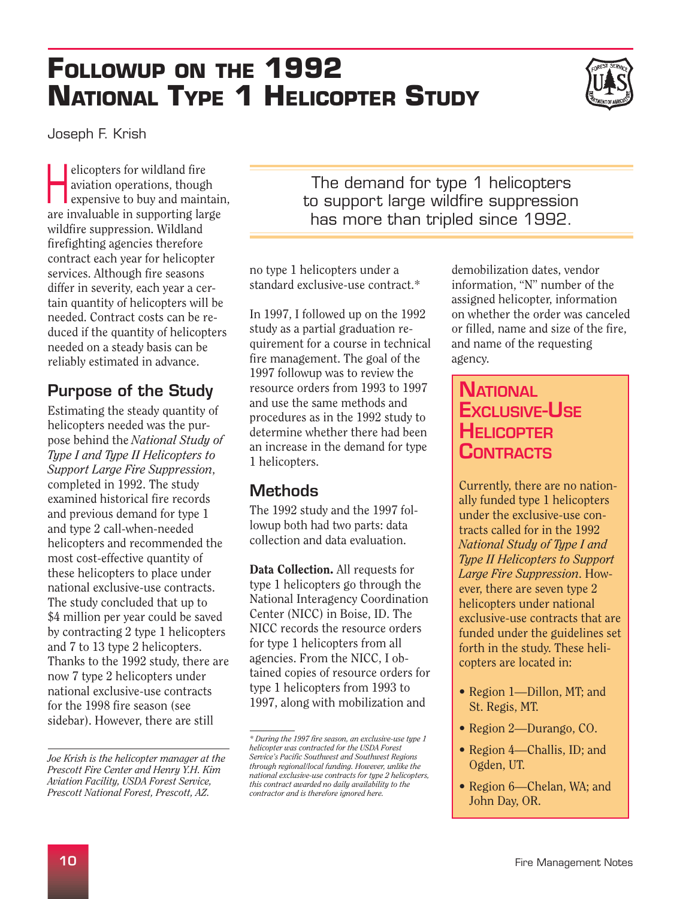# Followup on the 1992 National Type 1 Helicopter Study

Joseph F. Krish

Helicopters for wildland fire aviation operations, though expensive to buy and maintain, are invaluable in supporting large wildfire suppression. Wildland firefighting agencies therefore contract each year for helicopter services. Although fire seasons differ in severity, each year a certain quantity of helicopters will be needed. Contract costs can be reduced if the quantity of helicopters needed on a steady basis can be reliably estimated in advance.

> The demand for type 1 helicopters to support large wildfire suppression has more than tripled since 1992.

## Purpose of the Study

Estimating the steady quantity of helicopters needed was the purpose behind the *National Study of Type I and Type II Helicopters to Support Large Fire Suppression*, completed in 1992. The study examined historical fire records and previous demand for type 1 and type 2 call-when-needed helicopters and recommended the most cost-effective quantity of these helicopters to place under national exclusive-use contracts. The study concluded that up to $4 million per year could be saved by contracting 2 type 1 helicopters and 7 to 13 type 2 helicopters. Thanks to the 1992 study, there are now 7 type 2 helicopters under national exclusive-use contracts for the 1998 fire season (see sidebar). However, there are still no type 1 helicopters under a standard exclusive-use contract.*

In 1997, I followed up on the 1992 study as a partial graduation requirement for a course in technical fire management. The goal of the 1997 followup was to review the resource orders from 1993 to 1997 and use the same methods and procedures as in the 1992 study to determine whether there had been an increase in the demand for type 1 helicopters.

## Methods

The 1992 study and the 1997 followup both had two parts: data collection and data evaluation.

**Data Collection.** All requests for type 1 helicopters go through the National Interagency Coordination Center (NICC) in Boise, ID. The NICC records the resource orders for type 1 helicopters from all agencies. From the NICC, I obtained copies of resource orders for type 1 helicopters from 1993 to 1997, along with mobilization and demobilization dates, vendor information, "N" number of the assigned helicopter, information on whether the order was canceled or filled, name and size of the fire, and name of the requesting agency.

### National Exclusive-Use Helicopter Contracts

Currently, there are no nationally funded type 1 helicopters under the exclusive-use contracts called for in the 1992 *National Study of Type I and Type II Helicopters to Support Large Fire Suppression*. However, there are seven type 2 helicopters under national exclusive-use contracts that are funded under the guidelines set forth in the study. These helicopters are located in:

- Region 1—Dillon, MT; and St. Regis, MT.
- Region 2—Durango, CO.
- Region 4—Challis, ID; and Ogden, UT.
- Region 6—Chelan, WA; and John Day, OR.

*Joe Krish is the helicopter manager at the Prescott Fire Center and Henry Y.H. Kim Aviation Facility, USDA Forest Service, Prescott National Forest, Prescott, AZ.*

*\* During the 1997 fire season, an exclusive-use type 1 helicopter was contracted for the USDA Forest Service's Pacific Southwest and Southwest Regions through regional/local funding. However, unlike the national exclusive-use contracts for type 2 helicopters, this contract awarded no daily availability to the contractor and is therefore ignored here.*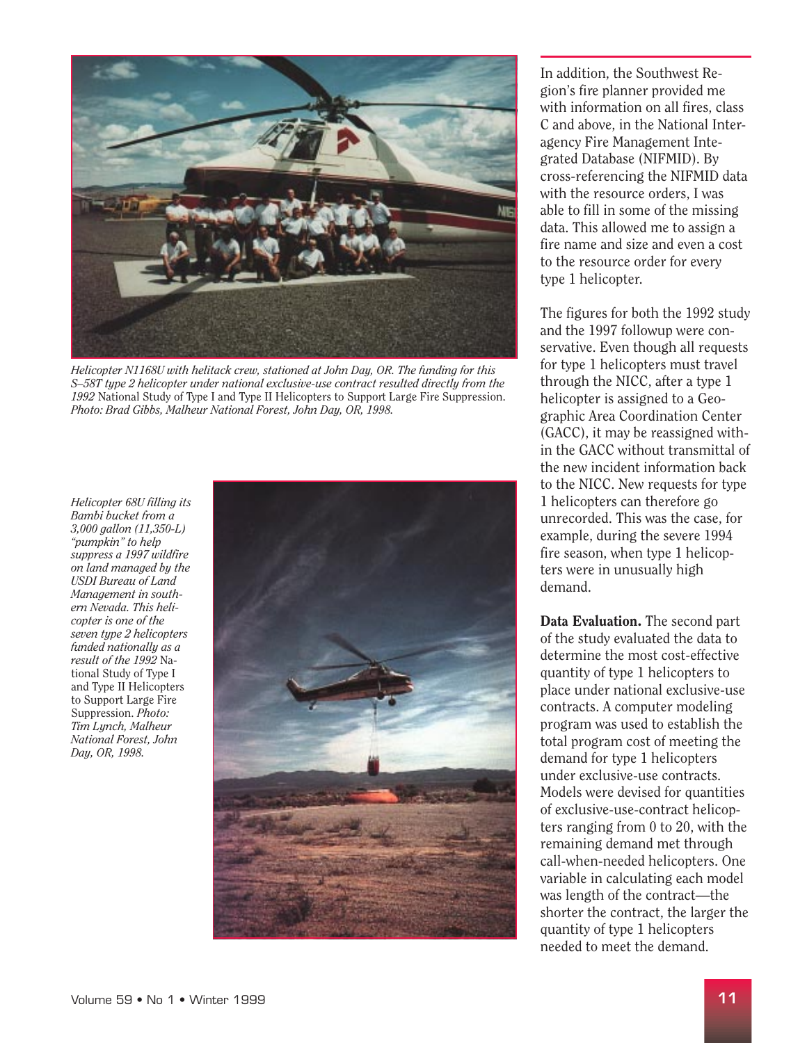*Helicopter N1168U with helitack crew, stationed at John Day, OR. The funding for this S–58T type 2 helicopter under national exclusive-use contract resulted directly from the 1992* National Study of Type I and Type II Helicopters to Support Large Fire Suppression. *Photo: Brad Gibbs, Malheur National Forest, John Day, OR, 1998.*

*Helicopter 68U filling its Bambi bucket from a 3,000 gallon (11,350-L) "pumpkin" to help suppress a 1997 wildfire on land managed by the USDI Bureau of Land Management in southern Nevada. This helicopter is one of the seven type 2 helicopters funded nationally as a result of the 1992* National Study of Type I and Type II Helicopters to Support Large Fire Suppression. *Photo: Tim Lynch, Malheur National Forest, John Day, OR, 1998.*

In addition, the Southwest Region's fire planner provided me with information on all fires, class C and above, in the National Interagency Fire Management Integrated Database (NIFMID). By cross-referencing the NIFMID data with the resource orders, I was able to fill in some of the missing data. This allowed me to assign a fire name and size and even a cost to the resource order for every type 1 helicopter.

The figures for both the 1992 study and the 1997 followup were conservative. Even though all requests for type 1 helicopters must travel through the NICC, after a type 1 helicopter is assigned to a Geographic Area Coordination Center (GACC), it may be reassigned within the GACC without transmittal of the new incident information back to the NICC. New requests for type 1 helicopters can therefore go unrecorded. This was the case, for example, during the severe 1994 fire season, when type 1 helicopters were in unusually high demand.

**Data Evaluation.** The second part of the study evaluated the data to determine the most cost-effective quantity of type 1 helicopters to place under national exclusive-use contracts. A computer modeling program was used to establish the total program cost of meeting the demand for type 1 helicopters under exclusive-use contracts. Models were devised for quantities of exclusive-use-contract helicopters ranging from 0 to 20, with the remaining demand met through call-when-needed helicopters. One variable in calculating each model was length of the contract—the shorter the contract, the larger the quantity of type 1 helicopters needed to meet the demand.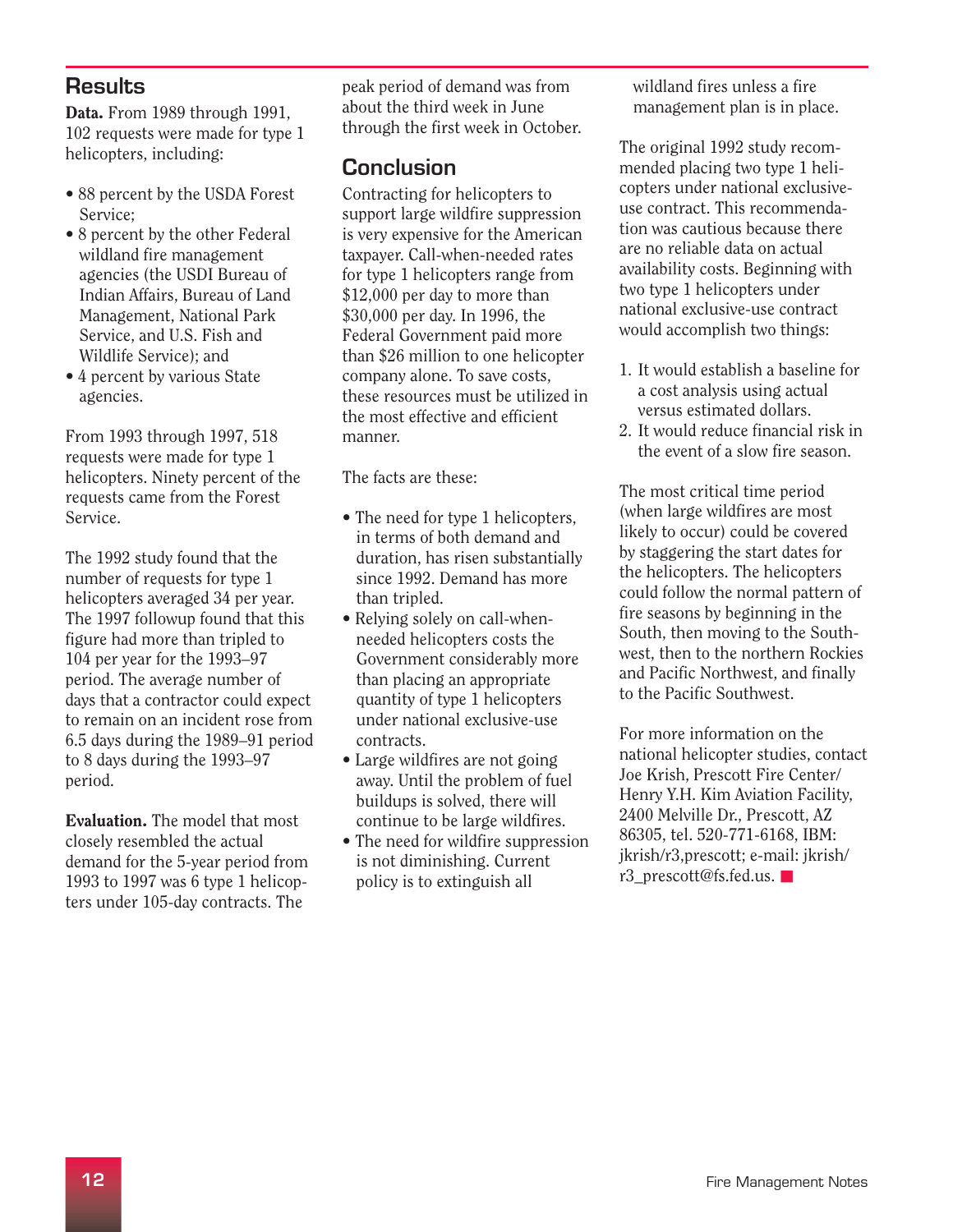## Results

**Data.** From 1989 through 1991, 102 requests were made for type 1 helicopters, including:

- 88 percent by the USDA Forest Service;
- 8 percent by the other Federal wildland fire management agencies (the USDI Bureau of Indian Affairs, Bureau of Land Management, National Park Service, and U.S. Fish and Wildlife Service); and
- 4 percent by various State agencies.

From 1993 through 1997, 518 requests were made for type 1 helicopters. Ninety percent of the requests came from the Forest Service.

The 1992 study found that the number of requests for type 1 helicopters averaged 34 per year. The 1997 followup found that this figure had more than tripled to 104 per year for the 1993–97 period. The average number of days that a contractor could expect to remain on an incident rose from 6.5 days during the 1989–91 period to 8 days during the 1993–97 period.

**Evaluation.** The model that most closely resembled the actual demand for the 5-year period from 1993 to 1997 was 6 type 1 helicopters under 105-day contracts. The peak period of demand was from about the third week in June through the first week in October.

## Conclusion

Contracting for helicopters to support large wildfire suppression is very expensive for the American taxpayer. Call-when-needed rates for type 1 helicopters range from $12,000 per day to more than $30,000 per day. In 1996, the Federal Government paid more than $26 million to one helicopter company alone. To save costs, these resources must be utilized in the most effective and efficient manner.

The facts are these:

- The need for type 1 helicopters, in terms of both demand and duration, has risen substantially since 1992. Demand has more than tripled.
- Relying solely on call-when-needed helicopters costs the Government considerably more than placing an appropriate quantity of type 1 helicopters under national exclusive-use contracts.
- Large wildfires are not going away. Until the problem of fuel buildups is solved, there will continue to be large wildfires.
- The need for wildfire suppression is not diminishing. Current policy is to extinguish all wildland fires unless a fire management plan is in place.

The original 1992 study recommended placing two type 1 helicopters under national exclusive-use contract. This recommendation was cautious because there are no reliable data on actual availability costs. Beginning with two type 1 helicopters under national exclusive-use contract would accomplish two things:

1. It would establish a baseline for a cost analysis using actual versus estimated dollars.
2. It would reduce financial risk in the event of a slow fire season.

The most critical time period (when large wildfires are most likely to occur) could be covered by staggering the start dates for the helicopters. The helicopters could follow the normal pattern of fire seasons by beginning in the South, then moving to the Southwest, then to the northern Rockies and Pacific Northwest, and finally to the Pacific Southwest.

For more information on the national helicopter studies, contact Joe Krish, Prescott Fire Center/Henry Y.H. Kim Aviation Facility, 2400 Melville Dr., Prescott, AZ 86305, tel. 520-771-6168, IBM: jkrish/r3,prescott; e-mail: jkrish/r3_prescott@fs.fed.us. ■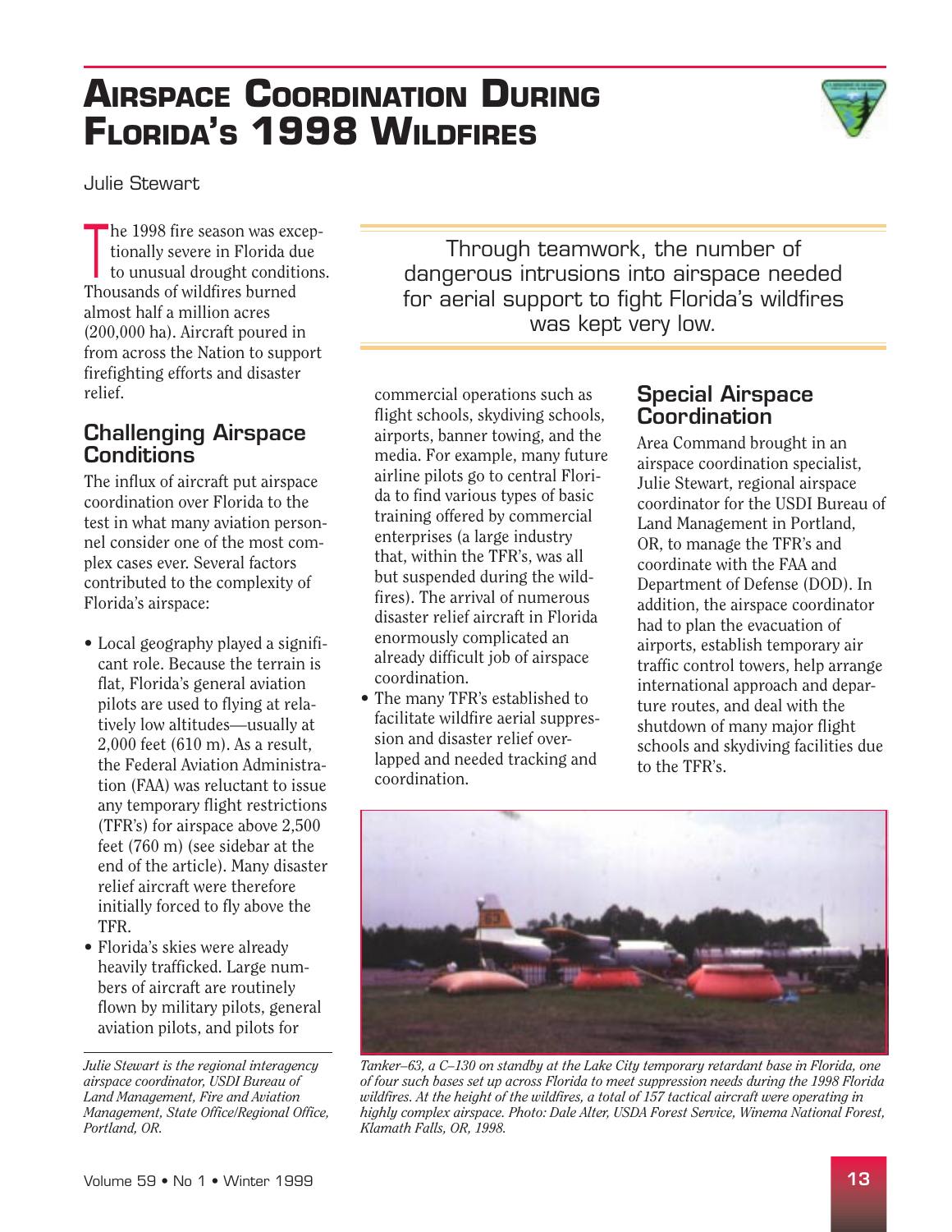# Airspace Coordination During Florida's 1998 Wildfires

Julie Stewart

The 1998 fire season was exceptionally severe in Florida due to unusual drought conditions. Thousands of wildfires burned almost half a million acres (200,000 ha). Aircraft poured in from across the Nation to support firefighting efforts and disaster relief.

> Through teamwork, the number of dangerous intrusions into airspace needed for aerial support to fight Florida's wildfires was kept very low.

## Challenging Airspace Conditions

The influx of aircraft put airspace coordination over Florida to the test in what many aviation personnel consider one of the most complex cases ever. Several factors contributed to the complexity of Florida's airspace:

- Local geography played a significant role. Because the terrain is flat, Florida's general aviation pilots are used to flying at relatively low altitudes—usually at 2,000 feet (610 m). As a result, the Federal Aviation Administration (FAA) was reluctant to issue any temporary flight restrictions (TFR's) for airspace above 2,500 feet (760 m) (see sidebar at the end of the article). Many disaster relief aircraft were therefore initially forced to fly above the TFR.
- Florida's skies were already heavily trafficked. Large numbers of aircraft are routinely flown by military pilots, general aviation pilots, and pilots for commercial operations such as flight schools, skydiving schools, airports, banner towing, and the media. For example, many future airline pilots go to central Florida to find various types of basic training offered by commercial enterprises (a large industry that, within the TFR's, was all but suspended during the wildfires). The arrival of numerous disaster relief aircraft in Florida enormously complicated an already difficult job of airspace coordination.
- The many TFR's established to facilitate wildfire aerial suppression and disaster relief overlapped and needed tracking and coordination.

*Julie Stewart is the regional interagency airspace coordinator, USDI Bureau of Land Management, Fire and Aviation Management, State Office/Regional Office, Portland, OR.*

## Special Airspace Coordination

Area Command brought in an airspace coordination specialist, Julie Stewart, regional airspace coordinator for the USDI Bureau of Land Management in Portland, OR, to manage the TFR's and coordinate with the FAA and Department of Defense (DOD). In addition, the airspace coordinator had to plan the evacuation of airports, establish temporary air traffic control towers, help arrange international approach and departure routes, and deal with the shutdown of many major flight schools and skydiving facilities due to the TFR's.

*Tanker–63, a C–130 on standby at the Lake City temporary retardant base in Florida, one of four such bases set up across Florida to meet suppression needs during the 1998 Florida wildfires. At the height of the wildfires, a total of 157 tactical aircraft were operating in highly complex airspace. Photo: Dale Alter, USDA Forest Service, Winema National Forest, Klamath Falls, OR, 1998.*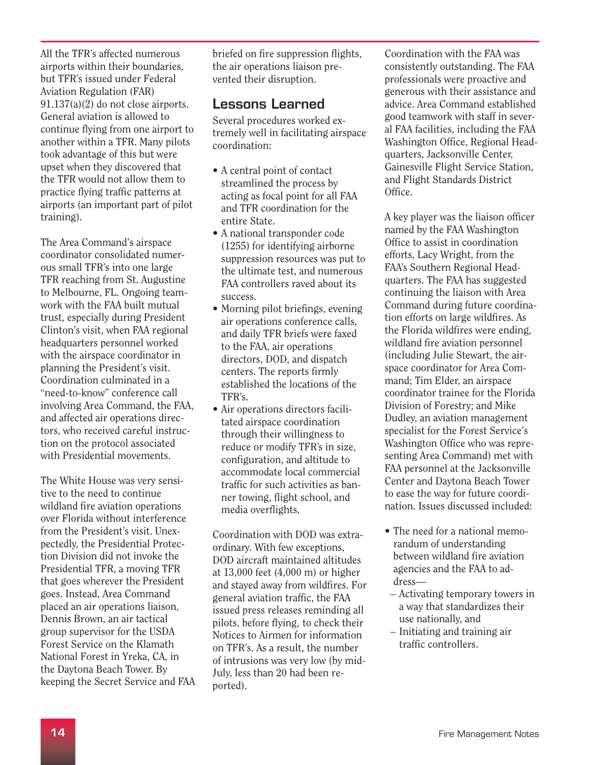All the TFR's affected numerous airports within their boundaries, but TFR's issued under Federal Aviation Regulation (FAR) 91.137(a)(2) do not close airports. General aviation is allowed to continue flying from one airport to another within a TFR. Many pilots took advantage of this but were upset when they discovered that the TFR would not allow them to practice flying traffic patterns at airports (an important part of pilot training).

The Area Command's airspace coordinator consolidated numerous small TFR's into one large TFR reaching from St. Augustine to Melbourne, FL. Ongoing teamwork with the FAA built mutual trust, especially during President Clinton's visit, when FAA regional headquarters personnel worked with the airspace coordinator in planning the President's visit. Coordination culminated in a "need-to-know" conference call involving Area Command, the FAA, and affected air operations directors, who received careful instruction on the protocol associated with Presidential movements.

The White House was very sensitive to the need to continue wildland fire aviation operations over Florida without interference from the President's visit. Unexpectedly, the Presidential Protection Division did not invoke the Presidential TFR, a moving TFR that goes wherever the President goes. Instead, Area Command placed an air operations liaison, Dennis Brown, an air tactical group supervisor for the USDA Forest Service on the Klamath National Forest in Yreka, CA, in the Daytona Beach Tower. By keeping the Secret Service and FAA briefed on fire suppression flights, the air operations liaison prevented their disruption.

## Lessons Learned

Several procedures worked extremely well in facilitating airspace coordination:

- A central point of contact streamlined the process by acting as focal point for all FAA and TFR coordination for the entire State.
- A national transponder code (1255) for identifying airborne suppression resources was put to the ultimate test, and numerous FAA controllers raved about its success.
- Morning pilot briefings, evening air operations conference calls, and daily TFR briefs were faxed to the FAA, air operations directors, DOD, and dispatch centers. The reports firmly established the locations of the TFR's.
- Air operations directors facilitated airspace coordination through their willingness to reduce or modify TFR's in size, configuration, and altitude to accommodate local commercial traffic for such activities as banner towing, flight school, and media overflights.

Coordination with DOD was extraordinary. With few exceptions, DOD aircraft maintained altitudes at 13,000 feet (4,000 m) or higher and stayed away from wildfires. For general aviation traffic, the FAA issued press releases reminding all pilots, before flying, to check their Notices to Airmen for information on TFR's. As a result, the number of intrusions was very low (by mid-July, less than 20 had been reported).

Coordination with the FAA was consistently outstanding. The FAA professionals were proactive and generous with their assistance and advice. Area Command established good teamwork with staff in several FAA facilities, including the FAA Washington Office, Regional Headquarters, Jacksonville Center, Gainesville Flight Service Station, and Flight Standards District Office.

A key player was the liaison officer named by the FAA Washington Office to assist in coordination efforts, Lacy Wright, from the FAA's Southern Regional Headquarters. The FAA has suggested continuing the liaison with Area Command during future coordination efforts on large wildfires. As the Florida wildfires were ending, wildland fire aviation personnel (including Julie Stewart, the airspace coordinator for Area Command; Tim Elder, an airspace coordinator trainee for the Florida Division of Forestry; and Mike Dudley, an aviation management specialist for the Forest Service's Washington Office who was representing Area Command) met with FAA personnel at the Jacksonville Center and Daytona Beach Tower to ease the way for future coordination. Issues discussed included:

- The need for a national memorandum of understanding between wildland fire aviation agencies and the FAA to address—
  - Activating temporary towers in a way that standardizes their use nationally, and
  - Initiating and training air traffic controllers.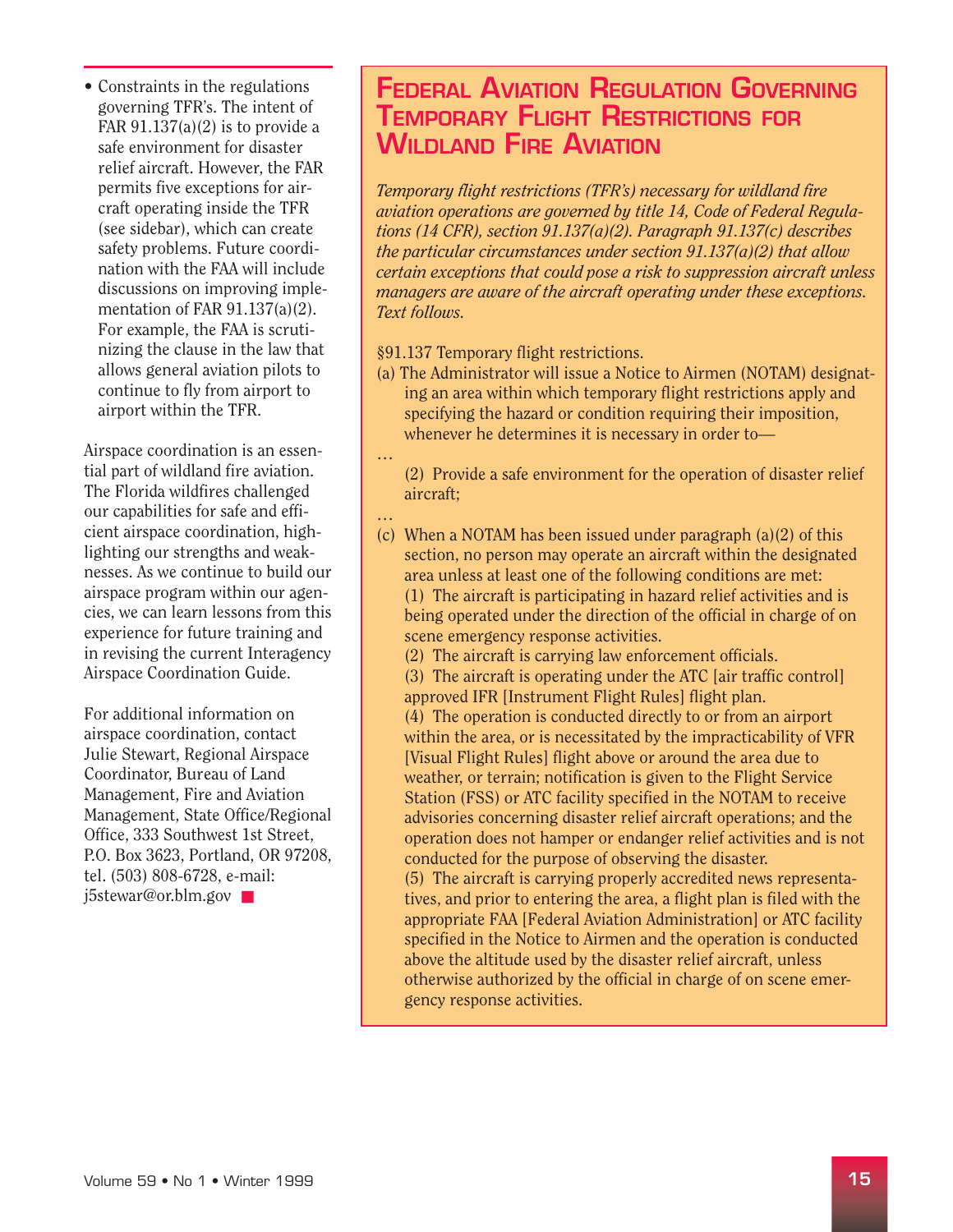- Constraints in the regulations governing TFR's. The intent of FAR 91.137(a)(2) is to provide a safe environment for disaster relief aircraft. However, the FAR permits five exceptions for aircraft operating inside the TFR (see sidebar), which can create safety problems. Future coordination with the FAA will include discussions on improving implementation of FAR 91.137(a)(2). For example, the FAA is scrutinizing the clause in the law that allows general aviation pilots to continue to fly from airport to airport within the TFR.

Airspace coordination is an essential part of wildland fire aviation. The Florida wildfires challenged our capabilities for safe and efficient airspace coordination, highlighting our strengths and weaknesses. As we continue to build our airspace program within our agencies, we can learn lessons from this experience for future training and in revising the current Interagency Airspace Coordination Guide.

For additional information on airspace coordination, contact Julie Stewart, Regional Airspace Coordinator, Bureau of Land Management, Fire and Aviation Management, State Office/Regional Office, 333 Southwest 1st Street, P.O. Box 3623, Portland, OR 97208, tel. (503) 808-6728, e-mail: j5stewar@or.blm.gov ■

## Federal Aviation Regulation Governing Temporary Flight Restrictions for Wildland Fire Aviation

*Temporary flight restrictions (TFR's) necessary for wildland fire aviation operations are governed by title 14, Code of Federal Regulations (14 CFR), section 91.137(a)(2). Paragraph 91.137(c) describes the particular circumstances under section 91.137(a)(2) that allow certain exceptions that could pose a risk to suppression aircraft unless managers are aware of the aircraft operating under these exceptions. Text follows.*

§91.137 Temporary flight restrictions.

(a) The Administrator will issue a Notice to Airmen (NOTAM) designating an area within which temporary flight restrictions apply and specifying the hazard or condition requiring their imposition, whenever he determines it is necessary in order to—

…

(2) Provide a safe environment for the operation of disaster relief aircraft;

…

(c) When a NOTAM has been issued under paragraph (a)(2) of this section, no person may operate an aircraft within the designated area unless at least one of the following conditions are met:

(1) The aircraft is participating in hazard relief activities and is being operated under the direction of the official in charge of on scene emergency response activities.

(2) The aircraft is carrying law enforcement officials.

(3) The aircraft is operating under the ATC [air traffic control] approved IFR [Instrument Flight Rules] flight plan.

(4) The operation is conducted directly to or from an airport within the area, or is necessitated by the impracticability of VFR [Visual Flight Rules] flight above or around the area due to weather, or terrain; notification is given to the Flight Service Station (FSS) or ATC facility specified in the NOTAM to receive advisories concerning disaster relief aircraft operations; and the operation does not hamper or endanger relief activities and is not conducted for the purpose of observing the disaster.

(5) The aircraft is carrying properly accredited news representatives, and prior to entering the area, a flight plan is filed with the appropriate FAA [Federal Aviation Administration] or ATC facility specified in the Notice to Airmen and the operation is conducted above the altitude used by the disaster relief aircraft, unless otherwise authorized by the official in charge of on scene emergency response activities.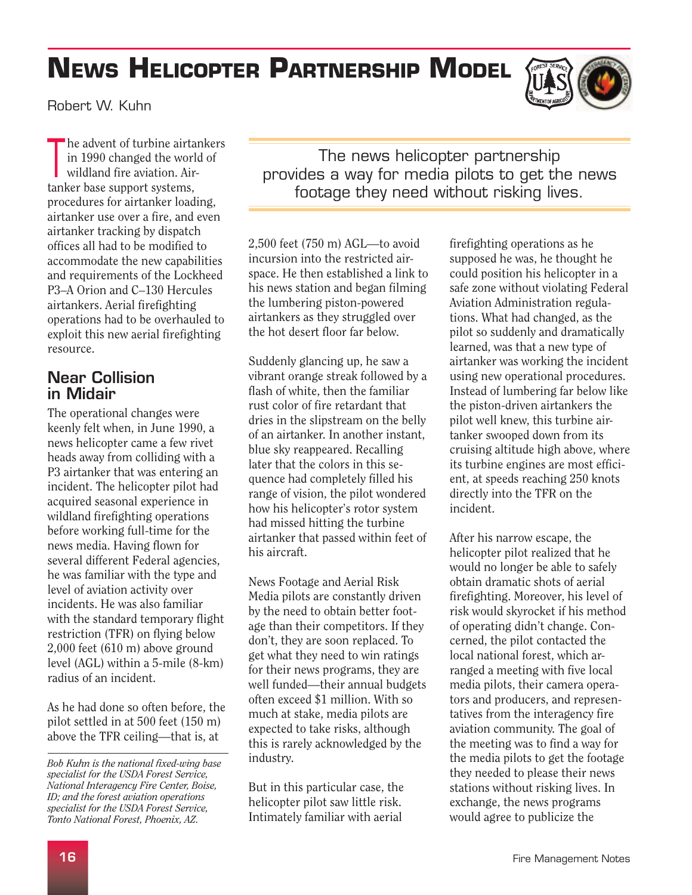# News Helicopter Partnership Model

Robert W. Kuhn

The advent of turbine airtankers in 1990 changed the world of wildland fire aviation. Airtanker base support systems, procedures for airtanker loading, airtanker use over a fire, and even airtanker tracking by dispatch offices all had to be modified to accommodate the new capabilities and requirements of the Lockheed P3–A Orion and C–130 Hercules airtankers. Aerial firefighting operations had to be overhauled to exploit this new aerial firefighting resource.

> The news helicopter partnership provides a way for media pilots to get the news footage they need without risking lives.

## Near Collision in Midair

The operational changes were keenly felt when, in June 1990, a news helicopter came a few rivet heads away from colliding with a P3 airtanker that was entering an incident. The helicopter pilot had acquired seasonal experience in wildland firefighting operations before working full-time for the news media. Having flown for several different Federal agencies, he was familiar with the type and level of aviation activity over incidents. He was also familiar with the standard temporary flight restriction (TFR) on flying below 2,000 feet (610 m) above ground level (AGL) within a 5-mile (8-km) radius of an incident.

As he had done so often before, the pilot settled in at 500 feet (150 m) above the TFR ceiling—that is, at 2,500 feet (750 m) AGL—to avoid incursion into the restricted airspace. He then established a link to his news station and began filming the lumbering piston-powered airtankers as they struggled over the hot desert floor far below.

Suddenly glancing up, he saw a vibrant orange streak followed by a flash of white, then the familiar rust color of fire retardant that dries in the slipstream on the belly of an airtanker. In another instant, blue sky reappeared. Recalling later that the colors in this sequence had completely filled his range of vision, the pilot wondered how his helicopter's rotor system had missed hitting the turbine airtanker that passed within feet of his aircraft.

News Footage and Aerial Risk

Media pilots are constantly driven by the need to obtain better footage than their competitors. If they don't, they are soon replaced. To get what they need to win ratings for their news programs, they are well funded—their annual budgets often exceed $1 million. With so much at stake, media pilots are expected to take risks, although this is rarely acknowledged by the industry.

But in this particular case, the helicopter pilot saw little risk. Intimately familiar with aerial firefighting operations as he supposed he was, he thought he could position his helicopter in a safe zone without violating Federal Aviation Administration regulations. What had changed, as the pilot so suddenly and dramatically learned, was that a new type of airtanker was working the incident using new operational procedures. Instead of lumbering far below like the piston-driven airtankers the pilot well knew, this turbine airtanker swooped down from its cruising altitude high above, where its turbine engines are most efficient, at speeds reaching 250 knots directly into the TFR on the incident.

After his narrow escape, the helicopter pilot realized that he would no longer be able to safely obtain dramatic shots of aerial firefighting. Moreover, his level of risk would skyrocket if his method of operating didn't change. Concerned, the pilot contacted the local national forest, which arranged a meeting with five local media pilots, their camera operators and producers, and representatives from the interagency fire aviation community. The goal of the meeting was to find a way for the media pilots to get the footage they needed to please their news stations without risking lives. In exchange, the news programs would agree to publicize the

*Bob Kuhn is the national fixed-wing base specialist for the USDA Forest Service, National Interagency Fire Center, Boise, ID; and the forest aviation operations specialist for the USDA Forest Service, Tonto National Forest, Phoenix, AZ.*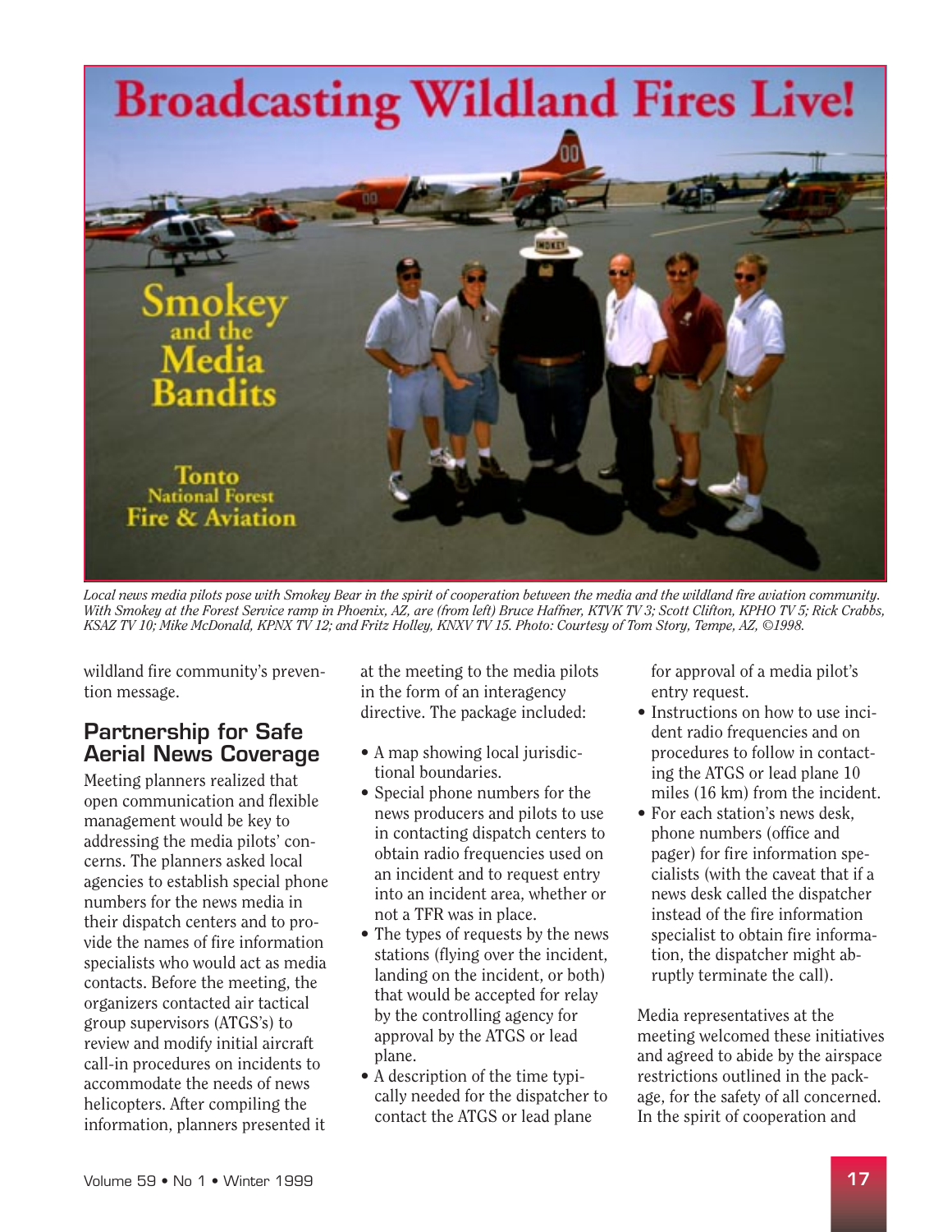Local news media pilots pose with Smokey Bear in the spirit of cooperation between the media and the wildland fire aviation community. With Smokey at the Forest Service ramp in Phoenix, AZ, are (from left) Bruce Haffner, KTVK TV 3; Scott Clifton, KPHO TV 5; Rick Crabbs, KSAZ TV 10; Mike McDonald, KPNX TV 12; and Fritz Holley, KNXV TV 15. Photo: Courtesy of Tom Story, Tempe, AZ, ©1998.

wildland fire community's prevention message.

## Partnership for Safe Aerial News Coverage

Meeting planners realized that open communication and flexible management would be key to addressing the media pilots' concerns. The planners asked local agencies to establish special phone numbers for the news media in their dispatch centers and to provide the names of fire information specialists who would act as media contacts. Before the meeting, the organizers contacted air tactical group supervisors (ATGS's) to review and modify initial aircraft call-in procedures on incidents to accommodate the needs of news helicopters. After compiling the information, planners presented it at the meeting to the media pilots in the form of an interagency directive. The package included:

- A map showing local jurisdictional boundaries.
- Special phone numbers for the news producers and pilots to use in contacting dispatch centers to obtain radio frequencies used on an incident and to request entry into an incident area, whether or not a TFR was in place.
- The types of requests by the news stations (flying over the incident, landing on the incident, or both) that would be accepted for relay by the controlling agency for approval by the ATGS or lead plane.
- A description of the time typically needed for the dispatcher to contact the ATGS or lead plane for approval of a media pilot's entry request.
- Instructions on how to use incident radio frequencies and on procedures to follow in contacting the ATGS or lead plane 10 miles (16 km) from the incident.
- For each station's news desk, phone numbers (office and pager) for fire information specialists (with the caveat that if a news desk called the dispatcher instead of the fire information specialist to obtain fire information, the dispatcher might abruptly terminate the call).

Media representatives at the meeting welcomed these initiatives and agreed to abide by the airspace restrictions outlined in the package, for the safety of all concerned. In the spirit of cooperation and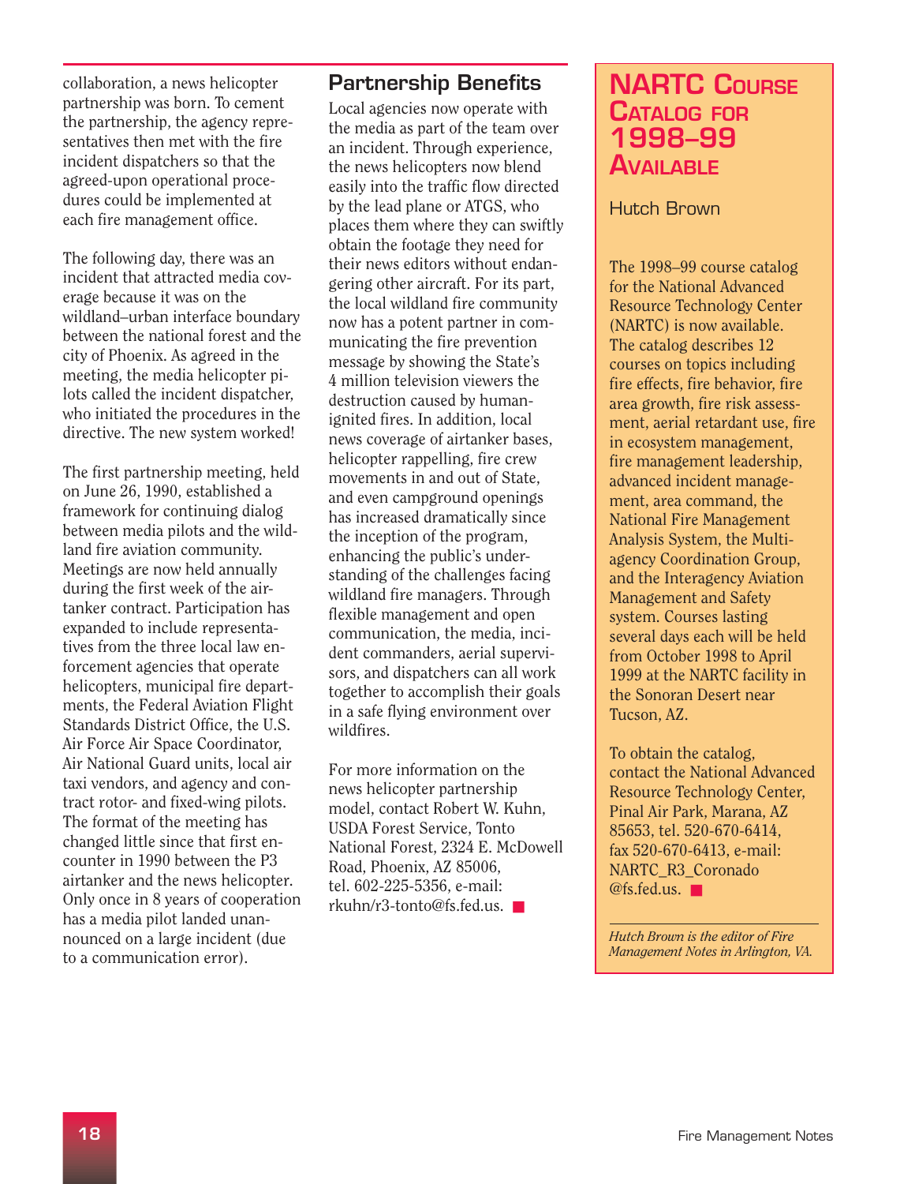collaboration, a news helicopter partnership was born. To cement the partnership, the agency representatives then met with the fire incident dispatchers so that the agreed-upon operational procedures could be implemented at each fire management office.

The following day, there was an incident that attracted media coverage because it was on the wildland–urban interface boundary between the national forest and the city of Phoenix. As agreed in the meeting, the media helicopter pilots called the incident dispatcher, who initiated the procedures in the directive. The new system worked!

The first partnership meeting, held on June 26, 1990, established a framework for continuing dialog between media pilots and the wildland fire aviation community. Meetings are now held annually during the first week of the airtanker contract. Participation has expanded to include representatives from the three local law enforcement agencies that operate helicopters, municipal fire departments, the Federal Aviation Flight Standards District Office, the U.S. Air Force Air Space Coordinator, Air National Guard units, local air taxi vendors, and agency and contract rotor- and fixed-wing pilots. The format of the meeting has changed little since that first encounter in 1990 between the P3 airtanker and the news helicopter. Only once in 8 years of cooperation has a media pilot landed unannounced on a large incident (due to a communication error).

## Partnership Benefits

Local agencies now operate with the media as part of the team over an incident. Through experience, the news helicopters now blend easily into the traffic flow directed by the lead plane or ATGS, who places them where they can swiftly obtain the footage they need for their news editors without endangering other aircraft. For its part, the local wildland fire community now has a potent partner in communicating the fire prevention message by showing the State's 4 million television viewers the destruction caused by human-ignited fires. In addition, local news coverage of airtanker bases, helicopter rappelling, fire crew movements in and out of State, and even campground openings has increased dramatically since the inception of the program, enhancing the public's understanding of the challenges facing wildland fire managers. Through flexible management and open communication, the media, incident commanders, aerial supervisors, and dispatchers can all work together to accomplish their goals in a safe flying environment over wildfires.

For more information on the news helicopter partnership model, contact Robert W. Kuhn, USDA Forest Service, Tonto National Forest, 2324 E. McDowell Road, Phoenix, AZ 85006, tel. 602-225-5356, e-mail: rkuhn/r3-tonto@fs.fed.us. ■

## NARTC Course Catalog for 1998–99 Available

Hutch Brown

The 1998–99 course catalog for the National Advanced Resource Technology Center (NARTC) is now available. The catalog describes 12 courses on topics including fire effects, fire behavior, fire area growth, fire risk assessment, aerial retardant use, fire in ecosystem management, fire management leadership, advanced incident management, area command, the National Fire Management Analysis System, the Multiagency Coordination Group, and the Interagency Aviation Management and Safety system. Courses lasting several days each will be held from October 1998 to April 1999 at the NARTC facility in the Sonoran Desert near Tucson, AZ.

To obtain the catalog, contact the National Advanced Resource Technology Center, Pinal Air Park, Marana, AZ 85653, tel. 520-670-6414, fax 520-670-6413, e-mail: NARTC_R3_Coronado@fs.fed.us. ■

*Hutch Brown is the editor of Fire Management Notes in Arlington, VA.*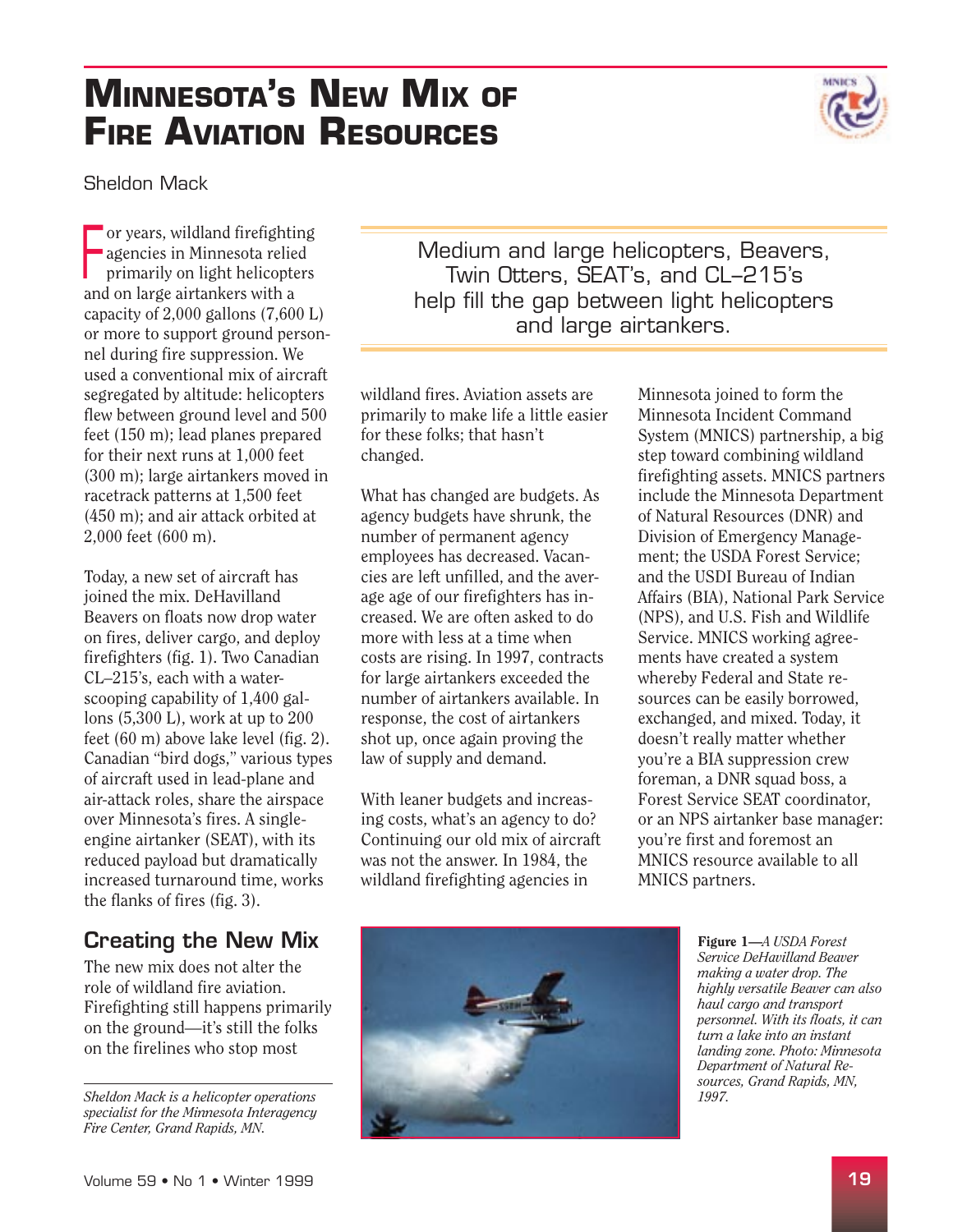# Minnesota's New Mix of Fire Aviation Resources

Sheldon Mack

For years, wildland firefighting agencies in Minnesota relied primarily on light helicopters and on large airtankers with a capacity of 2,000 gallons (7,600 L) or more to support ground personnel during fire suppression. We used a conventional mix of aircraft segregated by altitude: helicopters flew between ground level and 500 feet (150 m); lead planes prepared for their next runs at 1,000 feet (300 m); large airtankers moved in racetrack patterns at 1,500 feet (450 m); and air attack orbited at 2,000 feet (600 m).

Today, a new set of aircraft has joined the mix. DeHavilland Beavers on floats now drop water on fires, deliver cargo, and deploy firefighters (fig. 1). Two Canadian CL–215's, each with a water-scooping capability of 1,400 gallons (5,300 L), work at up to 200 feet (60 m) above lake level (fig. 2). Canadian "bird dogs," various types of aircraft used in lead-plane and air-attack roles, share the airspace over Minnesota's fires. A single-engine airtanker (SEAT), with its reduced payload but dramatically increased turnaround time, works the flanks of fires (fig. 3).

> Medium and large helicopters, Beavers, Twin Otters, SEAT's, and CL–215's help fill the gap between light helicopters and large airtankers.

## Creating the New Mix

The new mix does not alter the role of wildland fire aviation. Firefighting still happens primarily on the ground—it's still the folks on the firelines who stop most wildland fires. Aviation assets are primarily to make life a little easier for these folks; that hasn't changed.

What has changed are budgets. As agency budgets have shrunk, the number of permanent agency employees has decreased. Vacancies are left unfilled, and the average age of our firefighters has increased. We are often asked to do more with less at a time when costs are rising. In 1997, contracts for large airtankers exceeded the number of airtankers available. In response, the cost of airtankers shot up, once again proving the law of supply and demand.

With leaner budgets and increasing costs, what's an agency to do? Continuing our old mix of aircraft was not the answer. In 1984, the wildland firefighting agencies in Minnesota joined to form the Minnesota Incident Command System (MNICS) partnership, a big step toward combining wildland firefighting assets. MNICS partners include the Minnesota Department of Natural Resources (DNR) and Division of Emergency Management; the USDA Forest Service; and the USDI Bureau of Indian Affairs (BIA), National Park Service (NPS), and U.S. Fish and Wildlife Service. MNICS working agreements have created a system whereby Federal and State resources can be easily borrowed, exchanged, and mixed. Today, it doesn't really matter whether you're a BIA suppression crew foreman, a DNR squad boss, a Forest Service SEAT coordinator, or an NPS airtanker base manager: you're first and foremost an MNICS resource available to all MNICS partners.

**Figure 1**—*A USDA Forest Service DeHavilland Beaver making a water drop. The highly versatile Beaver can also haul cargo and transport personnel. With its floats, it can turn a lake into an instant landing zone. Photo: Minnesota Department of Natural Resources, Grand Rapids, MN, 1997.*

---

*Sheldon Mack is a helicopter operations specialist for the Minnesota Interagency Fire Center, Grand Rapids, MN.*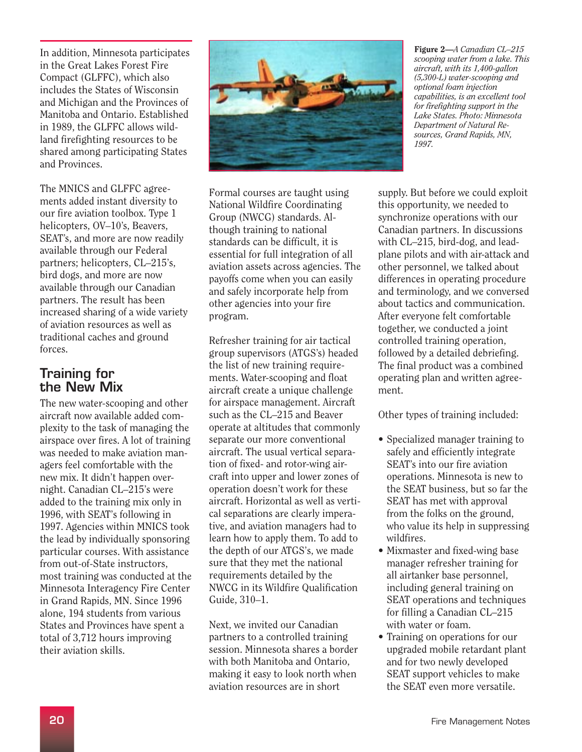In addition, Minnesota participates in the Great Lakes Forest Fire Compact (GLFFC), which also includes the States of Wisconsin and Michigan and the Provinces of Manitoba and Ontario. Established in 1989, the GLFFC allows wildland firefighting resources to be shared among participating States and Provinces.

The MNICS and GLFFC agreements added instant diversity to our fire aviation toolbox. Type 1 helicopters, OV–10's, Beavers, SEAT's, and more are now readily available through our Federal partners; helicopters, CL–215's, bird dogs, and more are now available through our Canadian partners. The result has been increased sharing of a wide variety of aviation resources as well as traditional caches and ground forces.

## Training for the New Mix

The new water-scooping and other aircraft now available added complexity to the task of managing the airspace over fires. A lot of training was needed to make aviation managers feel comfortable with the new mix. It didn't happen overnight. Canadian CL–215's were added to the training mix only in 1996, with SEAT's following in 1997. Agencies within MNICS took the lead by individually sponsoring particular courses. With assistance from out-of-State instructors, most training was conducted at the Minnesota Interagency Fire Center in Grand Rapids, MN. Since 1996 alone, 194 students from various States and Provinces have spent a total of 3,712 hours improving their aviation skills.

**Figure 2**—*A Canadian CL–215 scooping water from a lake. This aircraft, with its 1,400-gallon (5,300-L) water-scooping and optional foam injection capabilities, is an excellent tool for firefighting support in the Lake States. Photo: Minnesota Department of Natural Resources, Grand Rapids, MN, 1997.*

Formal courses are taught using National Wildfire Coordinating Group (NWCG) standards. Although training to national standards can be difficult, it is essential for full integration of all aviation assets across agencies. The payoffs come when you can easily and safely incorporate help from other agencies into your fire program.

Refresher training for air tactical group supervisors (ATGS's) headed the list of new training requirements. Water-scooping and float aircraft create a unique challenge for airspace management. Aircraft such as the CL–215 and Beaver operate at altitudes that commonly separate our more conventional aircraft. The usual vertical separation of fixed- and rotor-wing aircraft into upper and lower zones of operation doesn't work for these aircraft. Horizontal as well as vertical separations are clearly imperative, and aviation managers had to learn how to apply them. To add to the depth of our ATGS's, we made sure that they met the national requirements detailed by the NWCG in its Wildfire Qualification Guide, 310–1.

Next, we invited our Canadian partners to a controlled training session. Minnesota shares a border with both Manitoba and Ontario, making it easy to look north when aviation resources are in short supply. But before we could exploit this opportunity, we needed to synchronize operations with our Canadian partners. In discussions with CL–215, bird-dog, and leadplane pilots and with air-attack and other personnel, we talked about differences in operating procedure and terminology, and we conversed about tactics and communication. After everyone felt comfortable together, we conducted a joint controlled training operation, followed by a detailed debriefing. The final product was a combined operating plan and written agreement.

Other types of training included:

- Specialized manager training to safely and efficiently integrate SEAT's into our fire aviation operations. Minnesota is new to the SEAT business, but so far the SEAT has met with approval from the folks on the ground, who value its help in suppressing wildfires.
- Mixmaster and fixed-wing base manager refresher training for all airtanker base personnel, including general training on SEAT operations and techniques for filling a Canadian CL–215 with water or foam.
- Training on operations for our upgraded mobile retardant plant and for two newly developed SEAT support vehicles to make the SEAT even more versatile.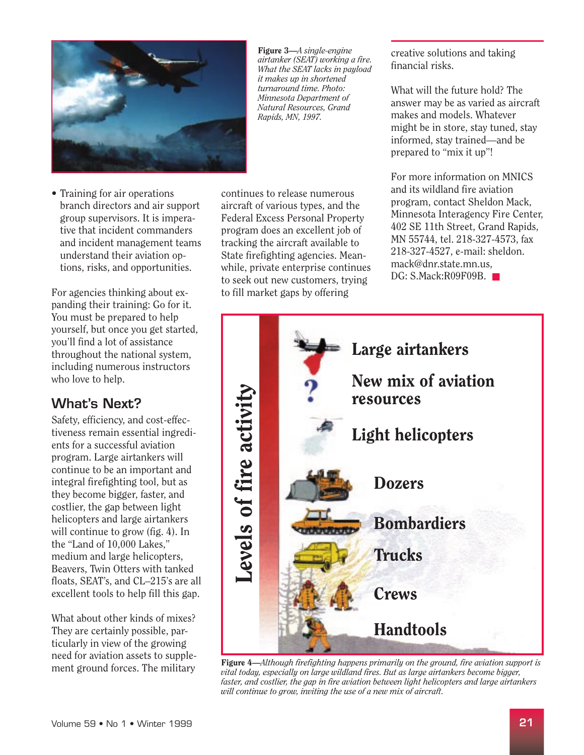Figure 3—*A single-engine airtanker (SEAT) working a fire. What the SEAT lacks in payload it makes up in shortened turnaround time. Photo: Minnesota Department of Natural Resources, Grand Rapids, MN, 1997.*

- Training for air operations branch directors and air support group supervisors. It is imperative that incident commanders and incident management teams understand their aviation options, risks, and opportunities.

For agencies thinking about expanding their training: Go for it. You must be prepared to help yourself, but once you get started, you'll find a lot of assistance throughout the national system, including numerous instructors who love to help.

## What's Next?

Safety, efficiency, and cost-effectiveness remain essential ingredients for a successful aviation program. Large airtankers will continue to be an important and integral firefighting tool, but as they become bigger, faster, and costlier, the gap between light helicopters and large airtankers will continue to grow (fig. 4). In the "Land of 10,000 Lakes," medium and large helicopters, Beavers, Twin Otters with tanked floats, SEAT's, and CL–215's are all excellent tools to help fill this gap.

What about other kinds of mixes? They are certainly possible, particularly in view of the growing need for aviation assets to supplement ground forces. The military continues to release numerous aircraft of various types, and the Federal Excess Personal Property program does an excellent job of tracking the aircraft available to State firefighting agencies. Meanwhile, private enterprise continues to seek out new customers, trying to fill market gaps by offering creative solutions and taking financial risks.

What will the future hold? The answer may be as varied as aircraft makes and models. Whatever might be in store, stay tuned, stay informed, stay trained—and be prepared to "mix it up"!

For more information on MNICS and its wildland fire aviation program, contact Sheldon Mack, Minnesota Interagency Fire Center, 402 SE 11th Street, Grand Rapids, MN 55744, tel. 218-327-4573, fax 218-327-4527, e-mail: sheldon.mack@dnr.state.mn.us, DG: S.Mack:R09F09B. ■

Levels of fire activity

- Large airtankers
- New mix of aviation resources
- Light helicopters
- Dozers
- Bombardiers
- Trucks
- Crews
- Handtools

Figure 4—*Although firefighting happens primarily on the ground, fire aviation support is vital today, especially on large wildland fires. But as large airtankers become bigger, faster, and costlier, the gap in fire aviation between light helicopters and large airtankers will continue to grow, inviting the use of a new mix of aircraft.*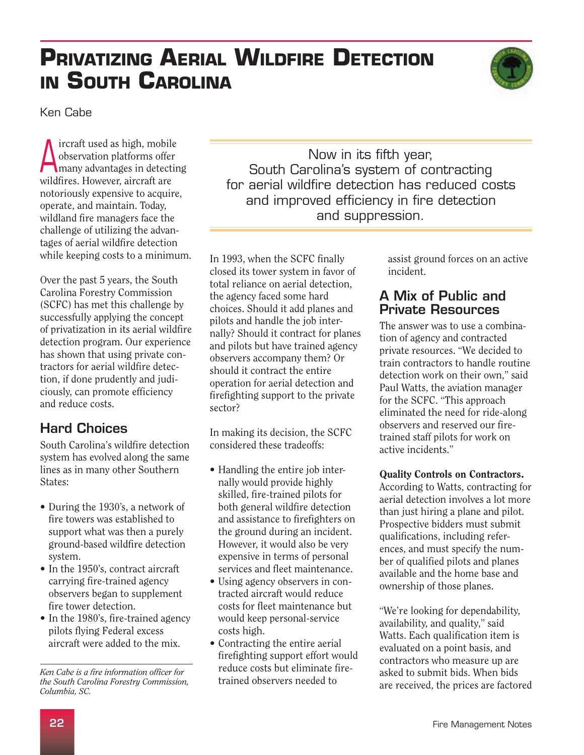# Privatizing Aerial Wildfire Detection in South Carolina

Ken Cabe

Aircraft used as high, mobile observation platforms offer many advantages in detecting wildfires. However, aircraft are notoriously expensive to acquire, operate, and maintain. Today, wildland fire managers face the challenge of utilizing the advantages of aerial wildfire detection while keeping costs to a minimum.

Over the past 5 years, the South Carolina Forestry Commission (SCFC) has met this challenge by successfully applying the concept of privatization in its aerial wildfire detection program. Our experience has shown that using private contractors for aerial wildfire detection, if done prudently and judiciously, can promote efficiency and reduce costs.

## Hard Choices

South Carolina's wildfire detection system has evolved along the same lines as in many other Southern States:

- During the 1930's, a network of fire towers was established to support what was then a purely ground-based wildfire detection system.
- In the 1950's, contract aircraft carrying fire-trained agency observers began to supplement fire tower detection.
- In the 1980's, fire-trained agency pilots flying Federal excess aircraft were added to the mix.

*Ken Cabe is a fire information officer for the South Carolina Forestry Commission, Columbia, SC.*

> Now in its fifth year, South Carolina's system of contracting for aerial wildfire detection has reduced costs and improved efficiency in fire detection and suppression.

In 1993, when the SCFC finally closed its tower system in favor of total reliance on aerial detection, the agency faced some hard choices. Should it add planes and pilots and handle the job internally? Should it contract for planes and pilots but have trained agency observers accompany them? Or should it contract the entire operation for aerial detection and firefighting support to the private sector?

In making its decision, the SCFC considered these tradeoffs:

- Handling the entire job internally would provide highly skilled, fire-trained pilots for both general wildfire detection and assistance to firefighters on the ground during an incident. However, it would also be very expensive in terms of personal services and fleet maintenance.
- Using agency observers in contracted aircraft would reduce costs for fleet maintenance but would keep personal-service costs high.
- Contracting the entire aerial firefighting support effort would reduce costs but eliminate fire-trained observers needed to assist ground forces on an active incident.

## A Mix of Public and Private Resources

The answer was to use a combination of agency and contracted private resources. "We decided to train contractors to handle routine detection work on their own," said Paul Watts, the aviation manager for the SCFC. "This approach eliminated the need for ride-along observers and reserved our fire-trained staff pilots for work on active incidents."

**Quality Controls on Contractors.** According to Watts, contracting for aerial detection involves a lot more than just hiring a plane and pilot. Prospective bidders must submit qualifications, including references, and must specify the number of qualified pilots and planes available and the home base and ownership of those planes.

"We're looking for dependability, availability, and quality," said Watts. Each qualification item is evaluated on a point basis, and contractors who measure up are asked to submit bids. When bids are received, the prices are factored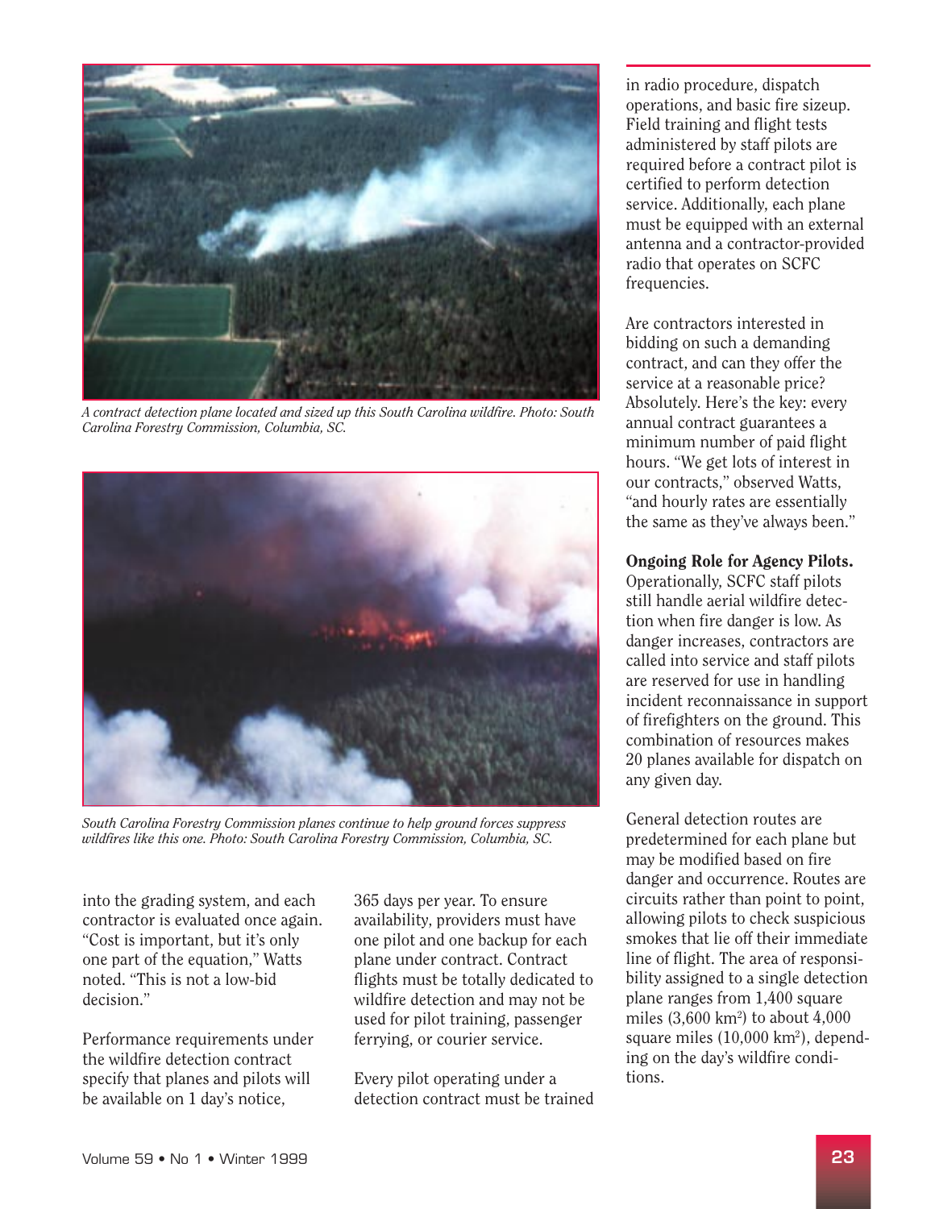*A contract detection plane located and sized up this South Carolina wildfire. Photo: South Carolina Forestry Commission, Columbia, SC.*

*South Carolina Forestry Commission planes continue to help ground forces suppress wildfires like this one. Photo: South Carolina Forestry Commission, Columbia, SC.*

into the grading system, and each contractor is evaluated once again. "Cost is important, but it's only one part of the equation," Watts noted. "This is not a low-bid decision."

Performance requirements under the wildfire detection contract specify that planes and pilots will be available on 1 day's notice, 365 days per year. To ensure availability, providers must have one pilot and one backup for each plane under contract. Contract flights must be totally dedicated to wildfire detection and may not be used for pilot training, passenger ferrying, or courier service.

Every pilot operating under a detection contract must be trained in radio procedure, dispatch operations, and basic fire sizeup. Field training and flight tests administered by staff pilots are required before a contract pilot is certified to perform detection service. Additionally, each plane must be equipped with an external antenna and a contractor-provided radio that operates on SCFC frequencies.

Are contractors interested in bidding on such a demanding contract, and can they offer the service at a reasonable price? Absolutely. Here's the key: every annual contract guarantees a minimum number of paid flight hours. "We get lots of interest in our contracts," observed Watts, "and hourly rates are essentially the same as they've always been."

**Ongoing Role for Agency Pilots.** Operationally, SCFC staff pilots still handle aerial wildfire detection when fire danger is low. As danger increases, contractors are called into service and staff pilots are reserved for use in handling incident reconnaissance in support of firefighters on the ground. This combination of resources makes 20 planes available for dispatch on any given day.

General detection routes are predetermined for each plane but may be modified based on fire danger and occurrence. Routes are circuits rather than point to point, allowing pilots to check suspicious smokes that lie off their immediate line of flight. The area of responsibility assigned to a single detection plane ranges from 1,400 square miles (3,600 km$^2$) to about 4,000 square miles (10,000 km$^2$), depending on the day's wildfire conditions.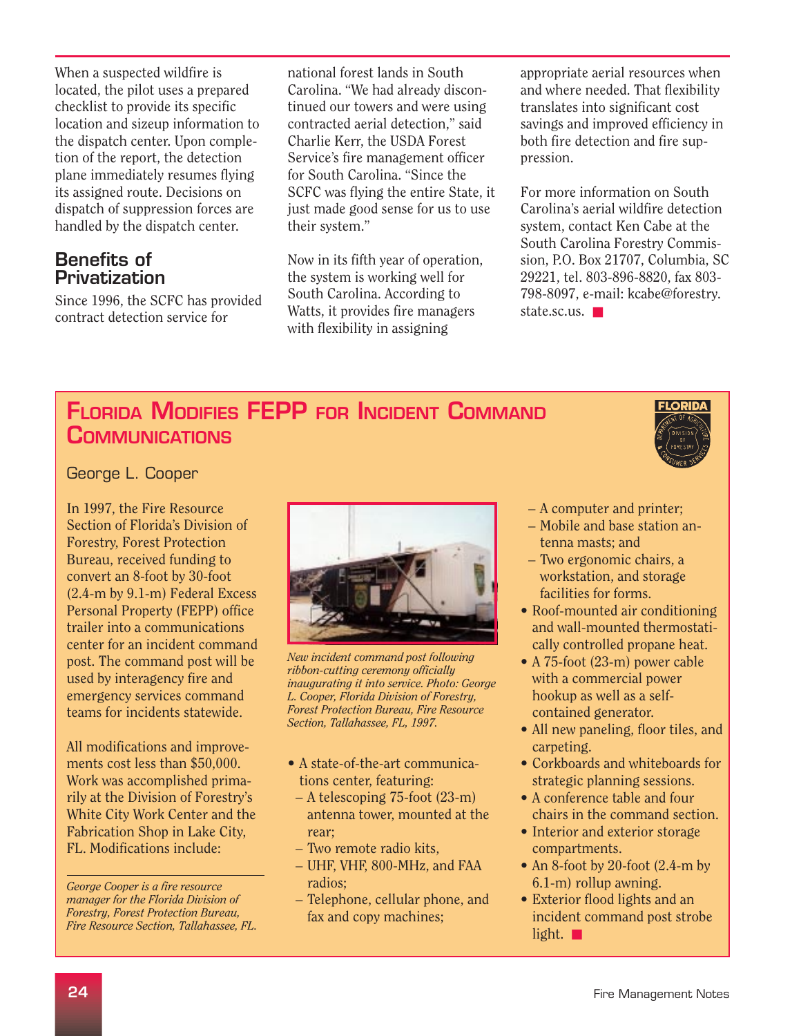When a suspected wildfire is located, the pilot uses a prepared checklist to provide its specific location and sizeup information to the dispatch center. Upon completion of the report, the detection plane immediately resumes flying its assigned route. Decisions on dispatch of suppression forces are handled by the dispatch center.

## Benefits of Privatization

Since 1996, the SCFC has provided contract detection service for national forest lands in South Carolina. "We had already discontinued our towers and were using contracted aerial detection," said Charlie Kerr, the USDA Forest Service's fire management officer for South Carolina. "Since the SCFC was flying the entire State, it just made good sense for us to use their system."

Now in its fifth year of operation, the system is working well for South Carolina. According to Watts, it provides fire managers with flexibility in assigning appropriate aerial resources when and where needed. That flexibility translates into significant cost savings and improved efficiency in both fire detection and fire suppression.

For more information on South Carolina's aerial wildfire detection system, contact Ken Cabe at the South Carolina Forestry Commission, P.O. Box 21707, Columbia, SC 29221, tel. 803-896-8820, fax 803-798-8097, e-mail: kcabe@forestry.state.sc.us. ■

# Florida Modifies FEPP for Incident Command Communications

George L. Cooper

In 1997, the Fire Resource Section of Florida's Division of Forestry, Forest Protection Bureau, received funding to convert an 8-foot by 30-foot (2.4-m by 9.1-m) Federal Excess Personal Property (FEPP) office trailer into a communications center for an incident command post. The command post will be used by interagency fire and emergency services command teams for incidents statewide.

All modifications and improvements cost less than $50,000. Work was accomplished primarily at the Division of Forestry's White City Work Center and the Fabrication Shop in Lake City, FL. Modifications include:

*George Cooper is a fire resource manager for the Florida Division of Forestry, Forest Protection Bureau, Fire Resource Section, Tallahassee, FL.*

*New incident command post following ribbon-cutting ceremony officially inaugurating it into service. Photo: George L. Cooper, Florida Division of Forestry, Forest Protection Bureau, Fire Resource Section, Tallahassee, FL, 1997.*

- A state-of-the-art communications center, featuring:
  - A telescoping 75-foot (23-m) antenna tower, mounted at the rear;
  - Two remote radio kits,
  - UHF, VHF, 800-MHz, and FAA radios;
  - Telephone, cellular phone, and fax and copy machines;
  - A computer and printer;
  - Mobile and base station antenna masts; and
  - Two ergonomic chairs, a workstation, and storage facilities for forms.
- Roof-mounted air conditioning and wall-mounted thermostatically controlled propane heat.
- A 75-foot (23-m) power cable with a commercial power hookup as well as a self-contained generator.
- All new paneling, floor tiles, and carpeting.
- Corkboards and whiteboards for strategic planning sessions.
- A conference table and four chairs in the command section.
- Interior and exterior storage compartments.
- An 8-foot by 20-foot (2.4-m by 6.1-m) rollup awning.
- Exterior flood lights and an incident command post strobe light. ■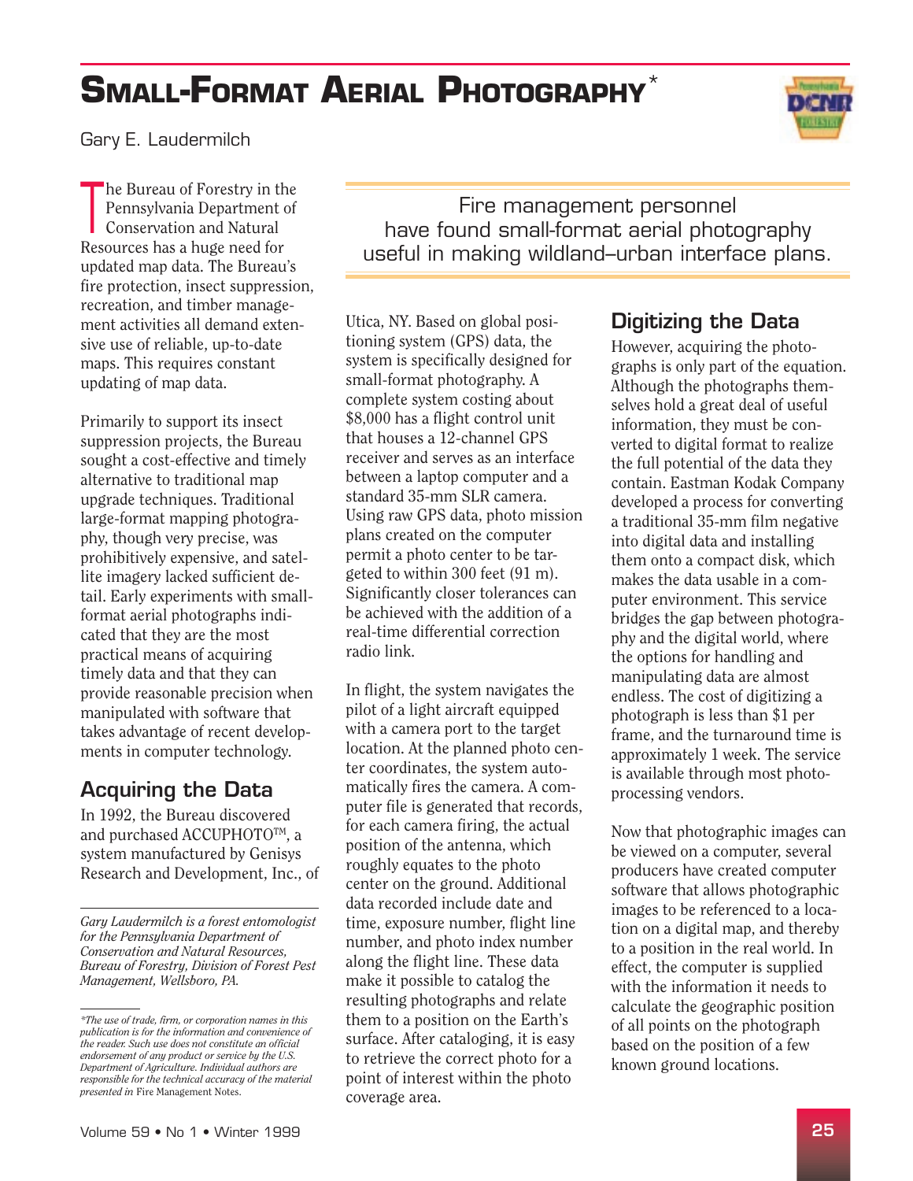# Small-Format Aerial Photography*

Gary E. Laudermilch

The Bureau of Forestry in the Pennsylvania Department of Conservation and Natural Resources has a huge need for updated map data. The Bureau's fire protection, insect suppression, recreation, and timber management activities all demand extensive use of reliable, up-to-date maps. This requires constant updating of map data.

> Fire management personnel have found small-format aerial photography useful in making wildland–urban interface plans.

Primarily to support its insect suppression projects, the Bureau sought a cost-effective and timely alternative to traditional map upgrade techniques. Traditional large-format mapping photography, though very precise, was prohibitively expensive, and satellite imagery lacked sufficient detail. Early experiments with small-format aerial photographs indicated that they are the most practical means of acquiring timely data and that they can provide reasonable precision when manipulated with software that takes advantage of recent developments in computer technology.

## Acquiring the Data

In 1992, the Bureau discovered and purchased ACCUPHOTO™, a system manufactured by Genisys Research and Development, Inc., of Utica, NY. Based on global positioning system (GPS) data, the system is specifically designed for small-format photography. A complete system costing about $8,000 has a flight control unit that houses a 12-channel GPS receiver and serves as an interface between a laptop computer and a standard 35-mm SLR camera. Using raw GPS data, photo mission plans created on the computer permit a photo center to be targeted to within 300 feet (91 m). Significantly closer tolerances can be achieved with the addition of a real-time differential correction radio link.

In flight, the system navigates the pilot of a light aircraft equipped with a camera port to the target location. At the planned photo center coordinates, the system automatically fires the camera. A computer file is generated that records, for each camera firing, the actual position of the antenna, which roughly equates to the photo center on the ground. Additional data recorded include date and time, exposure number, flight line number, and photo index number along the flight line. These data make it possible to catalog the resulting photographs and relate them to a position on the Earth's surface. After cataloging, it is easy to retrieve the correct photo for a point of interest within the photo coverage area.

## Digitizing the Data

However, acquiring the photographs is only part of the equation. Although the photographs themselves hold a great deal of useful information, they must be converted to digital format to realize the full potential of the data they contain. Eastman Kodak Company developed a process for converting a traditional 35-mm film negative into digital data and installing them onto a compact disk, which makes the data usable in a computer environment. This service bridges the gap between photography and the digital world, where the options for handling and manipulating data are almost endless. The cost of digitizing a photograph is less than $1 per frame, and the turnaround time is approximately 1 week. The service is available through most photo-processing vendors.

Now that photographic images can be viewed on a computer, several producers have created computer software that allows photographic images to be referenced to a location on a digital map, and thereby to a position in the real world. In effect, the computer is supplied with the information it needs to calculate the geographic position of all points on the photograph based on the position of a few known ground locations.

---

*Gary Laudermilch is a forest entomologist for the Pennsylvania Department of Conservation and Natural Resources, Bureau of Forestry, Division of Forest Pest Management, Wellsboro, PA.*

*\*The use of trade, firm, or corporation names in this publication is for the information and convenience of the reader. Such use does not constitute an official endorsement of any product or service by the U.S. Department of Agriculture. Individual authors are responsible for the technical accuracy of the material presented in* Fire Management Notes.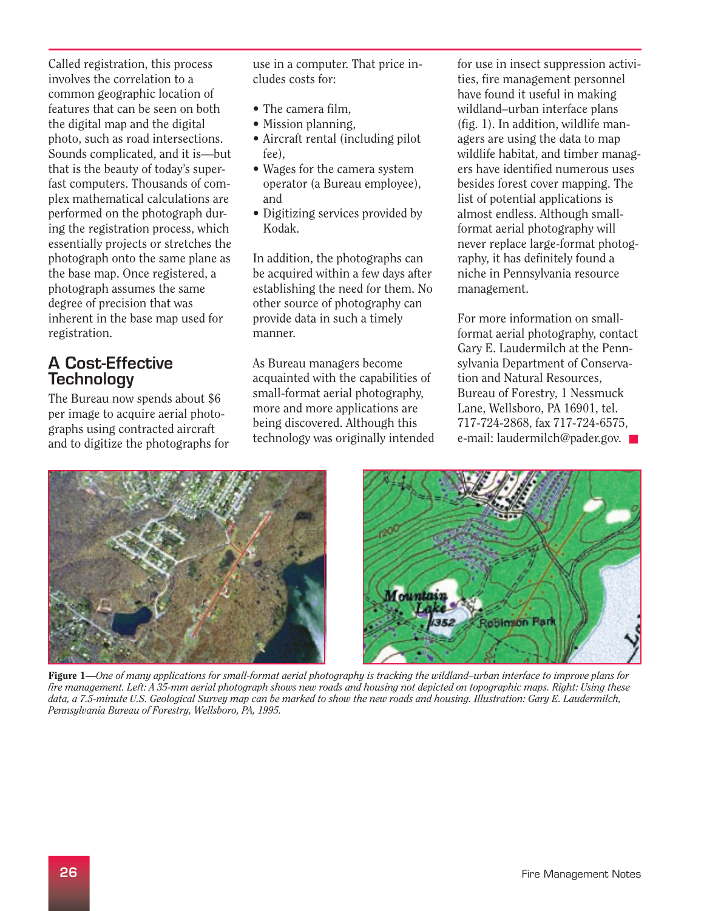Called registration, this process involves the correlation to a common geographic location of features that can be seen on both the digital map and the digital photo, such as road intersections. Sounds complicated, and it is—but that is the beauty of today's superfast computers. Thousands of complex mathematical calculations are performed on the photograph during the registration process, which essentially projects or stretches the photograph onto the same plane as the base map. Once registered, a photograph assumes the same degree of precision that was inherent in the base map used for registration.

## A Cost-Effective Technology

The Bureau now spends about $6 per image to acquire aerial photographs using contracted aircraft and to digitize the photographs for use in a computer. That price includes costs for:

- The camera film,
- Mission planning,
- Aircraft rental (including pilot fee),
- Wages for the camera system operator (a Bureau employee), and
- Digitizing services provided by Kodak.

In addition, the photographs can be acquired within a few days after establishing the need for them. No other source of photography can provide data in such a timely manner.

As Bureau managers become acquainted with the capabilities of small-format aerial photography, more and more applications are being discovered. Although this technology was originally intended for use in insect suppression activities, fire management personnel have found it useful in making wildland–urban interface plans (fig. 1). In addition, wildlife managers are using the data to map wildlife habitat, and timber managers have identified numerous uses besides forest cover mapping. The list of potential applications is almost endless. Although small-format aerial photography will never replace large-format photography, it has definitely found a niche in Pennsylvania resource management.

For more information on small-format aerial photography, contact Gary E. Laudermilch at the Pennsylvania Department of Conservation and Natural Resources, Bureau of Forestry, 1 Nessmuck Lane, Wellsboro, PA 16901, tel. 717-724-2868, fax 717-724-6575, e-mail: laudermilch@pader.gov. ■

**Figure 1**—*One of many applications for small-format aerial photography is tracking the wildland–urban interface to improve plans for fire management. Left: A 35-mm aerial photograph shows new roads and housing not depicted on topographic maps. Right: Using these data, a 7.5-minute U.S. Geological Survey map can be marked to show the new roads and housing. Illustration: Gary E. Laudermilch, Pennsylvania Bureau of Forestry, Wellsboro, PA, 1995.*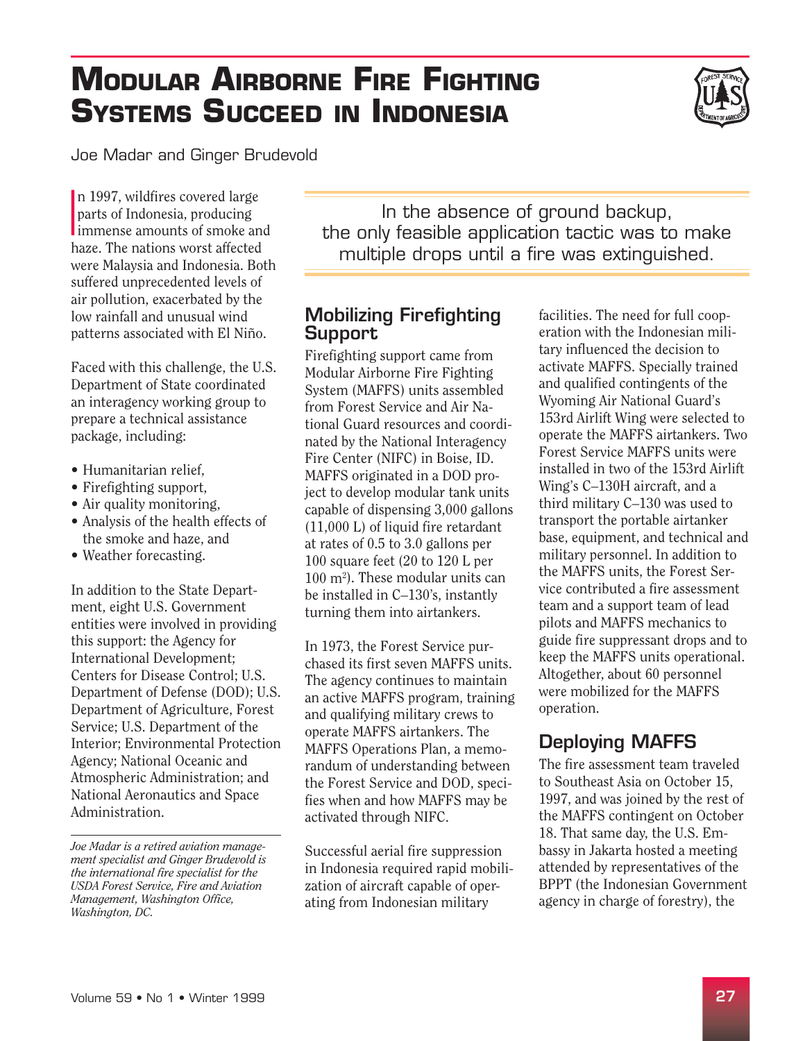# Modular Airborne Fire Fighting Systems Succeed in Indonesia

Joe Madar and Ginger Brudevold

In 1997, wildfires covered large parts of Indonesia, producing immense amounts of smoke and haze. The nations worst affected were Malaysia and Indonesia. Both suffered unprecedented levels of air pollution, exacerbated by the low rainfall and unusual wind patterns associated with El Niño.

Faced with this challenge, the U.S. Department of State coordinated an interagency working group to prepare a technical assistance package, including:

- Humanitarian relief,
- Firefighting support,
- Air quality monitoring,
- Analysis of the health effects of the smoke and haze, and
- Weather forecasting.

In addition to the State Department, eight U.S. Government entities were involved in providing this support: the Agency for International Development; Centers for Disease Control; U.S. Department of Defense (DOD); U.S. Department of Agriculture, Forest Service; U.S. Department of the Interior; Environmental Protection Agency; National Oceanic and Atmospheric Administration; and National Aeronautics and Space Administration.

*Joe Madar is a retired aviation management specialist and Ginger Brudevold is the international fire specialist for the USDA Forest Service, Fire and Aviation Management, Washington Office, Washington, DC.*

> In the absence of ground backup, the only feasible application tactic was to make multiple drops until a fire was extinguished.

## Mobilizing Firefighting Support

Firefighting support came from Modular Airborne Fire Fighting System (MAFFS) units assembled from Forest Service and Air National Guard resources and coordinated by the National Interagency Fire Center (NIFC) in Boise, ID. MAFFS originated in a DOD project to develop modular tank units capable of dispensing 3,000 gallons (11,000 L) of liquid fire retardant at rates of 0.5 to 3.0 gallons per 100 square feet (20 to 120 L per 100 m$^2$). These modular units can be installed in C–130's, instantly turning them into airtankers.

In 1973, the Forest Service purchased its first seven MAFFS units. The agency continues to maintain an active MAFFS program, training and qualifying military crews to operate MAFFS airtankers. The MAFFS Operations Plan, a memorandum of understanding between the Forest Service and DOD, specifies when and how MAFFS may be activated through NIFC.

Successful aerial fire suppression in Indonesia required rapid mobilization of aircraft capable of operating from Indonesian military facilities. The need for full cooperation with the Indonesian military influenced the decision to activate MAFFS. Specially trained and qualified contingents of the Wyoming Air National Guard's 153rd Airlift Wing were selected to operate the MAFFS airtankers. Two Forest Service MAFFS units were installed in two of the 153rd Airlift Wing's C–130H aircraft, and a third military C–130 was used to transport the portable airtanker base, equipment, and technical and military personnel. In addition to the MAFFS units, the Forest Service contributed a fire assessment team and a support team of lead pilots and MAFFS mechanics to guide fire suppressant drops and to keep the MAFFS units operational. Altogether, about 60 personnel were mobilized for the MAFFS operation.

## Deploying MAFFS

The fire assessment team traveled to Southeast Asia on October 15, 1997, and was joined by the rest of the MAFFS contingent on October 18. That same day, the U.S. Embassy in Jakarta hosted a meeting attended by representatives of the BPPT (the Indonesian Government agency in charge of forestry), the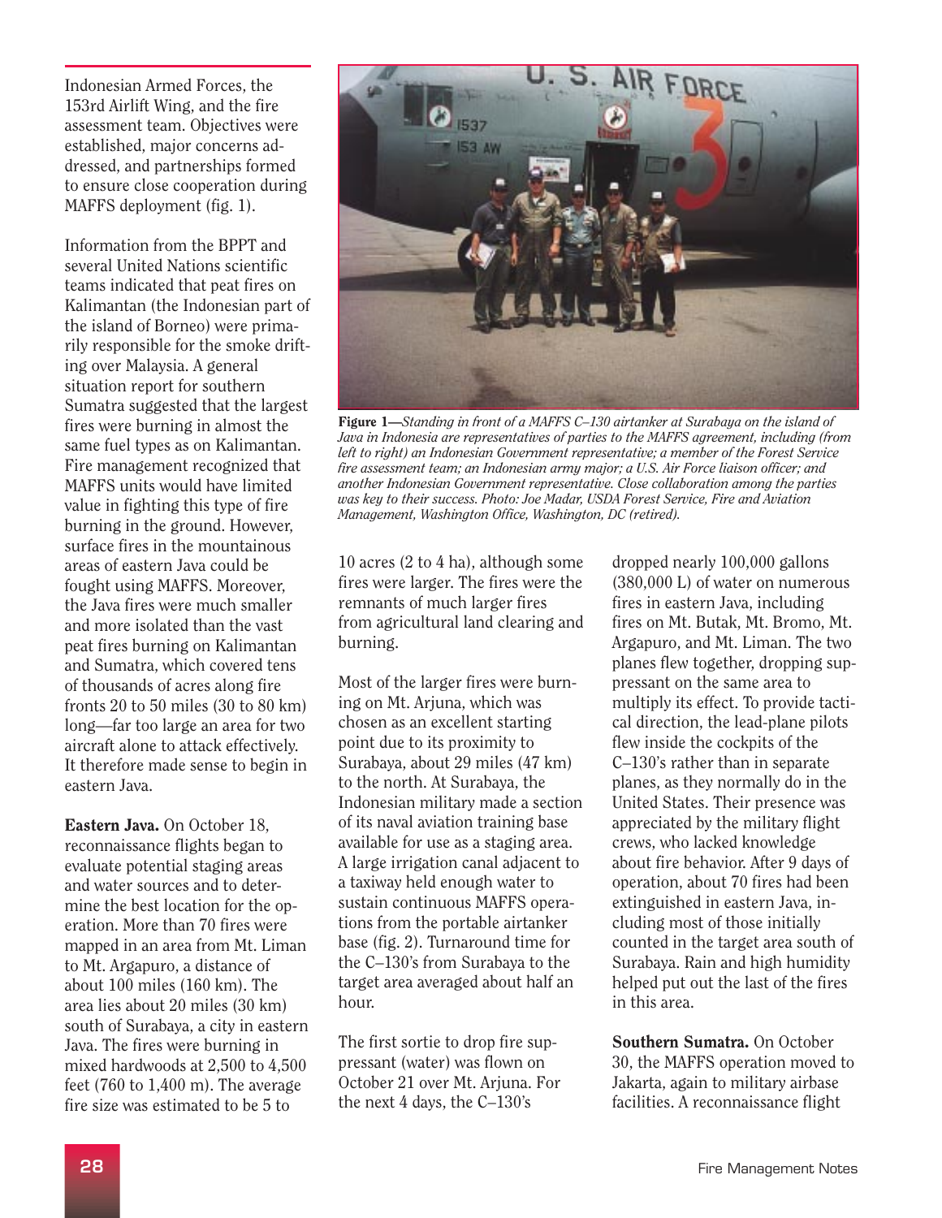Indonesian Armed Forces, the 153rd Airlift Wing, and the fire assessment team. Objectives were established, major concerns addressed, and partnerships formed to ensure close cooperation during MAFFS deployment (fig. 1).

Information from the BPPT and several United Nations scientific teams indicated that peat fires on Kalimantan (the Indonesian part of the island of Borneo) were primarily responsible for the smoke drifting over Malaysia. A general situation report for southern Sumatra suggested that the largest fires were burning in almost the same fuel types as on Kalimantan. Fire management recognized that MAFFS units would have limited value in fighting this type of fire burning in the ground. However, surface fires in the mountainous areas of eastern Java could be fought using MAFFS. Moreover, the Java fires were much smaller and more isolated than the vast peat fires burning on Kalimantan and Sumatra, which covered tens of thousands of acres along fire fronts 20 to 50 miles (30 to 80 km) long—far too large an area for two aircraft alone to attack effectively. It therefore made sense to begin in eastern Java.

**Figure 1**—*Standing in front of a MAFFS C–130 airtanker at Surabaya on the island of Java in Indonesia are representatives of parties to the MAFFS agreement, including (from left to right) an Indonesian Government representative; a member of the Forest Service fire assessment team; an Indonesian army major; a U.S. Air Force liaison officer; and another Indonesian Government representative. Close collaboration among the parties was key to their success. Photo: Joe Madar, USDA Forest Service, Fire and Aviation Management, Washington Office, Washington, DC (retired).*

**Eastern Java.** On October 18, reconnaissance flights began to evaluate potential staging areas and water sources and to determine the best location for the operation. More than 70 fires were mapped in an area from Mt. Liman to Mt. Argapuro, a distance of about 100 miles (160 km). The area lies about 20 miles (30 km) south of Surabaya, a city in eastern Java. The fires were burning in mixed hardwoods at 2,500 to 4,500 feet (760 to 1,400 m). The average fire size was estimated to be 5 to 10 acres (2 to 4 ha), although some fires were larger. The fires were the remnants of much larger fires from agricultural land clearing and burning.

Most of the larger fires were burning on Mt. Arjuna, which was chosen as an excellent starting point due to its proximity to Surabaya, about 29 miles (47 km) to the north. At Surabaya, the Indonesian military made a section of its naval aviation training base available for use as a staging area. A large irrigation canal adjacent to a taxiway held enough water to sustain continuous MAFFS operations from the portable airtanker base (fig. 2). Turnaround time for the C–130's from Surabaya to the target area averaged about half an hour.

The first sortie to drop fire suppressant (water) was flown on October 21 over Mt. Arjuna. For the next 4 days, the C–130's dropped nearly 100,000 gallons (380,000 L) of water on numerous fires in eastern Java, including fires on Mt. Butak, Mt. Bromo, Mt. Argapuro, and Mt. Liman. The two planes flew together, dropping suppressant on the same area to multiply its effect. To provide tactical direction, the lead-plane pilots flew inside the cockpits of the C–130's rather than in separate planes, as they normally do in the United States. Their presence was appreciated by the military flight crews, who lacked knowledge about fire behavior. After 9 days of operation, about 70 fires had been extinguished in eastern Java, including most of those initially counted in the target area south of Surabaya. Rain and high humidity helped put out the last of the fires in this area.

**Southern Sumatra.** On October 30, the MAFFS operation moved to Jakarta, again to military airbase facilities. A reconnaissance flight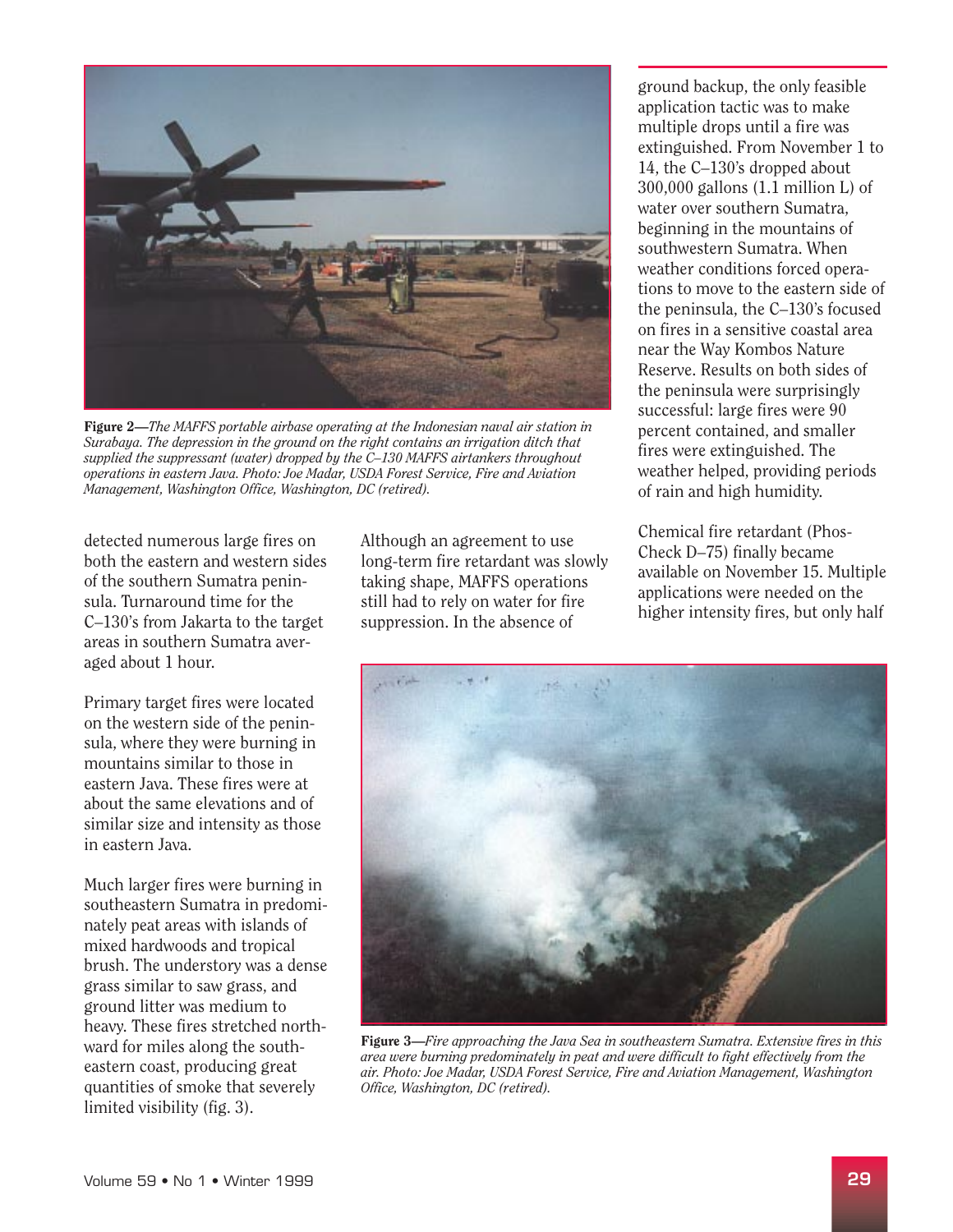**Figure 2**—*The MAFFS portable airbase operating at the Indonesian naval air station in Surabaya. The depression in the ground on the right contains an irrigation ditch that supplied the suppressant (water) dropped by the C–130 MAFFS airtankers throughout operations in eastern Java. Photo: Joe Madar, USDA Forest Service, Fire and Aviation Management, Washington Office, Washington, DC (retired).*

detected numerous large fires on both the eastern and western sides of the southern Sumatra peninsula. Turnaround time for the C–130's from Jakarta to the target areas in southern Sumatra averaged about 1 hour.

Primary target fires were located on the western side of the peninsula, where they were burning in mountains similar to those in eastern Java. These fires were at about the same elevations and of similar size and intensity as those in eastern Java.

Much larger fires were burning in southeastern Sumatra in predominately peat areas with islands of mixed hardwoods and tropical brush. The understory was a dense grass similar to saw grass, and ground litter was medium to heavy. These fires stretched northward for miles along the southeastern coast, producing great quantities of smoke that severely limited visibility (fig. 3).

Although an agreement to use long-term fire retardant was slowly taking shape, MAFFS operations still had to rely on water for fire suppression. In the absence of ground backup, the only feasible application tactic was to make multiple drops until a fire was extinguished. From November 1 to 14, the C–130's dropped about 300,000 gallons (1.1 million L) of water over southern Sumatra, beginning in the mountains of southwestern Sumatra. When weather conditions forced operations to move to the eastern side of the peninsula, the C–130's focused on fires in a sensitive coastal area near the Way Kombos Nature Reserve. Results on both sides of the peninsula were surprisingly successful: large fires were 90 percent contained, and smaller fires were extinguished. The weather helped, providing periods of rain and high humidity.

Chemical fire retardant (Phos-Check D–75) finally became available on November 15. Multiple applications were needed on the higher intensity fires, but only half

**Figure 3**—*Fire approaching the Java Sea in southeastern Sumatra. Extensive fires in this area were burning predominately in peat and were difficult to fight effectively from the air. Photo: Joe Madar, USDA Forest Service, Fire and Aviation Management, Washington Office, Washington, DC (retired).*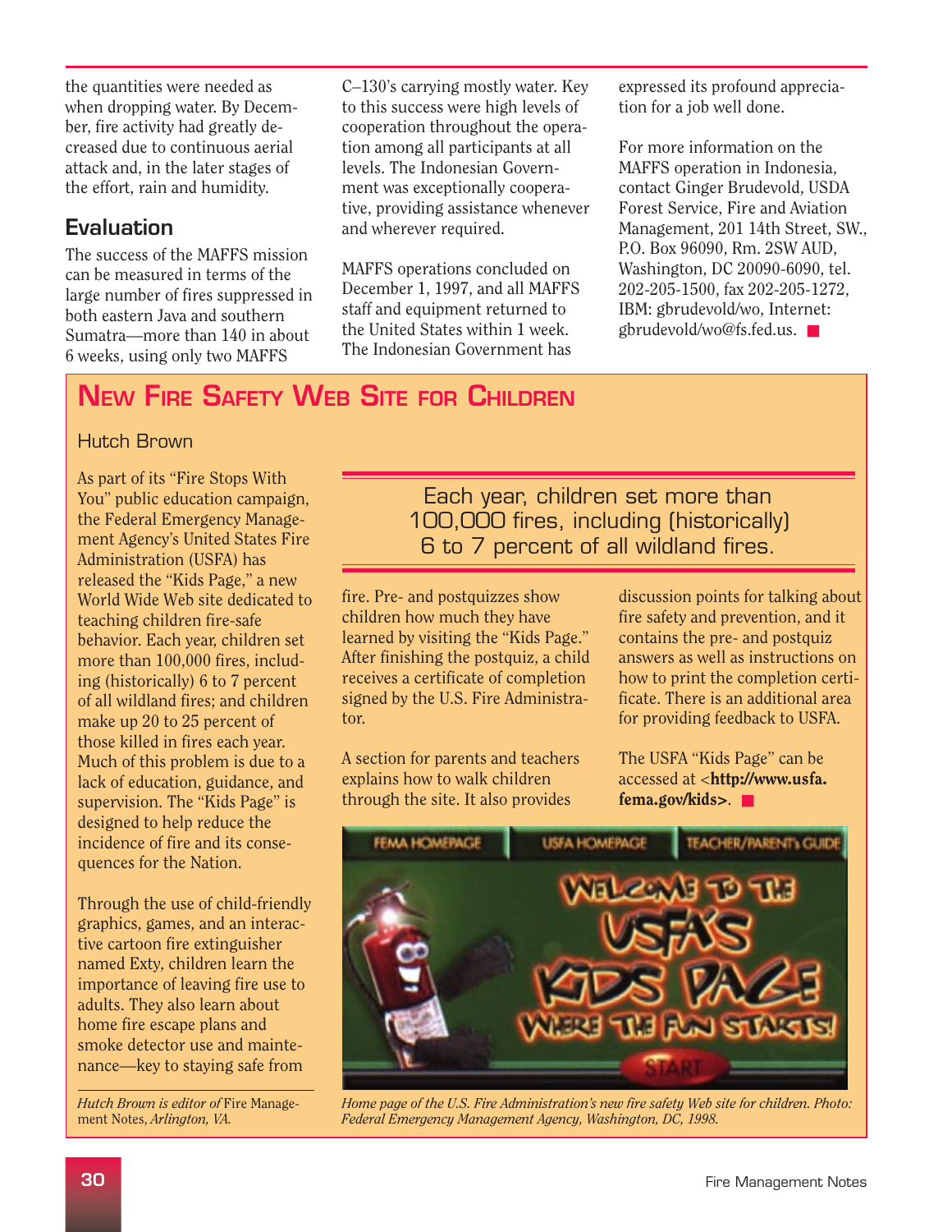the quantities were needed as when dropping water. By December, fire activity had greatly decreased due to continuous aerial attack and, in the later stages of the effort, rain and humidity.

## Evaluation

The success of the MAFFS mission can be measured in terms of the large number of fires suppressed in both eastern Java and southern Sumatra—more than 140 in about 6 weeks, using only two MAFFS C–130's carrying mostly water. Key to this success were high levels of cooperation throughout the operation among all participants at all levels. The Indonesian Government was exceptionally cooperative, providing assistance whenever and wherever required.

MAFFS operations concluded on December 1, 1997, and all MAFFS staff and equipment returned to the United States within 1 week. The Indonesian Government has expressed its profound appreciation for a job well done.

For more information on the MAFFS operation in Indonesia, contact Ginger Brudevold, USDA Forest Service, Fire and Aviation Management, 201 14th Street, SW., P.O. Box 96090, Rm. 2SW AUD, Washington, DC 20090-6090, tel. 202-205-1500, fax 202-205-1272, IBM: gbrudevold/wo, Internet: gbrudevold/wo@fs.fed.us. ■

# New Fire Safety Web Site for Children

Hutch Brown

As part of its "Fire Stops With You" public education campaign, the Federal Emergency Management Agency's United States Fire Administration (USFA) has released the "Kids Page," a new World Wide Web site dedicated to teaching children fire-safe behavior. Each year, children set more than 100,000 fires, including (historically) 6 to 7 percent of all wildland fires; and children make up 20 to 25 percent of those killed in fires each year. Much of this problem is due to a lack of education, guidance, and supervision. The "Kids Page" is designed to help reduce the incidence of fire and its consequences for the Nation.

> Each year, children set more than 100,000 fires, including (historically) 6 to 7 percent of all wildland fires.

Through the use of child-friendly graphics, games, and an interactive cartoon fire extinguisher named Exty, children learn the importance of leaving fire use to adults. They also learn about home fire escape plans and smoke detector use and maintenance—key to staying safe from fire. Pre- and postquizzes show children how much they have learned by visiting the "Kids Page." After finishing the postquiz, a child receives a certificate of completion signed by the U.S. Fire Administrator.

A section for parents and teachers explains how to walk children through the site. It also provides discussion points for talking about fire safety and prevention, and it contains the pre- and postquiz answers as well as instructions on how to print the completion certificate. There is an additional area for providing feedback to USFA.

The USFA "Kids Page" can be accessed at <**http://www.usfa.fema.gov/kids>**. ■

*Home page of the U.S. Fire Administration's new fire safety Web site for children. Photo: Federal Emergency Management Agency, Washington, DC, 1998.*

*Hutch Brown is editor of* Fire Management Notes, *Arlington, VA.*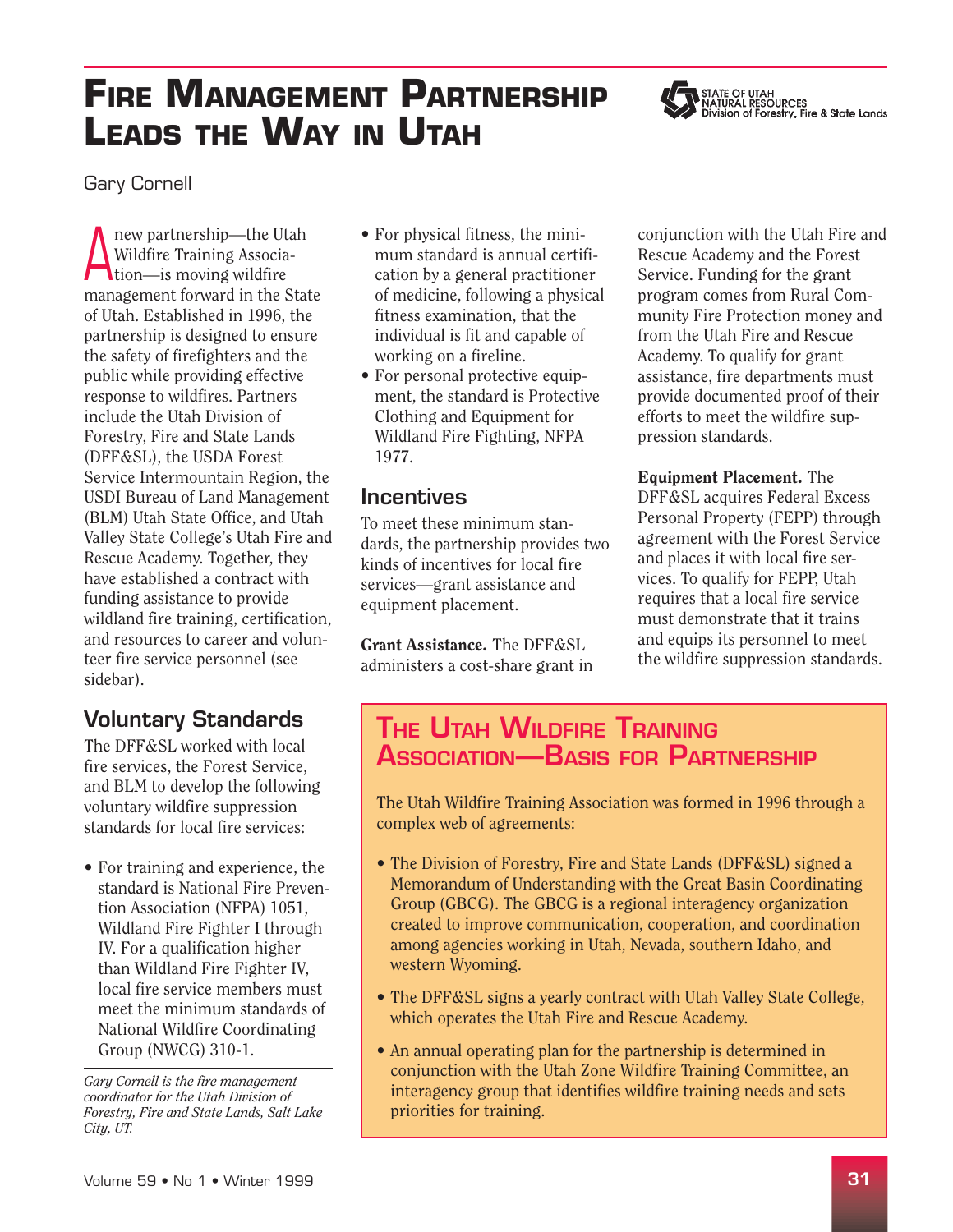# Fire Management Partnership Leads the Way in Utah

STATE OF UTAH NATURAL RESOURCES Division of Forestry, Fire & State Lands

Gary Cornell

A new partnership—the Utah Wildfire Training Association—is moving wildfire management forward in the State of Utah. Established in 1996, the partnership is designed to ensure the safety of firefighters and the public while providing effective response to wildfires. Partners include the Utah Division of Forestry, Fire and State Lands (DFF&SL), the USDA Forest Service Intermountain Region, the USDI Bureau of Land Management (BLM) Utah State Office, and Utah Valley State College's Utah Fire and Rescue Academy. Together, they have established a contract with funding assistance to provide wildland fire training, certification, and resources to career and volunteer fire service personnel (see sidebar).

## Voluntary Standards

The DFF&SL worked with local fire services, the Forest Service, and BLM to develop the following voluntary wildfire suppression standards for local fire services:

- For training and experience, the standard is National Fire Prevention Association (NFPA) 1051, Wildland Fire Fighter I through IV. For a qualification higher than Wildland Fire Fighter IV, local fire service members must meet the minimum standards of National Wildfire Coordinating Group (NWCG) 310-1.
- For physical fitness, the minimum standard is annual certification by a general practitioner of medicine, following a physical fitness examination, that the individual is fit and capable of working on a fireline.
- For personal protective equipment, the standard is Protective Clothing and Equipment for Wildland Fire Fighting, NFPA 1977.

*Gary Cornell is the fire management coordinator for the Utah Division of Forestry, Fire and State Lands, Salt Lake City, UT.*

## Incentives

To meet these minimum standards, the partnership provides two kinds of incentives for local fire services—grant assistance and equipment placement.

**Grant Assistance.** The DFF&SL administers a cost-share grant in conjunction with the Utah Fire and Rescue Academy and the Forest Service. Funding for the grant program comes from Rural Community Fire Protection money and from the Utah Fire and Rescue Academy. To qualify for grant assistance, fire departments must provide documented proof of their efforts to meet the wildfire suppression standards.

**Equipment Placement.** The DFF&SL acquires Federal Excess Personal Property (FEPP) through agreement with the Forest Service and places it with local fire services. To qualify for FEPP, Utah requires that a local fire service must demonstrate that it trains and equips its personnel to meet the wildfire suppression standards.

## The Utah Wildfire Training Association—Basis for Partnership

The Utah Wildfire Training Association was formed in 1996 through a complex web of agreements:

- The Division of Forestry, Fire and State Lands (DFF&SL) signed a Memorandum of Understanding with the Great Basin Coordinating Group (GBCG). The GBCG is a regional interagency organization created to improve communication, cooperation, and coordination among agencies working in Utah, Nevada, southern Idaho, and western Wyoming.
- The DFF&SL signs a yearly contract with Utah Valley State College, which operates the Utah Fire and Rescue Academy.
- An annual operating plan for the partnership is determined in conjunction with the Utah Zone Wildfire Training Committee, an interagency group that identifies wildfire training needs and sets priorities for training.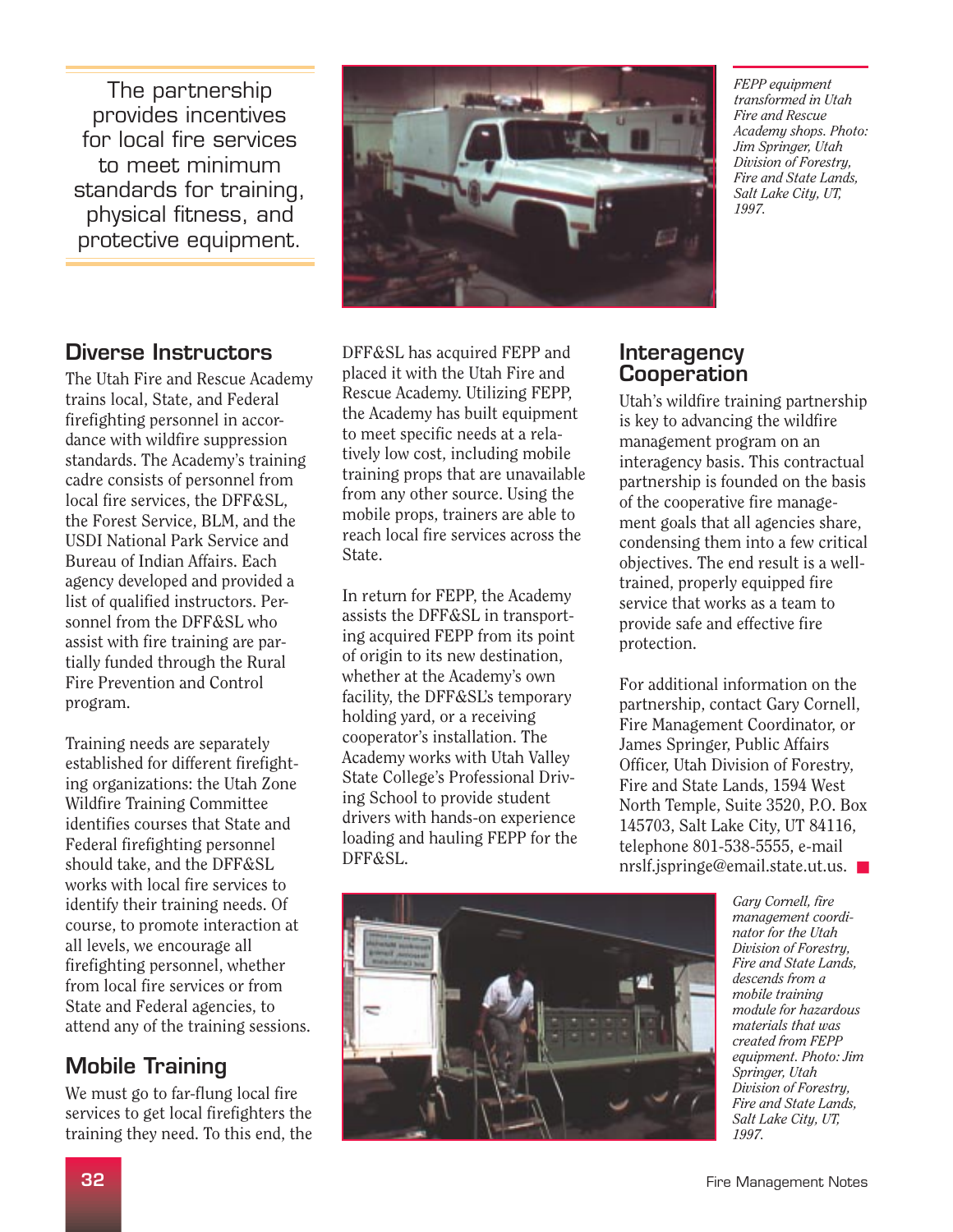The partnership provides incentives for local fire services to meet minimum standards for training, physical fitness, and protective equipment.

*FEPP equipment transformed in Utah Fire and Rescue Academy shops. Photo: Jim Springer, Utah Division of Forestry, Fire and State Lands, Salt Lake City, UT, 1997.*

## Diverse Instructors

The Utah Fire and Rescue Academy trains local, State, and Federal firefighting personnel in accordance with wildfire suppression standards. The Academy's training cadre consists of personnel from local fire services, the DFF&SL, the Forest Service, BLM, and the USDI National Park Service and Bureau of Indian Affairs. Each agency developed and provided a list of qualified instructors. Personnel from the DFF&SL who assist with fire training are partially funded through the Rural Fire Prevention and Control program.

Training needs are separately established for different firefighting organizations: the Utah Zone Wildfire Training Committee identifies courses that State and Federal firefighting personnel should take, and the DFF&SL works with local fire services to identify their training needs. Of course, to promote interaction at all levels, we encourage all firefighting personnel, whether from local fire services or from State and Federal agencies, to attend any of the training sessions.

## Mobile Training

We must go to far-flung local fire services to get local firefighters the training they need. To this end, the DFF&SL has acquired FEPP and placed it with the Utah Fire and Rescue Academy. Utilizing FEPP, the Academy has built equipment to meet specific needs at a relatively low cost, including mobile training props that are unavailable from any other source. Using the mobile props, trainers are able to reach local fire services across the State.

In return for FEPP, the Academy assists the DFF&SL in transporting acquired FEPP from its point of origin to its new destination, whether at the Academy's own facility, the DFF&SL's temporary holding yard, or a receiving cooperator's installation. The Academy works with Utah Valley State College's Professional Driving School to provide student drivers with hands-on experience loading and hauling FEPP for the DFF&SL.

## Interagency Cooperation

Utah's wildfire training partnership is key to advancing the wildfire management program on an interagency basis. This contractual partnership is founded on the basis of the cooperative fire management goals that all agencies share, condensing them into a few critical objectives. The end result is a well-trained, properly equipped fire service that works as a team to provide safe and effective fire protection.

For additional information on the partnership, contact Gary Cornell, Fire Management Coordinator, or James Springer, Public Affairs Officer, Utah Division of Forestry, Fire and State Lands, 1594 West North Temple, Suite 3520, P.O. Box 145703, Salt Lake City, UT 84116, telephone 801-538-5555, e-mail nrslf.jspringe@email.state.ut.us. ■

*Gary Cornell, fire management coordinator for the Utah Division of Forestry, Fire and State Lands, descends from a mobile training module for hazardous materials that was created from FEPP equipment. Photo: Jim Springer, Utah Division of Forestry, Fire and State Lands, Salt Lake City, UT, 1997.*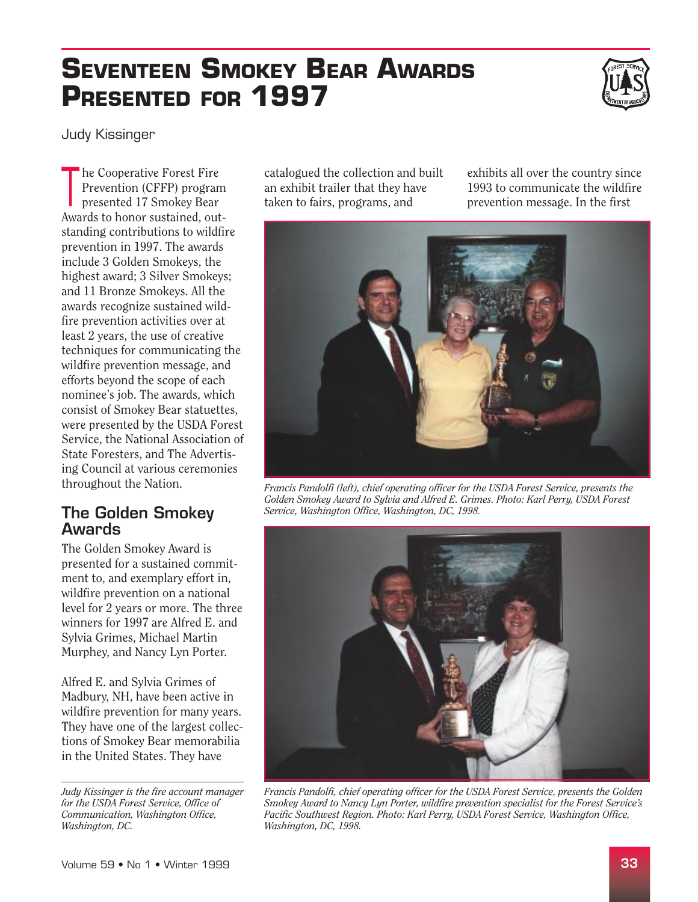# Seventeen Smokey Bear Awards Presented for 1997

Judy Kissinger

The Cooperative Forest Fire Prevention (CFFP) program presented 17 Smokey Bear Awards to honor sustained, outstanding contributions to wildfire prevention in 1997. The awards include 3 Golden Smokeys, the highest award; 3 Silver Smokeys; and 11 Bronze Smokeys. All the awards recognize sustained wildfire prevention activities over at least 2 years, the use of creative techniques for communicating the wildfire prevention message, and efforts beyond the scope of each nominee's job. The awards, which consist of Smokey Bear statuettes, were presented by the USDA Forest Service, the National Association of State Foresters, and The Advertising Council at various ceremonies throughout the Nation.

## The Golden Smokey Awards

The Golden Smokey Award is presented for a sustained commitment to, and exemplary effort in, wildfire prevention on a national level for 2 years or more. The three winners for 1997 are Alfred E. and Sylvia Grimes, Michael Martin Murphey, and Nancy Lyn Porter.

Alfred E. and Sylvia Grimes of Madbury, NH, have been active in wildfire prevention for many years. They have one of the largest collections of Smokey Bear memorabilia in the United States. They have catalogued the collection and built an exhibit trailer that they have taken to fairs, programs, and exhibits all over the country since 1993 to communicate the wildfire prevention message. In the first

*Francis Pandolfi (left), chief operating officer for the USDA Forest Service, presents the Golden Smokey Award to Sylvia and Alfred E. Grimes. Photo: Karl Perry, USDA Forest Service, Washington Office, Washington, DC, 1998.*

*Francis Pandolfi, chief operating officer for the USDA Forest Service, presents the Golden Smokey Award to Nancy Lyn Porter, wildfire prevention specialist for the Forest Service's Pacific Southwest Region. Photo: Karl Perry, USDA Forest Service, Washington Office, Washington, DC, 1998.*

---

*Judy Kissinger is the fire account manager for the USDA Forest Service, Office of Communication, Washington Office, Washington, DC.*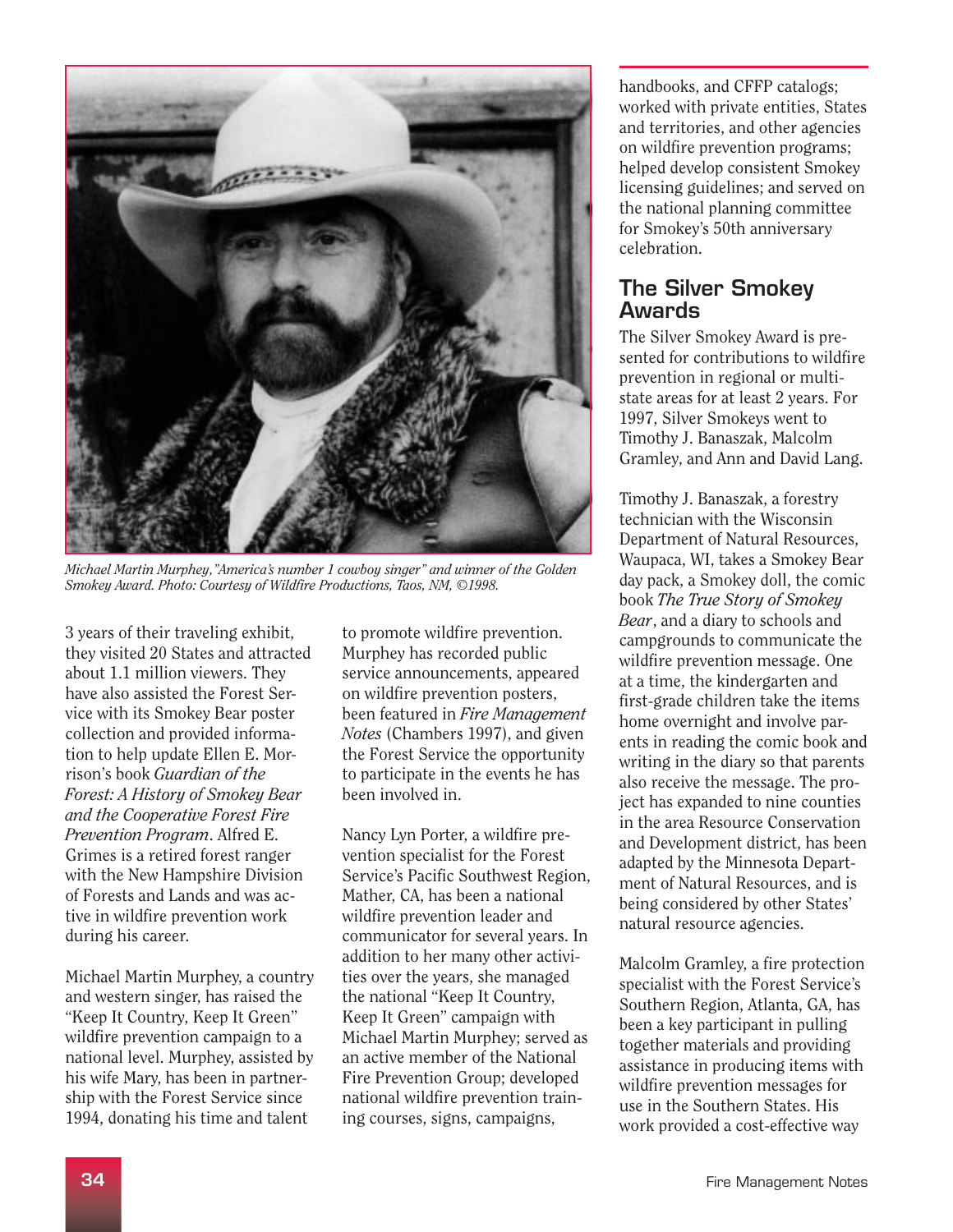Michael Martin Murphey, "America's number 1 cowboy singer" and winner of the Golden Smokey Award. Photo: Courtesy of Wildfire Productions, Taos, NM, ©1998.

3 years of their traveling exhibit, they visited 20 States and attracted about 1.1 million viewers. They have also assisted the Forest Service with its Smokey Bear poster collection and provided information to help update Ellen E. Morrison's book *Guardian of the Forest: A History of Smokey Bear and the Cooperative Forest Fire Prevention Program*. Alfred E. Grimes is a retired forest ranger with the New Hampshire Division of Forests and Lands and was active in wildfire prevention work during his career.

Michael Martin Murphey, a country and western singer, has raised the "Keep It Country, Keep It Green" wildfire prevention campaign to a national level. Murphey, assisted by his wife Mary, has been in partnership with the Forest Service since 1994, donating his time and talent to promote wildfire prevention. Murphey has recorded public service announcements, appeared on wildfire prevention posters, been featured in *Fire Management Notes* (Chambers 1997), and given the Forest Service the opportunity to participate in the events he has been involved in.

Nancy Lyn Porter, a wildfire prevention specialist for the Forest Service's Pacific Southwest Region, Mather, CA, has been a national wildfire prevention leader and communicator for several years. In addition to her many other activities over the years, she managed the national "Keep It Country, Keep It Green" campaign with Michael Martin Murphey; served as an active member of the National Fire Prevention Group; developed national wildfire prevention training courses, signs, campaigns, handbooks, and CFFP catalogs; worked with private entities, States and territories, and other agencies on wildfire prevention programs; helped develop consistent Smokey licensing guidelines; and served on the national planning committee for Smokey's 50th anniversary celebration.

## The Silver Smokey Awards

The Silver Smokey Award is presented for contributions to wildfire prevention in regional or multistate areas for at least 2 years. For 1997, Silver Smokeys went to Timothy J. Banaszak, Malcolm Gramley, and Ann and David Lang.

Timothy J. Banaszak, a forestry technician with the Wisconsin Department of Natural Resources, Waupaca, WI, takes a Smokey Bear day pack, a Smokey doll, the comic book *The True Story of Smokey Bear*, and a diary to schools and campgrounds to communicate the wildfire prevention message. One at a time, the kindergarten and first-grade children take the items home overnight and involve parents in reading the comic book and writing in the diary so that parents also receive the message. The project has expanded to nine counties in the area Resource Conservation and Development district, has been adapted by the Minnesota Department of Natural Resources, and is being considered by other States' natural resource agencies.

Malcolm Gramley, a fire protection specialist with the Forest Service's Southern Region, Atlanta, GA, has been a key participant in pulling together materials and providing assistance in producing items with wildfire prevention messages for use in the Southern States. His work provided a cost-effective way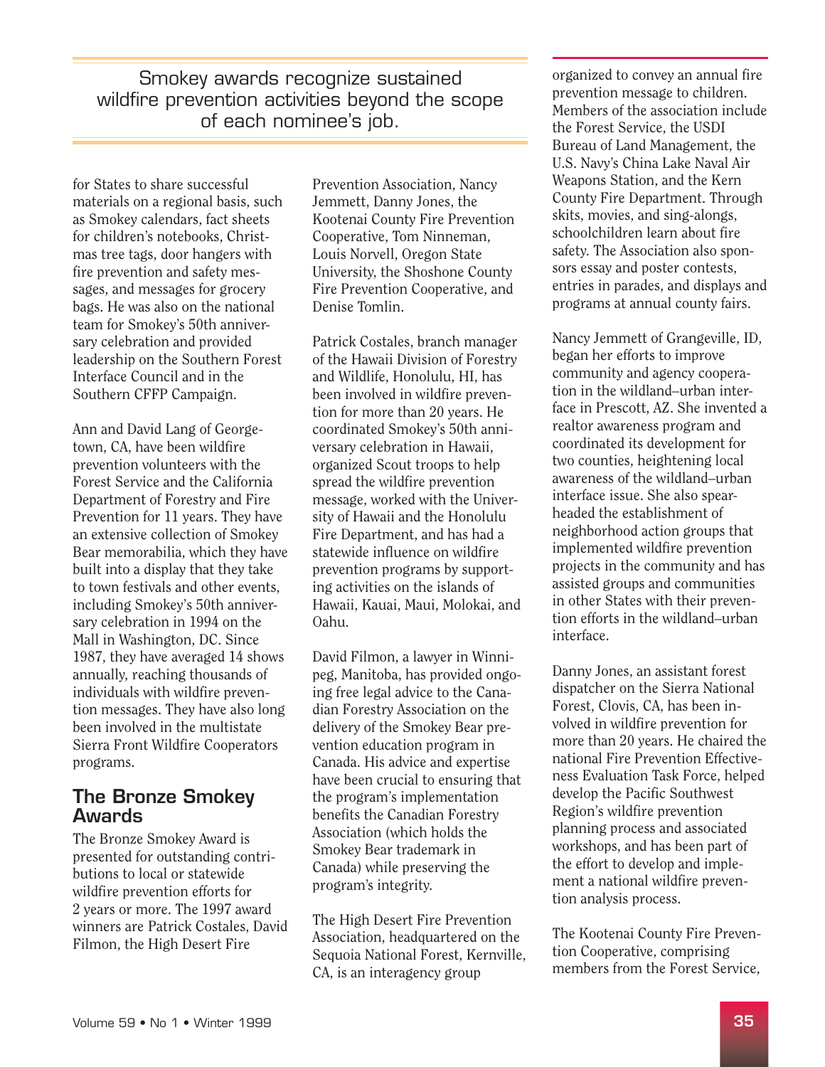> Smokey awards recognize sustained wildfire prevention activities beyond the scope of each nominee's job.

for States to share successful materials on a regional basis, such as Smokey calendars, fact sheets for children's notebooks, Christmas tree tags, door hangers with fire prevention and safety messages, and messages for grocery bags. He was also on the national team for Smokey's 50th anniversary celebration and provided leadership on the Southern Forest Interface Council and in the Southern CFFP Campaign.

Ann and David Lang of Georgetown, CA, have been wildfire prevention volunteers with the Forest Service and the California Department of Forestry and Fire Prevention for 11 years. They have an extensive collection of Smokey Bear memorabilia, which they have built into a display that they take to town festivals and other events, including Smokey's 50th anniversary celebration in 1994 on the Mall in Washington, DC. Since 1987, they have averaged 14 shows annually, reaching thousands of individuals with wildfire prevention messages. They have also long been involved in the multistate Sierra Front Wildfire Cooperators programs.

## The Bronze Smokey Awards

The Bronze Smokey Award is presented for outstanding contributions to local or statewide wildfire prevention efforts for 2 years or more. The 1997 award winners are Patrick Costales, David Filmon, the High Desert Fire Prevention Association, Nancy Jemmett, Danny Jones, the Kootenai County Fire Prevention Cooperative, Tom Ninneman, Louis Norvell, Oregon State University, the Shoshone County Fire Prevention Cooperative, and Denise Tomlin.

Patrick Costales, branch manager of the Hawaii Division of Forestry and Wildlife, Honolulu, HI, has been involved in wildfire prevention for more than 20 years. He coordinated Smokey's 50th anniversary celebration in Hawaii, organized Scout troops to help spread the wildfire prevention message, worked with the University of Hawaii and the Honolulu Fire Department, and has had a statewide influence on wildfire prevention programs by supporting activities on the islands of Hawaii, Kauai, Maui, Molokai, and Oahu.

David Filmon, a lawyer in Winnipeg, Manitoba, has provided ongoing free legal advice to the Canadian Forestry Association on the delivery of the Smokey Bear prevention education program in Canada. His advice and expertise have been crucial to ensuring that the program's implementation benefits the Canadian Forestry Association (which holds the Smokey Bear trademark in Canada) while preserving the program's integrity.

The High Desert Fire Prevention Association, headquartered on the Sequoia National Forest, Kernville, CA, is an interagency group organized to convey an annual fire prevention message to children. Members of the association include the Forest Service, the USDI Bureau of Land Management, the U.S. Navy's China Lake Naval Air Weapons Station, and the Kern County Fire Department. Through skits, movies, and sing-alongs, schoolchildren learn about fire safety. The Association also sponsors essay and poster contests, entries in parades, and displays and programs at annual county fairs.

Nancy Jemmett of Grangeville, ID, began her efforts to improve community and agency cooperation in the wildland–urban interface in Prescott, AZ. She invented a realtor awareness program and coordinated its development for two counties, heightening local awareness of the wildland–urban interface issue. She also spearheaded the establishment of neighborhood action groups that implemented wildfire prevention projects in the community and has assisted groups and communities in other States with their prevention efforts in the wildland–urban interface.

Danny Jones, an assistant forest dispatcher on the Sierra National Forest, Clovis, CA, has been involved in wildfire prevention for more than 20 years. He chaired the national Fire Prevention Effectiveness Evaluation Task Force, helped develop the Pacific Southwest Region's wildfire prevention planning process and associated workshops, and has been part of the effort to develop and implement a national wildfire prevention analysis process.

The Kootenai County Fire Prevention Cooperative, comprising members from the Forest Service,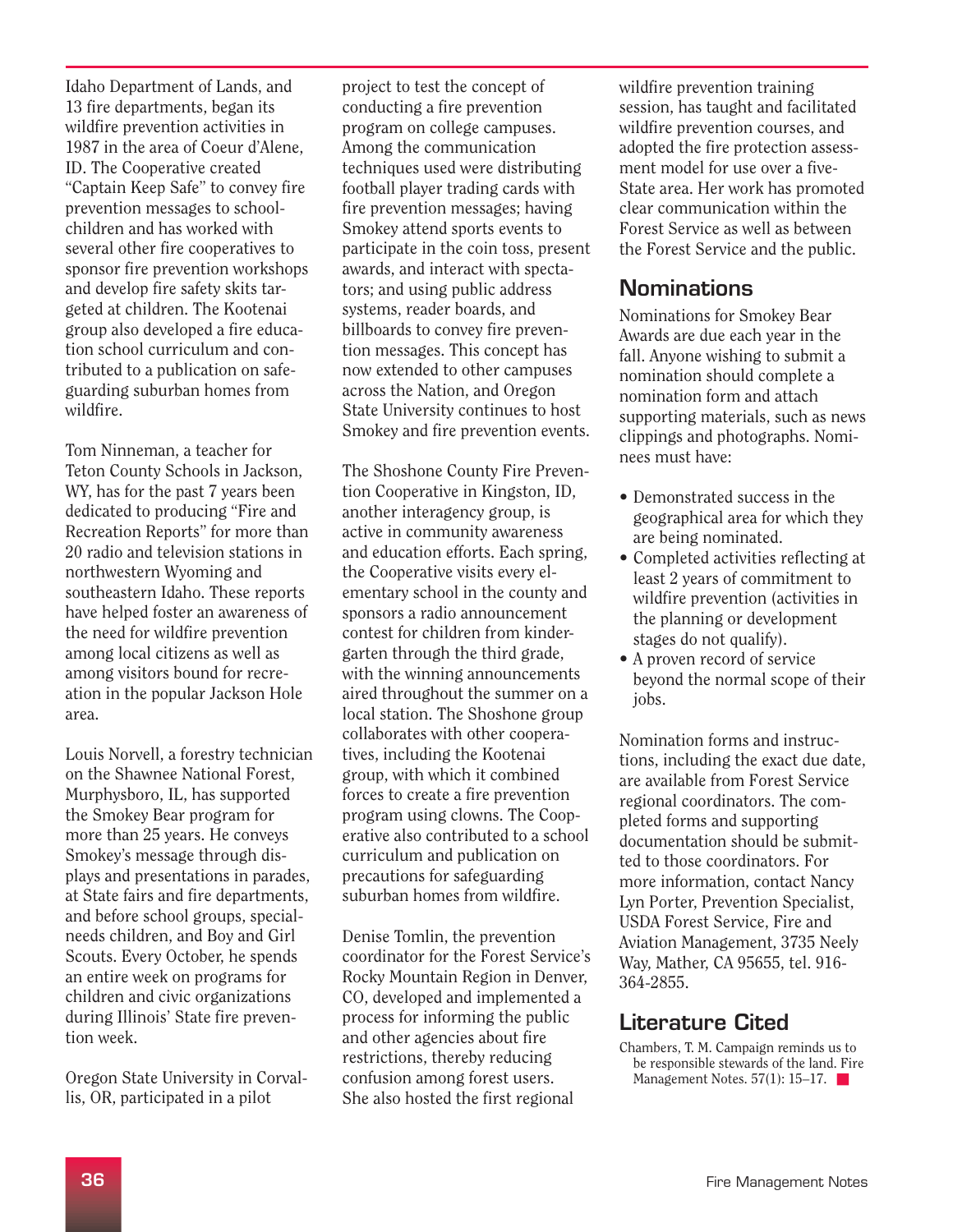Idaho Department of Lands, and 13 fire departments, began its wildfire prevention activities in 1987 in the area of Coeur d'Alene, ID. The Cooperative created "Captain Keep Safe" to convey fire prevention messages to schoolchildren and has worked with several other fire cooperatives to sponsor fire prevention workshops and develop fire safety skits targeted at children. The Kootenai group also developed a fire education school curriculum and contributed to a publication on safeguarding suburban homes from wildfire.

Tom Ninneman, a teacher for Teton County Schools in Jackson, WY, has for the past 7 years been dedicated to producing "Fire and Recreation Reports" for more than 20 radio and television stations in northwestern Wyoming and southeastern Idaho. These reports have helped foster an awareness of the need for wildfire prevention among local citizens as well as among visitors bound for recreation in the popular Jackson Hole area.

Louis Norvell, a forestry technician on the Shawnee National Forest, Murphysboro, IL, has supported the Smokey Bear program for more than 25 years. He conveys Smokey's message through displays and presentations in parades, at State fairs and fire departments, and before school groups, special-needs children, and Boy and Girl Scouts. Every October, he spends an entire week on programs for children and civic organizations during Illinois' State fire prevention week.

Oregon State University in Corvallis, OR, participated in a pilot project to test the concept of conducting a fire prevention program on college campuses. Among the communication techniques used were distributing football player trading cards with fire prevention messages; having Smokey attend sports events to participate in the coin toss, present awards, and interact with spectators; and using public address systems, reader boards, and billboards to convey fire prevention messages. This concept has now extended to other campuses across the Nation, and Oregon State University continues to host Smokey and fire prevention events.

The Shoshone County Fire Prevention Cooperative in Kingston, ID, another interagency group, is active in community awareness and education efforts. Each spring, the Cooperative visits every elementary school in the county and sponsors a radio announcement contest for children from kindergarten through the third grade, with the winning announcements aired throughout the summer on a local station. The Shoshone group collaborates with other cooperatives, including the Kootenai group, with which it combined forces to create a fire prevention program using clowns. The Cooperative also contributed to a school curriculum and publication on precautions for safeguarding suburban homes from wildfire.

Denise Tomlin, the prevention coordinator for the Forest Service's Rocky Mountain Region in Denver, CO, developed and implemented a process for informing the public and other agencies about fire restrictions, thereby reducing confusion among forest users. She also hosted the first regional wildfire prevention training session, has taught and facilitated wildfire prevention courses, and adopted the fire protection assessment model for use over a five-State area. Her work has promoted clear communication within the Forest Service as well as between the Forest Service and the public.

## Nominations

Nominations for Smokey Bear Awards are due each year in the fall. Anyone wishing to submit a nomination should complete a nomination form and attach supporting materials, such as news clippings and photographs. Nominees must have:

- Demonstrated success in the geographical area for which they are being nominated.
- Completed activities reflecting at least 2 years of commitment to wildfire prevention (activities in the planning or development stages do not qualify).
- A proven record of service beyond the normal scope of their jobs.

Nomination forms and instructions, including the exact due date, are available from Forest Service regional coordinators. The completed forms and supporting documentation should be submitted to those coordinators. For more information, contact Nancy Lyn Porter, Prevention Specialist, USDA Forest Service, Fire and Aviation Management, 3735 Neely Way, Mather, CA 95655, tel. 916-364-2855.

## Literature Cited

Chambers, T. M. Campaign reminds us to be responsible stewards of the land. Fire Management Notes. 57(1): 15–17.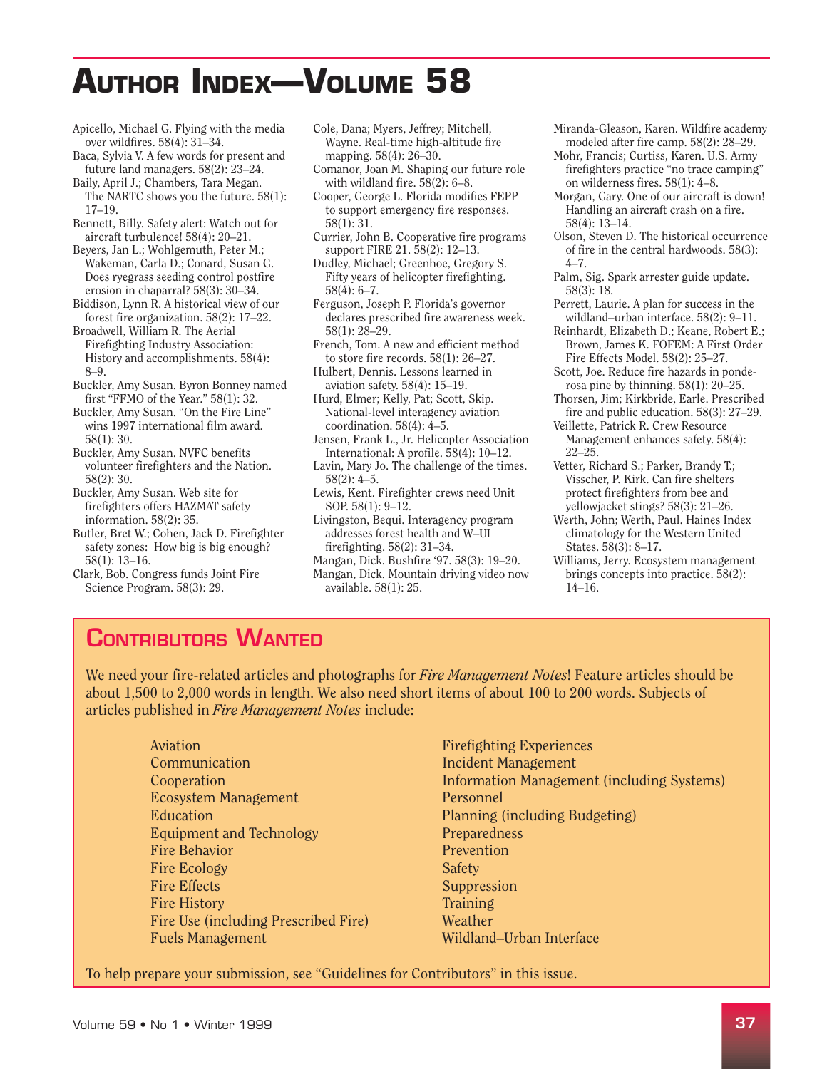# Author Index—Volume 58

Apicello, Michael G. Flying with the media over wildfires. 58(4): 31–34.

Baca, Sylvia V. A few words for present and future land managers. 58(2): 23–24.

Baily, April J.; Chambers, Tara Megan. The NARTC shows you the future. 58(1): 17–19.

Bennett, Billy. Safety alert: Watch out for aircraft turbulence! 58(4): 20–21.

Beyers, Jan L.; Wohlgemuth, Peter M.; Wakeman, Carla D.; Conard, Susan G. Does ryegrass seeding control postfire erosion in chaparral? 58(3): 30–34.

Biddison, Lynn R. A historical view of our forest fire organization. 58(2): 17–22.

Broadwell, William R. The Aerial Firefighting Industry Association: History and accomplishments. 58(4): 8–9.

Buckler, Amy Susan. Byron Bonney named first "FFMO of the Year." 58(1): 32.

Buckler, Amy Susan. "On the Fire Line" wins 1997 international film award. 58(1): 30.

Buckler, Amy Susan. NVFC benefits volunteer firefighters and the Nation. 58(2): 30.

Buckler, Amy Susan. Web site for firefighters offers HAZMAT safety information. 58(2): 35.

Butler, Bret W.; Cohen, Jack D. Firefighter safety zones: How big is big enough? 58(1): 13–16.

Clark, Bob. Congress funds Joint Fire Science Program. 58(3): 29.

Cole, Dana; Myers, Jeffrey; Mitchell, Wayne. Real-time high-altitude fire mapping. 58(4): 26–30.

Comanor, Joan M. Shaping our future role with wildland fire. 58(2): 6–8.

Cooper, George L. Florida modifies FEPP to support emergency fire responses. 58(1): 31.

Currier, John B. Cooperative fire programs support FIRE 21. 58(2): 12–13.

Dudley, Michael; Greenhoe, Gregory S. Fifty years of helicopter firefighting. 58(4): 6–7.

Ferguson, Joseph P. Florida's governor declares prescribed fire awareness week. 58(1): 28–29.

French, Tom. A new and efficient method to store fire records. 58(1): 26–27.

Hulbert, Dennis. Lessons learned in aviation safety. 58(4): 15–19.

Hurd, Elmer; Kelly, Pat; Scott, Skip. National-level interagency aviation coordination. 58(4): 4–5.

Jensen, Frank L., Jr. Helicopter Association International: A profile. 58(4): 10–12.

Lavin, Mary Jo. The challenge of the times. 58(2): 4–5.

Lewis, Kent. Firefighter crews need Unit SOP. 58(1): 9–12.

Livingston, Bequi. Interagency program addresses forest health and W–UI firefighting. 58(2): 31–34.

Mangan, Dick. Bushfire '97. 58(3): 19–20.

Mangan, Dick. Mountain driving video now available. 58(1): 25.

Miranda-Gleason, Karen. Wildfire academy modeled after fire camp. 58(2): 28–29.

Mohr, Francis; Curtiss, Karen. U.S. Army firefighters practice "no trace camping" on wilderness fires. 58(1): 4–8.

Morgan, Gary. One of our aircraft is down! Handling an aircraft crash on a fire. 58(4): 13–14.

Olson, Steven D. The historical occurrence of fire in the central hardwoods. 58(3): 4–7.

Palm, Sig. Spark arrester guide update. 58(3): 18.

Perrett, Laurie. A plan for success in the wildland–urban interface. 58(2): 9–11.

Reinhardt, Elizabeth D.; Keane, Robert E.; Brown, James K. FOFEM: A First Order Fire Effects Model. 58(2): 25–27.

Scott, Joe. Reduce fire hazards in ponderosa pine by thinning. 58(1): 20–25.

Thorsen, Jim; Kirkbride, Earle. Prescribed fire and public education. 58(3): 27–29.

Veillette, Patrick R. Crew Resource Management enhances safety. 58(4): 22–25.

Vetter, Richard S.; Parker, Brandy T.; Visscher, P. Kirk. Can fire shelters protect firefighters from bee and yellowjacket stings? 58(3): 21–26.

Werth, John; Werth, Paul. Haines Index climatology for the Western United States. 58(3): 8–17.

Williams, Jerry. Ecosystem management brings concepts into practice. 58(2): 14–16.

## Contributors Wanted

We need your fire-related articles and photographs for *Fire Management Notes*! Feature articles should be about 1,500 to 2,000 words in length. We also need short items of about 100 to 200 words. Subjects of articles published in *Fire Management Notes* include:

- Aviation
- Communication
- Cooperation
- Ecosystem Management
- Education
- Equipment and Technology
- Fire Behavior
- Fire Ecology
- Fire Effects
- Fire History
- Fire Use (including Prescribed Fire)
- Fuels Management
- Firefighting Experiences
- Incident Management
- Information Management (including Systems)
- Personnel
- Planning (including Budgeting)
- Preparedness
- Prevention
- Safety
- Suppression
- Training
- Weather
- Wildland–Urban Interface

To help prepare your submission, see "Guidelines for Contributors" in this issue.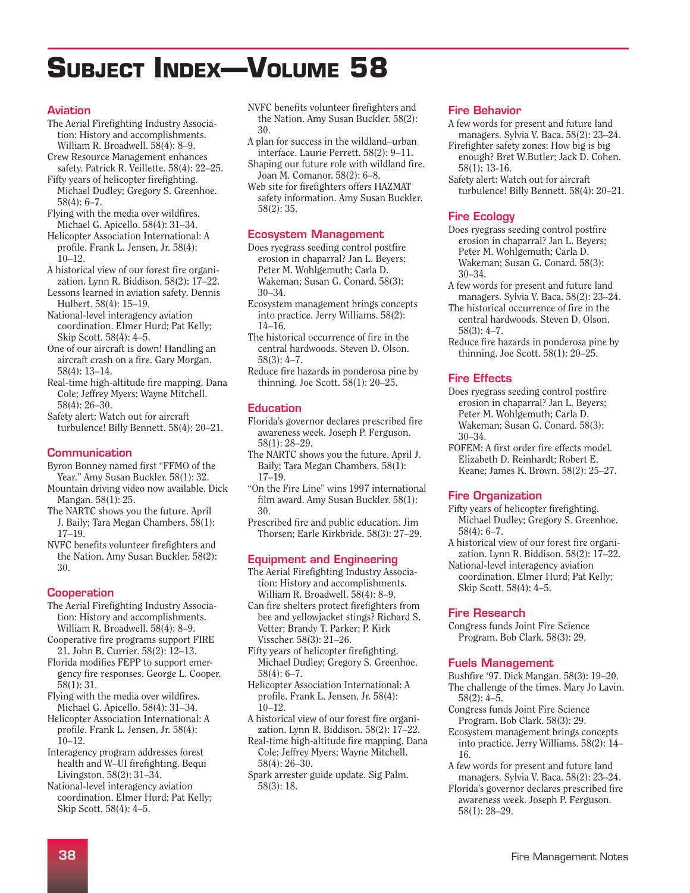# Subject Index—Volume 58

## Aviation

The Aerial Firefighting Industry Association: History and accomplishments. William R. Broadwell. 58(4): 8–9.

Crew Resource Management enhances safety. Patrick R. Veillette. 58(4): 22–25.

Fifty years of helicopter firefighting. Michael Dudley; Gregory S. Greenhoe. 58(4): 6–7.

Flying with the media over wildfires. Michael G. Apicello. 58(4): 31–34.

Helicopter Association International: A profile. Frank L. Jensen, Jr. 58(4): 10–12.

A historical view of our forest fire organization. Lynn R. Biddison. 58(2): 17–22.

Lessons learned in aviation safety. Dennis Hulbert. 58(4): 15–19.

National-level interagency aviation coordination. Elmer Hurd; Pat Kelly; Skip Scott. 58(4): 4–5.

One of our aircraft is down! Handling an aircraft crash on a fire. Gary Morgan. 58(4): 13–14.

Real-time high-altitude fire mapping. Dana Cole; Jeffrey Myers; Wayne Mitchell. 58(4): 26–30.

Safety alert: Watch out for aircraft turbulence! Billy Bennett. 58(4): 20–21.

## Communication

Byron Bonney named first “FFMO of the Year.” Amy Susan Buckler. 58(1): 32.

Mountain driving video now available. Dick Mangan. 58(1): 25.

The NARTC shows you the future. April J. Baily; Tara Megan Chambers. 58(1): 17–19.

NVFC benefits volunteer firefighters and the Nation. Amy Susan Buckler. 58(2): 30.

## Cooperation

The Aerial Firefighting Industry Association: History and accomplishments. William R. Broadwell. 58(4): 8–9.

Cooperative fire programs support FIRE 21. John B. Currier. 58(2): 12–13.

Florida modifies FEPP to support emergency fire responses. George L. Cooper. 58(1): 31.

Flying with the media over wildfires. Michael G. Apicello. 58(4): 31–34.

Helicopter Association International: A profile. Frank L. Jensen, Jr. 58(4): 10–12.

Interagency program addresses forest health and W–UI firefighting. Bequi Livingston. 58(2): 31–34.

National-level interagency aviation coordination. Elmer Hurd; Pat Kelly; Skip Scott. 58(4): 4–5.

NVFC benefits volunteer firefighters and the Nation. Amy Susan Buckler. 58(2): 30.

A plan for success in the wildland–urban interface. Laurie Perrett. 58(2): 9–11.

Shaping our future role with wildland fire. Joan M. Comanor. 58(2): 6–8.

Web site for firefighters offers HAZMAT safety information. Amy Susan Buckler. 58(2): 35.

## Ecosystem Management

Does ryegrass seeding control postfire erosion in chaparral? Jan L. Beyers; Peter M. Wohlgemuth; Carla D. Wakeman; Susan G. Conard. 58(3): 30–34.

Ecosystem management brings concepts into practice. Jerry Williams. 58(2): 14–16.

The historical occurrence of fire in the central hardwoods. Steven D. Olson. 58(3): 4–7.

Reduce fire hazards in ponderosa pine by thinning. Joe Scott. 58(1): 20–25.

## Education

Florida’s governor declares prescribed fire awareness week. Joseph P. Ferguson. 58(1): 28–29.

The NARTC shows you the future. April J. Baily; Tara Megan Chambers. 58(1): 17–19.

“On the Fire Line” wins 1997 international film award. Amy Susan Buckler. 58(1): 30.

Prescribed fire and public education. Jim Thorsen; Earle Kirkbride. 58(3): 27–29.

## Equipment and Engineering

The Aerial Firefighting Industry Association: History and accomplishments. William R. Broadwell. 58(4): 8–9.

Can fire shelters protect firefighters from bee and yellowjacket stings? Richard S. Vetter; Brandy T. Parker; P. Kirk Visscher. 58(3): 21–26.

Fifty years of helicopter firefighting. Michael Dudley; Gregory S. Greenhoe. 58(4): 6–7.

Helicopter Association International: A profile. Frank L. Jensen, Jr. 58(4): 10–12.

A historical view of our forest fire organization. Lynn R. Biddison. 58(2): 17–22.

Real-time high-altitude fire mapping. Dana Cole; Jeffrey Myers; Wayne Mitchell. 58(4): 26–30.

Spark arrester guide update. Sig Palm. 58(3): 18.

## Fire Behavior

A few words for present and future land managers. Sylvia V. Baca. 58(2): 23–24.

Firefighter safety zones: How big is big enough? Bret W.Butler; Jack D. Cohen. 58(1): 13-16.

Safety alert: Watch out for aircraft turbulence! Billy Bennett. 58(4): 20–21.

## Fire Ecology

Does ryegrass seeding control postfire erosion in chaparral? Jan L. Beyers; Peter M. Wohlgemuth; Carla D. Wakeman; Susan G. Conard. 58(3): 30–34.

A few words for present and future land managers. Sylvia V. Baca. 58(2): 23–24.

The historical occurrence of fire in the central hardwoods. Steven D. Olson. 58(3): 4–7.

Reduce fire hazards in ponderosa pine by thinning. Joe Scott. 58(1): 20–25.

## Fire Effects

Does ryegrass seeding control postfire erosion in chaparral? Jan L. Beyers; Peter M. Wohlgemuth; Carla D. Wakeman; Susan G. Conard. 58(3): 30–34.

FOFEM: A first order fire effects model. Elizabeth D. Reinhardt; Robert E. Keane; James K. Brown. 58(2): 25–27.

## Fire Organization

Fifty years of helicopter firefighting. Michael Dudley; Gregory S. Greenhoe. 58(4): 6–7.

A historical view of our forest fire organization. Lynn R. Biddison. 58(2): 17–22.

National-level interagency aviation coordination. Elmer Hurd; Pat Kelly; Skip Scott. 58(4): 4–5.

## Fire Research

Congress funds Joint Fire Science Program. Bob Clark. 58(3): 29.

## Fuels Management

Bushfire ’97. Dick Mangan. 58(3): 19–20.

The challenge of the times. Mary Jo Lavin. 58(2): 4–5.

Congress funds Joint Fire Science Program. Bob Clark. 58(3): 29.

Ecosystem management brings concepts into practice. Jerry Williams. 58(2): 14–16.

A few words for present and future land managers. Sylvia V. Baca. 58(2): 23–24.

Florida’s governor declares prescribed fire awareness week. Joseph P. Ferguson. 58(1): 28–29.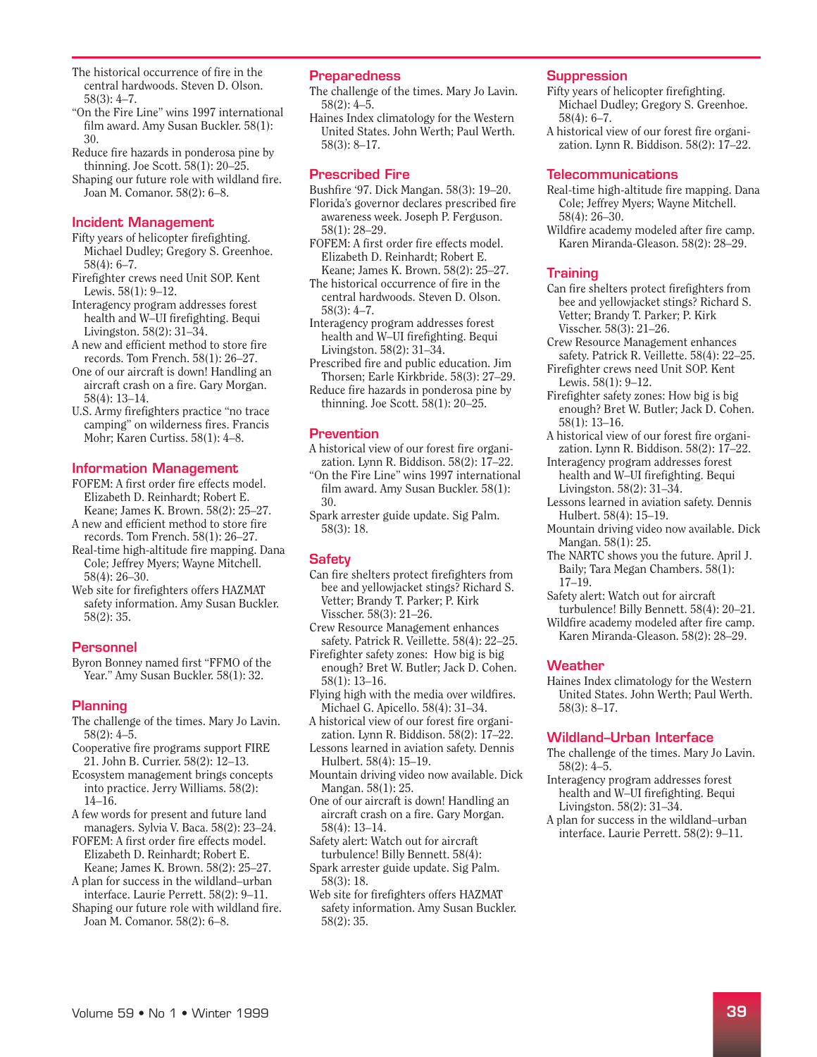The historical occurrence of fire in the central hardwoods. Steven D. Olson. 58(3): 4–7.

"On the Fire Line" wins 1997 international film award. Amy Susan Buckler. 58(1): 30.

Reduce fire hazards in ponderosa pine by thinning. Joe Scott. 58(1): 20–25.

Shaping our future role with wildland fire. Joan M. Comanor. 58(2): 6–8.

## Incident Management

Fifty years of helicopter firefighting. Michael Dudley; Gregory S. Greenhoe. 58(4): 6–7.

Firefighter crews need Unit SOP. Kent Lewis. 58(1): 9–12.

Interagency program addresses forest health and W–UI firefighting. Bequi Livingston. 58(2): 31–34.

A new and efficient method to store fire records. Tom French. 58(1): 26–27.

One of our aircraft is down! Handling an aircraft crash on a fire. Gary Morgan. 58(4): 13–14.

U.S. Army firefighters practice "no trace camping" on wilderness fires. Francis Mohr; Karen Curtiss. 58(1): 4–8.

## Information Management

FOFEM: A first order fire effects model. Elizabeth D. Reinhardt; Robert E. Keane; James K. Brown. 58(2): 25–27.

A new and efficient method to store fire records. Tom French. 58(1): 26–27.

Real-time high-altitude fire mapping. Dana Cole; Jeffrey Myers; Wayne Mitchell. 58(4): 26–30.

Web site for firefighters offers HAZMAT safety information. Amy Susan Buckler. 58(2): 35.

## Personnel

Byron Bonney named first "FFMO of the Year." Amy Susan Buckler. 58(1): 32.

## Planning

The challenge of the times. Mary Jo Lavin. 58(2): 4–5.

Cooperative fire programs support FIRE 21. John B. Currier. 58(2): 12–13.

Ecosystem management brings concepts into practice. Jerry Williams. 58(2): 14–16.

A few words for present and future land managers. Sylvia V. Baca. 58(2): 23–24.

FOFEM: A first order fire effects model. Elizabeth D. Reinhardt; Robert E. Keane; James K. Brown. 58(2): 25–27.

A plan for success in the wildland–urban interface. Laurie Perrett. 58(2): 9–11.

Shaping our future role with wildland fire. Joan M. Comanor. 58(2): 6–8.

## Preparedness

The challenge of the times. Mary Jo Lavin. 58(2): 4–5.

Haines Index climatology for the Western United States. John Werth; Paul Werth. 58(3): 8–17.

## Prescribed Fire

Bushfire '97. Dick Mangan. 58(3): 19–20.

Florida's governor declares prescribed fire awareness week. Joseph P. Ferguson. 58(1): 28–29.

FOFEM: A first order fire effects model. Elizabeth D. Reinhardt; Robert E. Keane; James K. Brown. 58(2): 25–27.

The historical occurrence of fire in the central hardwoods. Steven D. Olson. 58(3): 4–7.

Interagency program addresses forest health and W–UI firefighting. Bequi Livingston. 58(2): 31–34.

Prescribed fire and public education. Jim Thorsen; Earle Kirkbride. 58(3): 27–29.

Reduce fire hazards in ponderosa pine by thinning. Joe Scott. 58(1): 20–25.

## Prevention

A historical view of our forest fire organization. Lynn R. Biddison. 58(2): 17–22.

"On the Fire Line" wins 1997 international film award. Amy Susan Buckler. 58(1): 30.

Spark arrester guide update. Sig Palm. 58(3): 18.

## Safety

Can fire shelters protect firefighters from bee and yellowjacket stings? Richard S. Vetter; Brandy T. Parker; P. Kirk Visscher. 58(3): 21–26.

Crew Resource Management enhances safety. Patrick R. Veillette. 58(4): 22–25.

Firefighter safety zones: How big is big enough? Bret W. Butler; Jack D. Cohen. 58(1): 13–16.

Flying high with the media over wildfires. Michael G. Apicello. 58(4): 31–34.

A historical view of our forest fire organization. Lynn R. Biddison. 58(2): 17–22.

Lessons learned in aviation safety. Dennis Hulbert. 58(4): 15–19.

Mountain driving video now available. Dick Mangan. 58(1): 25.

One of our aircraft is down! Handling an aircraft crash on a fire. Gary Morgan. 58(4): 13–14.

Safety alert: Watch out for aircraft turbulence! Billy Bennett. 58(4): 20–21.

Spark arrester guide update. Sig Palm. 58(3): 18.

Web site for firefighters offers HAZMAT safety information. Amy Susan Buckler. 58(2): 35.

## Suppression

Fifty years of helicopter firefighting. Michael Dudley; Gregory S. Greenhoe. 58(4): 6–7.

A historical view of our forest fire organization. Lynn R. Biddison. 58(2): 17–22.

## Telecommunications

Real-time high-altitude fire mapping. Dana Cole; Jeffrey Myers; Wayne Mitchell. 58(4): 26–30.

Wildfire academy modeled after fire camp. Karen Miranda-Gleason. 58(2): 28–29.

## Training

Can fire shelters protect firefighters from bee and yellowjacket stings? Richard S. Vetter; Brandy T. Parker; P. Kirk Visscher. 58(3): 21–26.

Crew Resource Management enhances safety. Patrick R. Veillette. 58(4): 22–25.

Firefighter crews need Unit SOP. Kent Lewis. 58(1): 9–12.

Firefighter safety zones: How big is big enough? Bret W. Butler; Jack D. Cohen. 58(1): 13–16.

A historical view of our forest fire organization. Lynn R. Biddison. 58(2): 17–22.

Interagency program addresses forest health and W–UI firefighting. Bequi Livingston. 58(2): 31–34.

Lessons learned in aviation safety. Dennis Hulbert. 58(4): 15–19.

Mountain driving video now available. Dick Mangan. 58(1): 25.

The NARTC shows you the future. April J. Baily; Tara Megan Chambers. 58(1): 17–19.

Safety alert: Watch out for aircraft turbulence! Billy Bennett. 58(4): 20–21.

Wildfire academy modeled after fire camp. Karen Miranda-Gleason. 58(2): 28–29.

## Weather

Haines Index climatology for the Western United States. John Werth; Paul Werth. 58(3): 8–17.

## Wildland–Urban Interface

The challenge of the times. Mary Jo Lavin. 58(2): 4–5.

Interagency program addresses forest health and W–UI firefighting. Bequi Livingston. 58(2): 31–34.

A plan for success in the wildland–urban interface. Laurie Perrett. 58(2): 9–11.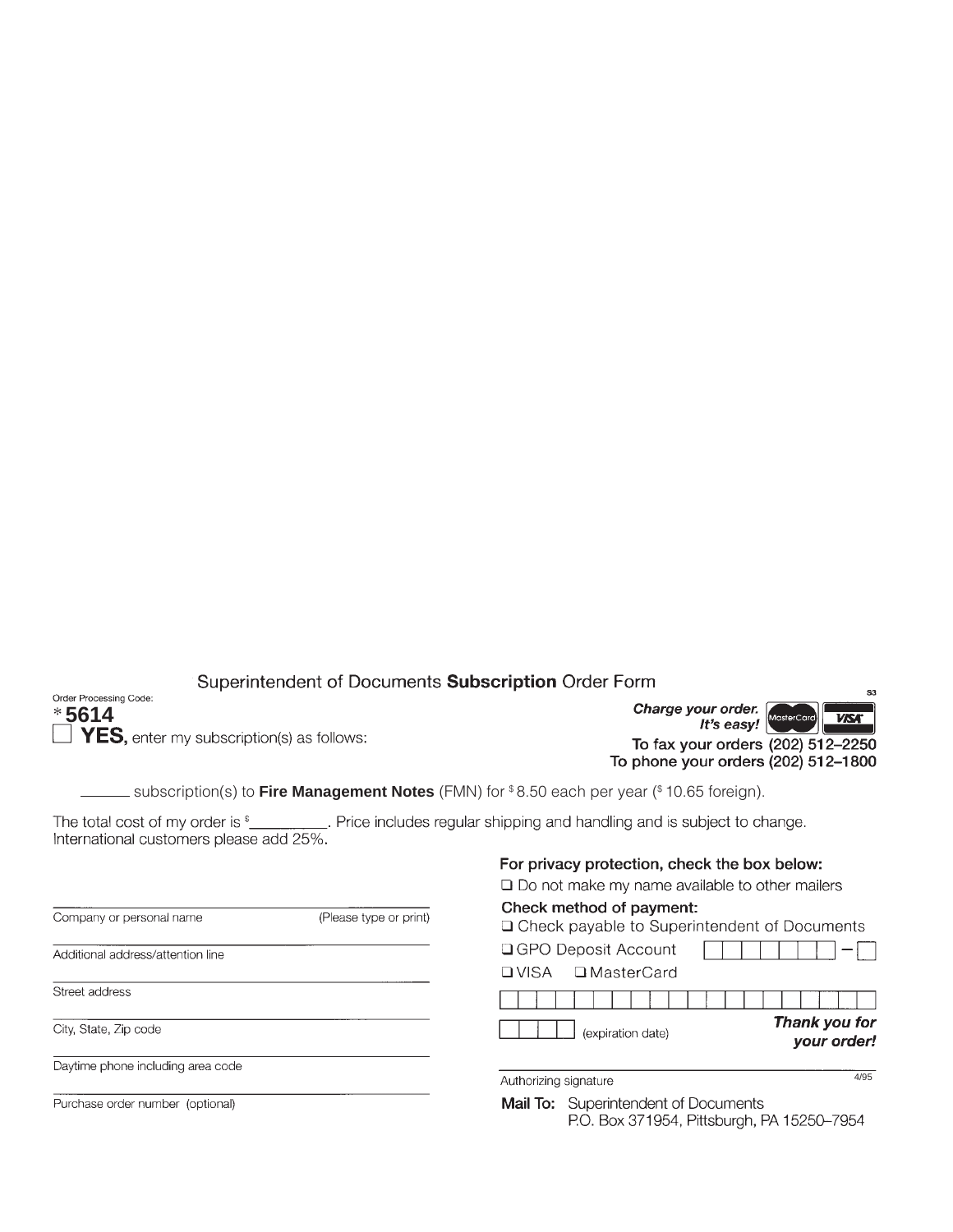# Superintendent of Documents **Subscription** Order Form

S3

Order Processing Code:

*5614

☐ **YES,** enter my subscription(s) as follows:

***Charge your order. It's easy!*** MasterCard VISA

**To fax your orders (202) 512–2250**

**To phone your orders (202) 512–1800**

______ subscription(s) to **Fire Management Notes** (FMN) for $8.50 each per year ($10.65 foreign).

The total cost of my order is $__________. Price includes regular shipping and handling and is subject to change. International customers please add 25%.

Company or personal name (Please type or print)

Additional address/attention line

Street address

City, State, Zip code

Daytime phone including area code

Purchase order number (optional)

**For privacy protection, check the box below:**

❑ Do not make my name available to other mailers

**Check method of payment:**

❑ Check payable to Superintendent of Documents

❑ GPO Deposit Account ☐☐☐☐☐☐☐ – ☐

❑ VISA ❑ MasterCard

☐☐☐☐☐☐☐☐☐☐☐☐☐☐☐☐☐☐☐☐

☐☐☐☐ (expiration date)

***Thank you for your order!***

Authorizing signature

4/95

**Mail To:** Superintendent of Documents
P.O. Box 371954, Pittsburgh, PA 15250–7954